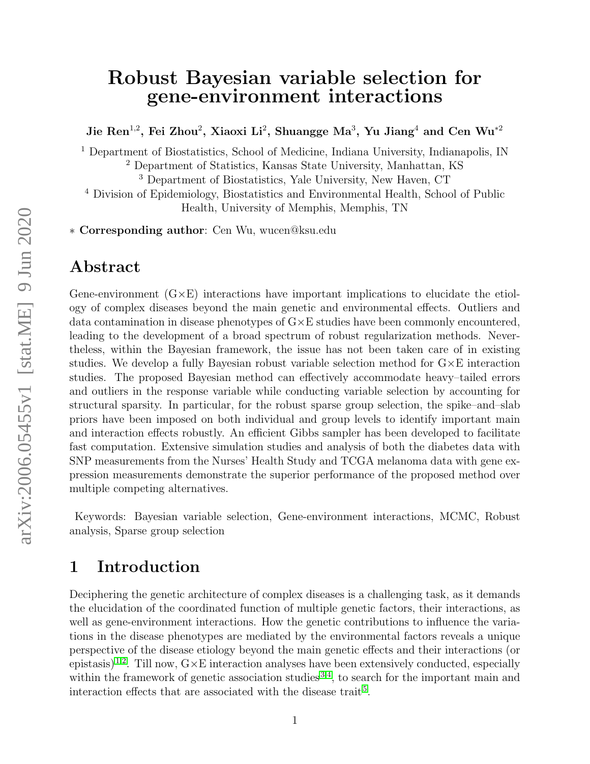# Robust Bayesian variable selection for gene-environment interactions

**Jie Ren[1,2], Fei Zhou[2], Xiaoxi Li[2], Shuangge Ma[3], Yu Jiang[4] and Cen Wu[*2]**

[1] Department of Biostatistics, School of Medicine, Indiana University, Indianapolis, IN
[2] Department of Statistics, Kansas State University, Manhattan, KS
[3] Department of Biostatistics, Yale University, New Haven, CT
[4] Division of Epidemiology, Biostatistics and Environmental Health, School of Public Health, University of Memphis, Memphis, TN

* **Corresponding author**: Cen Wu, wucen@ksu.edu

## Abstract

Gene-environment (G×E) interactions have important implications to elucidate the etiology of complex diseases beyond the main genetic and environmental effects. Outliers and data contamination in disease phenotypes of G×E studies have been commonly encountered, leading to the development of a broad spectrum of robust regularization methods. Nevertheless, within the Bayesian framework, the issue has not been taken care of in existing studies. We develop a fully Bayesian robust variable selection method for G×E interaction studies. The proposed Bayesian method can effectively accommodate heavy–tailed errors and outliers in the response variable while conducting variable selection by accounting for structural sparsity. In particular, for the robust sparse group selection, the spike–and–slab priors have been imposed on both individual and group levels to identify important main and interaction effects robustly. An efficient Gibbs sampler has been developed to facilitate fast computation. Extensive simulation studies and analysis of both the diabetes data with SNP measurements from the Nurses' Health Study and TCGA melanoma data with gene expression measurements demonstrate the superior performance of the proposed method over multiple competing alternatives.

Keywords: Bayesian variable selection, Gene-environment interactions, MCMC, Robust analysis, Sparse group selection

## 1 Introduction

Deciphering the genetic architecture of complex diseases is a challenging task, as it demands the elucidation of the coordinated function of multiple genetic factors, their interactions, as well as gene-environment interactions. How the genetic contributions to influence the variations in the disease phenotypes are mediated by the environmental factors reveals a unique perspective of the disease etiology beyond the main genetic effects and their interactions (or epistasis)[1,2]. Till now, G×E interaction analyses have been extensively conducted, especially within the framework of genetic association studies[3,4], to search for the important main and interaction effects that are associated with the disease trait[5].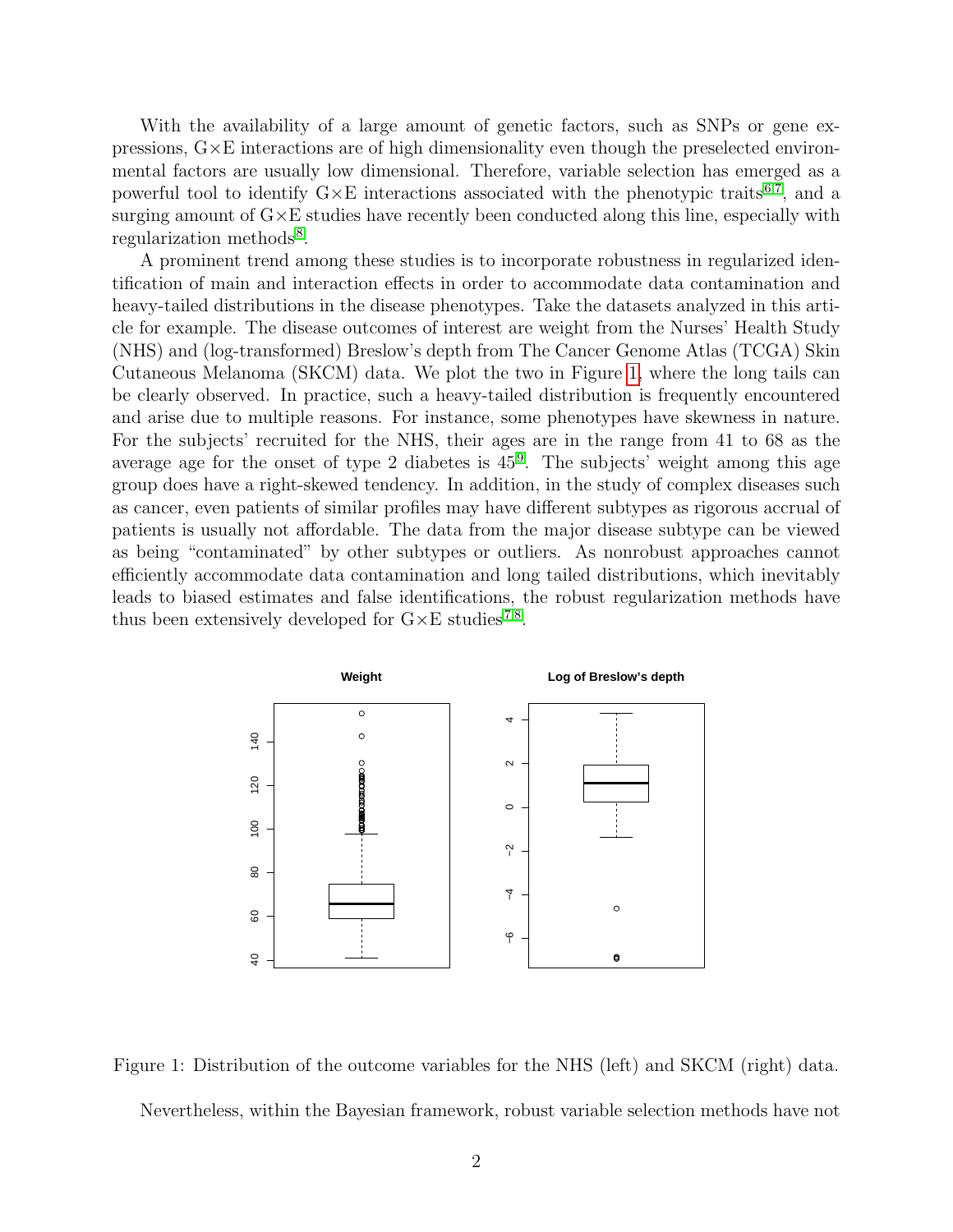With the availability of a large amount of genetic factors, such as SNPs or gene expressions, G×E interactions are of high dimensionality even though the preselected environmental factors are usually low dimensional. Therefore, variable selection has emerged as a powerful tool to identify G×E interactions associated with the phenotypic traits[6,7], and a surging amount of G×E studies have recently been conducted along this line, especially with regularization methods[8].

A prominent trend among these studies is to incorporate robustness in regularized identification of main and interaction effects in order to accommodate data contamination and heavy-tailed distributions in the disease phenotypes. Take the datasets analyzed in this article for example. The disease outcomes of interest are weight from the Nurses' Health Study (NHS) and (log-transformed) Breslow's depth from The Cancer Genome Atlas (TCGA) Skin Cutaneous Melanoma (SKCM) data. We plot the two in Figure 1, where the long tails can be clearly observed. In practice, such a heavy-tailed distribution is frequently encountered and arise due to multiple reasons. For instance, some phenotypes have skewness in nature. For the subjects' recruited for the NHS, their ages are in the range from 41 to 68 as the average age for the onset of type 2 diabetes is 45[9]. The subjects' weight among this age group does have a right-skewed tendency. In addition, in the study of complex diseases such as cancer, even patients of similar profiles may have different subtypes as rigorous accrual of patients is usually not affordable. The data from the major disease subtype can be viewed as being "contaminated" by other subtypes or outliers. As nonrobust approaches cannot efficiently accommodate data contamination and long tailed distributions, which inevitably leads to biased estimates and false identifications, the robust regularization methods have thus been extensively developed for G×E studies[7,8].

Figure 1: Distribution of the outcome variables for the NHS (left) and SKCM (right) data.

Nevertheless, within the Bayesian framework, robust variable selection methods have not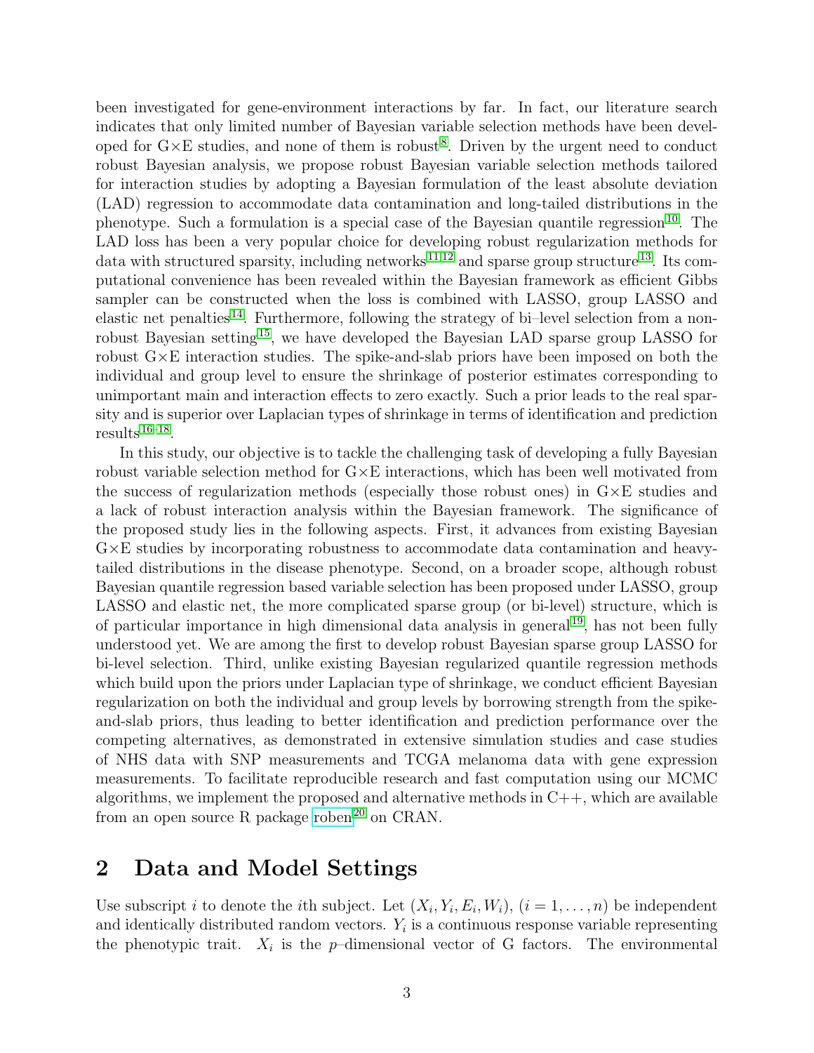been investigated for gene-environment interactions by far. In fact, our literature search indicates that only limited number of Bayesian variable selection methods have been developed for G×E studies, and none of them is robust[8]. Driven by the urgent need to conduct robust Bayesian analysis, we propose robust Bayesian variable selection methods tailored for interaction studies by adopting a Bayesian formulation of the least absolute deviation (LAD) regression to accommodate data contamination and long-tailed distributions in the phenotype. Such a formulation is a special case of the Bayesian quantile regression[10]. The LAD loss has been a very popular choice for developing robust regularization methods for data with structured sparsity, including networks[11,12] and sparse group structure[13]. Its computational convenience has been revealed within the Bayesian framework as efficient Gibbs sampler can be constructed when the loss is combined with LASSO, group LASSO and elastic net penalties[14]. Furthermore, following the strategy of bi–level selection from a non-robust Bayesian setting[15], we have developed the Bayesian LAD sparse group LASSO for robust G×E interaction studies. The spike-and-slab priors have been imposed on both the individual and group level to ensure the shrinkage of posterior estimates corresponding to unimportant main and interaction effects to zero exactly. Such a prior leads to the real sparsity and is superior over Laplacian types of shrinkage in terms of identification and prediction results[16–18].

In this study, our objective is to tackle the challenging task of developing a fully Bayesian robust variable selection method for G×E interactions, which has been well motivated from the success of regularization methods (especially those robust ones) in G×E studies and a lack of robust interaction analysis within the Bayesian framework. The significance of the proposed study lies in the following aspects. First, it advances from existing Bayesian G×E studies by incorporating robustness to accommodate data contamination and heavy-tailed distributions in the disease phenotype. Second, on a broader scope, although robust Bayesian quantile regression based variable selection has been proposed under LASSO, group LASSO and elastic net, the more complicated sparse group (or bi-level) structure, which is of particular importance in high dimensional data analysis in general[19], has not been fully understood yet. We are among the first to develop robust Bayesian sparse group LASSO for bi-level selection. Third, unlike existing Bayesian regularized quantile regression methods which build upon the priors under Laplacian type of shrinkage, we conduct efficient Bayesian regularization on both the individual and group levels by borrowing strength from the spike-and-slab priors, thus leading to better identification and prediction performance over the competing alternatives, as demonstrated in extensive simulation studies and case studies of NHS data with SNP measurements and TCGA melanoma data with gene expression measurements. To facilitate reproducible research and fast computation using our MCMC algorithms, we implement the proposed and alternative methods in C++, which are available from an open source R package roben[20] on CRAN.

## 2 Data and Model Settings

Use subscript $i$ to denote the $i$th subject. Let $(X_i, Y_i, E_i, W_i)$, $(i = 1, \ldots, n)$ be independent and identically distributed random vectors. $Y_i$ is a continuous response variable representing the phenotypic trait. $X_i$ is the $p$–dimensional vector of G factors. The environmental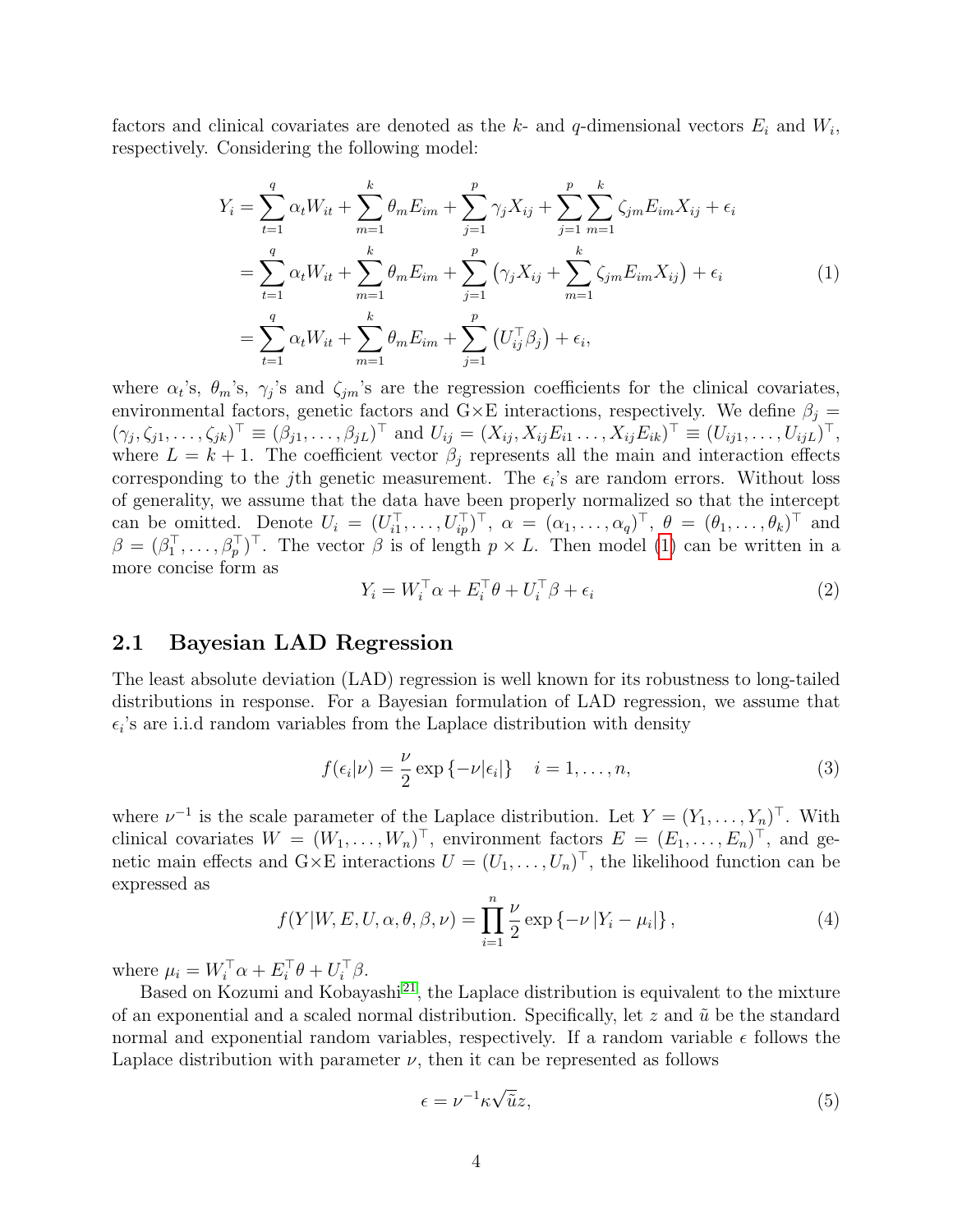factors and clinical covariates are denoted as the $k$- and $q$-dimensional vectors $E_i$ and $W_i$, respectively. Considering the following model:

$$
\begin{aligned}
Y_i &= \sum_{t=1}^{q} \alpha_t W_{it} + \sum_{m=1}^{k} \theta_m E_{im} + \sum_{j=1}^{p} \gamma_j X_{ij} + \sum_{j=1}^{p} \sum_{m=1}^{k} \zeta_{jm} E_{im} X_{ij} + \epsilon_i \\
&= \sum_{t=1}^{q} \alpha_t W_{it} + \sum_{m=1}^{k} \theta_m E_{im} + \sum_{j=1}^{p} \left( \gamma_j X_{ij} + \sum_{m=1}^{k} \zeta_{jm} E_{im} X_{ij} \right) + \epsilon_i \\
&= \sum_{t=1}^{q} \alpha_t W_{it} + \sum_{m=1}^{k} \theta_m E_{im} + \sum_{j=1}^{p} \left( U_{ij}^\top \beta_j \right) + \epsilon_i,
\end{aligned}
\tag{1}
$$

where $\alpha_t$'s, $\theta_m$'s, $\gamma_j$'s and $\zeta_{jm}$'s are the regression coefficients for the clinical covariates, environmental factors, genetic factors and G×E interactions, respectively. We define $\beta_j = (\gamma_j, \zeta_{j1}, \ldots, \zeta_{jk})^\top \equiv (\beta_{j1}, \ldots, \beta_{jL})^\top$ and $U_{ij} = (X_{ij}, X_{ij}E_{i1} \ldots, X_{ij}E_{ik})^\top \equiv (U_{ij1}, \ldots, U_{ijL})^\top$, where $L = k + 1$. The coefficient vector $\beta_j$ represents all the main and interaction effects corresponding to the $j$th genetic measurement. The $\epsilon_i$'s are random errors. Without loss of generality, we assume that the data have been properly normalized so that the intercept can be omitted. Denote $U_i = (U_{i1}^\top, \ldots, U_{ip}^\top)^\top$, $\alpha = (\alpha_1, \ldots, \alpha_q)^\top$, $\theta = (\theta_1, \ldots, \theta_k)^\top$ and $\beta = (\beta_1^\top, \ldots, \beta_p^\top)^\top$. The vector $\beta$ is of length $p \times L$. Then model (1) can be written in a more concise form as

$$
Y_i = W_i^\top \alpha + E_i^\top \theta + U_i^\top \beta + \epsilon_i \tag{2}
$$

## 2.1 Bayesian LAD Regression

The least absolute deviation (LAD) regression is well known for its robustness to long-tailed distributions in response. For a Bayesian formulation of LAD regression, we assume that $\epsilon_i$'s are i.i.d random variables from the Laplace distribution with density

$$
f(\epsilon_i|\nu) = \frac{\nu}{2} \exp\{-\nu|\epsilon_i|\} \quad i = 1, \ldots, n, \tag{3}
$$

where $\nu^{-1}$ is the scale parameter of the Laplace distribution. Let $Y = (Y_1, \ldots, Y_n)^\top$. With clinical covariates $W = (W_1, \ldots, W_n)^\top$, environment factors $E = (E_1, \ldots, E_n)^\top$, and genetic main effects and G×E interactions $U = (U_1, \ldots, U_n)^\top$, the likelihood function can be expressed as

$$
f(Y|W, E, U, \alpha, \theta, \beta, \nu) = \prod_{i=1}^{n} \frac{\nu}{2} \exp\{-\nu |Y_i - \mu_i|\}, \tag{4}
$$

where $\mu_i = W_i^\top \alpha + E_i^\top \theta + U_i^\top \beta$.

Based on Kozumi and Kobayashi[21], the Laplace distribution is equivalent to the mixture of an exponential and a scaled normal distribution. Specifically, let $z$ and $\tilde{u}$ be the standard normal and exponential random variables, respectively. If a random variable $\epsilon$ follows the Laplace distribution with parameter $\nu$, then it can be represented as follows

$$
\epsilon = \nu^{-1} \kappa \sqrt{\tilde{u}} z, \tag{5}
$$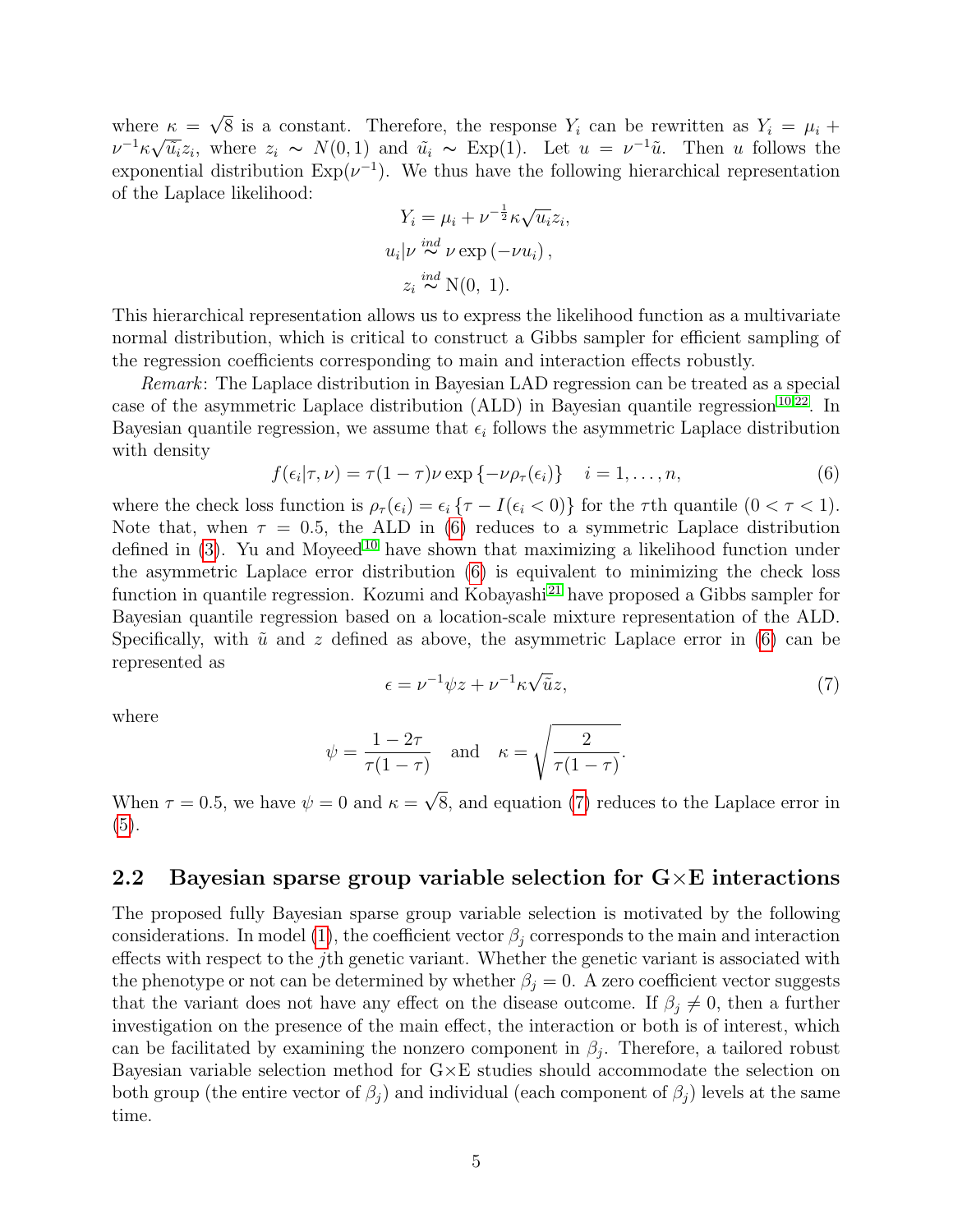where $\kappa = \sqrt{8}$ is a constant. Therefore, the response $Y_i$ can be rewritten as $Y_i = \mu_i + \nu^{-1}\kappa\sqrt{\tilde{u}_i}z_i$, where $z_i \sim N(0,1)$ and $\tilde{u}_i \sim \text{Exp}(1)$. Let $u = \nu^{-1}\tilde{u}$. Then $u$ follows the exponential distribution $\text{Exp}(\nu^{-1})$. We thus have the following hierarchical representation of the Laplace likelihood:

$$
\begin{aligned}
Y_i &= \mu_i + \nu^{-\frac{1}{2}}\kappa\sqrt{u_i}z_i, \\
u_i|\nu &\overset{ind}{\sim} \nu \exp\left(-\nu u_i\right), \\
z_i &\overset{ind}{\sim} \text{N}(0,\ 1).
\end{aligned}
$$

This hierarchical representation allows us to express the likelihood function as a multivariate normal distribution, which is critical to construct a Gibbs sampler for efficient sampling of the regression coefficients corresponding to main and interaction effects robustly.

*Remark*: The Laplace distribution in Bayesian LAD regression can be treated as a special case of the asymmetric Laplace distribution (ALD) in Bayesian quantile regression[10,22]. In Bayesian quantile regression, we assume that $\epsilon_i$ follows the asymmetric Laplace distribution with density

$$
f(\epsilon_i|\tau,\nu) = \tau(1-\tau)\nu\exp\left\{-\nu\rho_\tau(\epsilon_i)\right\} \quad i = 1,\ldots,n, \tag{6}
$$

where the check loss function is $\rho_\tau(\epsilon_i) = \epsilon_i\left\{\tau - I(\epsilon_i < 0)\right\}$ for the $\tau$th quantile $(0 < \tau < 1)$. Note that, when $\tau = 0.5$, the ALD in (6) reduces to a symmetric Laplace distribution defined in (3). Yu and Moyeed[10] have shown that maximizing a likelihood function under the asymmetric Laplace error distribution (6) is equivalent to minimizing the check loss function in quantile regression. Kozumi and Kobayashi[21] have proposed a Gibbs sampler for Bayesian quantile regression based on a location-scale mixture representation of the ALD. Specifically, with $\tilde{u}$ and $z$ defined as above, the asymmetric Laplace error in (6) can be represented as

$$
\epsilon = \nu^{-1}\psi z + \nu^{-1}\kappa\sqrt{\tilde{u}}z, \tag{7}
$$

where

$$
\psi = \frac{1-2\tau}{\tau(1-\tau)} \quad \text{and} \quad \kappa = \sqrt{\frac{2}{\tau(1-\tau)}}.
$$

When $\tau = 0.5$, we have $\psi = 0$ and $\kappa = \sqrt{8}$, and equation (7) reduces to the Laplace error in (5).

## 2.2 Bayesian sparse group variable selection for G×E interactions

The proposed fully Bayesian sparse group variable selection is motivated by the following considerations. In model (1), the coefficient vector $\beta_j$ corresponds to the main and interaction effects with respect to the $j$th genetic variant. Whether the genetic variant is associated with the phenotype or not can be determined by whether $\beta_j = 0$. A zero coefficient vector suggests that the variant does not have any effect on the disease outcome. If $\beta_j \neq 0$, then a further investigation on the presence of the main effect, the interaction or both is of interest, which can be facilitated by examining the nonzero component in $\beta_j$. Therefore, a tailored robust Bayesian variable selection method for G×E studies should accommodate the selection on both group (the entire vector of $\beta_j$) and individual (each component of $\beta_j$) levels at the same time.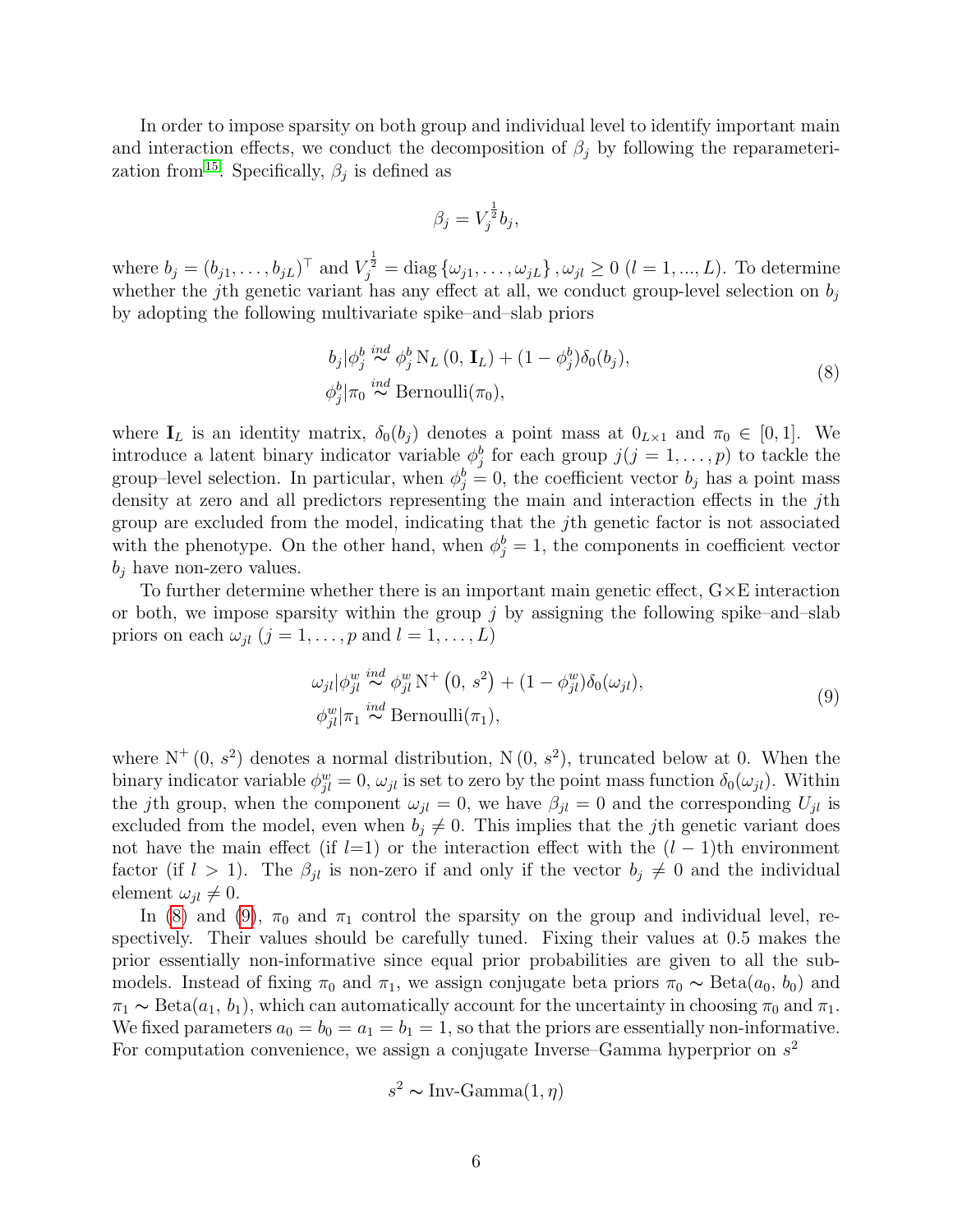In order to impose sparsity on both group and individual level to identify important main and interaction effects, we conduct the decomposition of $\beta_j$ by following the reparameterization from[15]. Specifically, $\beta_j$ is defined as

$$\beta_j = V_j^{\frac{1}{2}} b_j,$$

where $b_j = (b_{j1}, \ldots, b_{jL})^\top$ and $V_j^{\frac{1}{2}} = \text{diag}\{\omega_{j1}, \ldots, \omega_{jL}\}, \omega_{jl} \geq 0 \; (l = 1, ..., L)$. To determine whether the $j$th genetic variant has any effect at all, we conduct group-level selection on $b_j$ by adopting the following multivariate spike–and–slab priors

$$\begin{aligned}
b_j|\phi_j^b &\overset{ind}{\sim} \phi_j^b \, \mathrm{N}_L\left(0, \, \mathbf{I}_L\right) + (1 - \phi_j^b)\delta_0(b_j), \\
\phi_j^b|\pi_0 &\overset{ind}{\sim} \text{Bernoulli}(\pi_0),
\end{aligned} \tag{8}$$

where $\mathbf{I}_L$ is an identity matrix, $\delta_0(b_j)$ denotes a point mass at $0_{L\times 1}$ and $\pi_0 \in [0, 1]$. We introduce a latent binary indicator variable $\phi_j^b$ for each group $j (j = 1, \ldots, p)$ to tackle the group–level selection. In particular, when $\phi_j^b = 0$, the coefficient vector $b_j$ has a point mass density at zero and all predictors representing the main and interaction effects in the $j$th group are excluded from the model, indicating that the $j$th genetic factor is not associated with the phenotype. On the other hand, when $\phi_j^b = 1$, the components in coefficient vector $b_j$ have non-zero values.

To further determine whether there is an important main genetic effect, G×E interaction or both, we impose sparsity within the group $j$ by assigning the following spike–and–slab priors on each $\omega_{jl}$ ($j = 1, \ldots, p$ and $l = 1, \ldots, L$)

$$\begin{aligned}
\omega_{jl}|\phi_{jl}^w &\overset{ind}{\sim} \phi_{jl}^w \, \mathrm{N}^+\left(0, \, s^2\right) + (1 - \phi_{jl}^w)\delta_0(\omega_{jl}), \\
\phi_{jl}^w|\pi_1 &\overset{ind}{\sim} \text{Bernoulli}(\pi_1),
\end{aligned} \tag{9}$$

where $\mathrm{N}^+\left(0, \, s^2\right)$ denotes a normal distribution, $\mathrm{N}\left(0, \, s^2\right)$, truncated below at 0. When the binary indicator variable $\phi_{jl}^w = 0$, $\omega_{jl}$ is set to zero by the point mass function $\delta_0(\omega_{jl})$. Within the $j$th group, when the component $\omega_{jl} = 0$, we have $\beta_{jl} = 0$ and the corresponding $U_{jl}$ is excluded from the model, even when $b_j \neq 0$. This implies that the $j$th genetic variant does not have the main effect (if $l$=1) or the interaction effect with the $(l - 1)$th environment factor (if $l > 1$). The $\beta_{jl}$ is non-zero if and only if the vector $b_j \neq 0$ and the individual element $\omega_{jl} \neq 0$.

In (8) and (9), $\pi_0$ and $\pi_1$ control the sparsity on the group and individual level, respectively. Their values should be carefully tuned. Fixing their values at 0.5 makes the prior essentially non-informative since equal prior probabilities are given to all the submodels. Instead of fixing $\pi_0$ and $\pi_1$, we assign conjugate beta priors $\pi_0 \sim \text{Beta}(a_0, \, b_0)$ and $\pi_1 \sim \text{Beta}(a_1, \, b_1)$, which can automatically account for the uncertainty in choosing $\pi_0$ and $\pi_1$. We fixed parameters $a_0 = b_0 = a_1 = b_1 = 1$, so that the priors are essentially non-informative. For computation convenience, we assign a conjugate Inverse–Gamma hyperprior on $s^2$

$$s^2 \sim \text{Inv-Gamma}(1, \eta)$$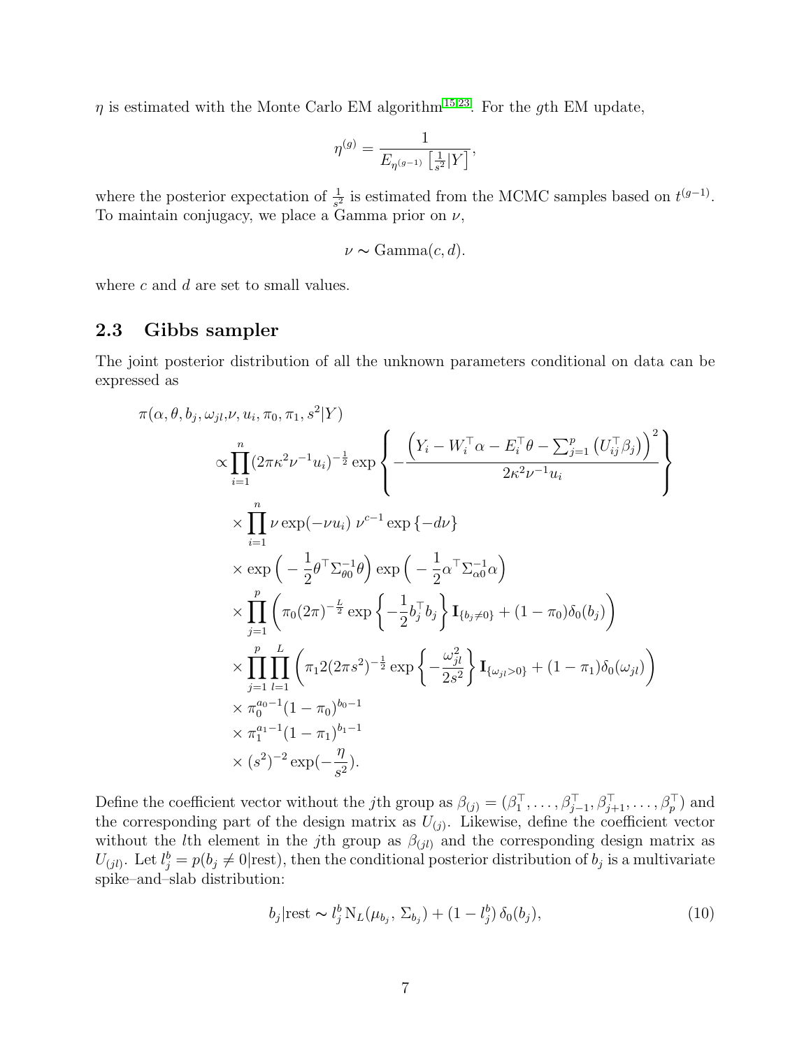$\eta$ is estimated with the Monte Carlo EM algorithm[15,23]. For the $g$th EM update,

$$\eta^{(g)} = \frac{1}{E_{\eta^{(g-1)}}\left[\frac{1}{s^2}|Y\right]},$$

where the posterior expectation of $\frac{1}{s^2}$ is estimated from the MCMC samples based on $t^{(g-1)}$. To maintain conjugacy, we place a Gamma prior on $\nu$,

$$\nu \sim \text{Gamma}(c, d).$$

where $c$ and $d$ are set to small values.

## 2.3 Gibbs sampler

The joint posterior distribution of all the unknown parameters conditional on data can be expressed as

$$
\begin{aligned}
&\pi(\alpha, \theta, b_j, \omega_{jl}, \nu, u_i, \pi_0, \pi_1, s^2|Y) \\
&\quad \propto \prod_{i=1}^{n} (2\pi\kappa^2\nu^{-1}u_i)^{-\frac{1}{2}} \exp\left\{-\frac{\left(Y_i - W_i^\top\alpha - E_i^\top\theta - \sum_{j=1}^{p}\left(U_{ij}^\top\beta_j\right)\right)^2}{2\kappa^2\nu^{-1}u_i}\right\} \\
&\quad \times \prod_{i=1}^{n} \nu \exp(-\nu u_i)\ \nu^{c-1}\exp\{-d\nu\} \\
&\quad \times \exp\Big(-\frac{1}{2}\theta^\top\Sigma_{\theta 0}^{-1}\theta\Big)\exp\Big(-\frac{1}{2}\alpha^\top\Sigma_{\alpha 0}^{-1}\alpha\Big) \\
&\quad \times \prod_{j=1}^{p}\left(\pi_0(2\pi)^{-\frac{L}{2}}\exp\left\{-\frac{1}{2}b_j^\top b_j\right\}\mathbf{I}_{\{b_j\neq 0\}} + (1-\pi_0)\delta_0(b_j)\right) \\
&\quad \times \prod_{j=1}^{p}\prod_{l=1}^{L}\left(\pi_1 2(2\pi s^2)^{-\frac{1}{2}}\exp\left\{-\frac{\omega_{jl}^2}{2s^2}\right\}\mathbf{I}_{\{\omega_{jl}>0\}} + (1-\pi_1)\delta_0(\omega_{jl})\right) \\
&\quad \times \pi_0^{a_0-1}(1-\pi_0)^{b_0-1} \\
&\quad \times \pi_1^{a_1-1}(1-\pi_1)^{b_1-1} \\
&\quad \times (s^2)^{-2}\exp(-\frac{\eta}{s^2}).
\end{aligned}
$$

Define the coefficient vector without the $j$th group as $\beta_{(j)} = (\beta_1^\top, \ldots, \beta_{j-1}^\top, \beta_{j+1}^\top, \ldots, \beta_p^\top)$ and the corresponding part of the design matrix as $U_{(j)}$. Likewise, define the coefficient vector without the $l$th element in the $j$th group as $\beta_{(jl)}$ and the corresponding design matrix as $U_{(jl)}$. Let $l_j^b = p(b_j \neq 0|\text{rest})$, then the conditional posterior distribution of $b_j$ is a multivariate spike–and–slab distribution:

$$b_j|\text{rest} \sim l_j^b\, \mathrm{N}_L(\mu_{b_j}, \Sigma_{b_j}) + (1-l_j^b)\,\delta_0(b_j), \tag{10}$$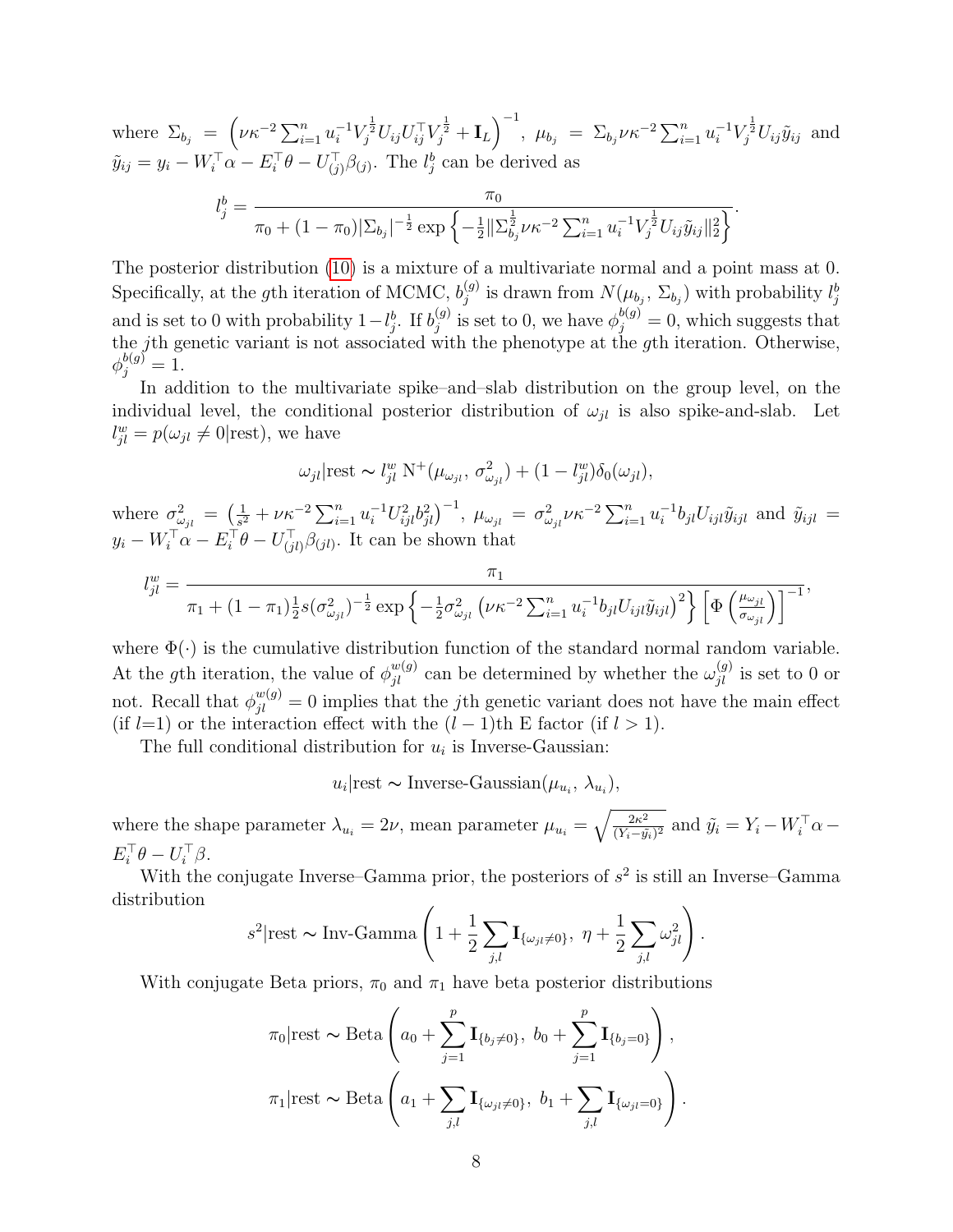where $\Sigma_{b_j} = \left(\nu\kappa^{-2}\sum_{i=1}^n u_i^{-1} V_j^{\frac{1}{2}} U_{ij} U_{ij}^\top V_j^{\frac{1}{2}} + \mathbf{I}_L\right)^{-1}$, $\mu_{b_j} = \Sigma_{b_j}\nu\kappa^{-2}\sum_{i=1}^n u_i^{-1} V_j^{\frac{1}{2}} U_{ij}\tilde{y}_{ij}$ and $\tilde{y}_{ij} = y_i - W_i^\top\alpha - E_i^\top\theta - U_{(j)}^\top\beta_{(j)}$. The $l_j^b$ can be derived as

$$l_j^b = \frac{\pi_0}{\pi_0 + (1-\pi_0)|\Sigma_{b_j}|^{-\frac{1}{2}}\exp\left\{-\frac{1}{2}\|\Sigma_{b_j}^{\frac{1}{2}}\nu\kappa^{-2}\sum_{i=1}^n u_i^{-1} V_j^{\frac{1}{2}} U_{ij}\tilde{y}_{ij}\|_2^2\right\}}.$$

The posterior distribution (10) is a mixture of a multivariate normal and a point mass at 0. Specifically, at the $g$th iteration of MCMC, $b_j^{(g)}$ is drawn from $N(\mu_{b_j}, \Sigma_{b_j})$ with probability $l_j^b$ and is set to 0 with probability $1-l_j^b$. If $b_j^{(g)}$ is set to 0, we have $\phi_j^{b(g)} = 0$, which suggests that the $j$th genetic variant is not associated with the phenotype at the $g$th iteration. Otherwise, $\phi_j^{b(g)} = 1$.

In addition to the multivariate spike–and–slab distribution on the group level, on the individual level, the conditional posterior distribution of $\omega_{jl}$ is also spike-and-slab. Let $l_{jl}^w = p(\omega_{jl} \neq 0|\text{rest})$, we have

$$\omega_{jl}|\text{rest} \sim l_{jl}^w \, \text{N}^+(\mu_{\omega_{jl}}, \sigma_{\omega_{jl}}^2) + (1-l_{jl}^w)\delta_0(\omega_{jl}),$$

where $\sigma_{\omega_{jl}}^2 = \left(\frac{1}{s^2} + \nu\kappa^{-2}\sum_{i=1}^n u_i^{-1} U_{ijl}^2 b_{jl}^2\right)^{-1}$, $\mu_{\omega_{jl}} = \sigma_{\omega_{jl}}^2\nu\kappa^{-2}\sum_{i=1}^n u_i^{-1} b_{jl} U_{ijl}\tilde{y}_{ijl}$ and $\tilde{y}_{ijl} = y_i - W_i^\top\alpha - E_i^\top\theta - U_{(jl)}^\top\beta_{(jl)}$. It can be shown that

$$l_{jl}^w = \frac{\pi_1}{\pi_1 + (1-\pi_1)\frac{1}{2}s(\sigma_{\omega_{jl}}^2)^{-\frac{1}{2}}\exp\left\{-\frac{1}{2}\sigma_{\omega_{jl}}^2\left(\nu\kappa^{-2}\sum_{i=1}^n u_i^{-1} b_{jl} U_{ijl}\tilde{y}_{ijl}\right)^2\right\}\left[\Phi\left(\frac{\mu_{\omega_{jl}}}{\sigma_{\omega_{jl}}}\right)\right]^{-1}},$$

where $\Phi(\cdot)$ is the cumulative distribution function of the standard normal random variable. At the $g$th iteration, the value of $\phi_{jl}^{w(g)}$ can be determined by whether the $\omega_{jl}^{(g)}$ is set to 0 or not. Recall that $\phi_{jl}^{w(g)} = 0$ implies that the $j$th genetic variant does not have the main effect (if $l$=1) or the interaction effect with the $(l-1)$th E factor (if $l > 1$).

The full conditional distribution for $u_i$ is Inverse-Gaussian:

$$u_i|\text{rest} \sim \text{Inverse-Gaussian}(\mu_{u_i}, \lambda_{u_i}),$$

where the shape parameter $\lambda_{u_i} = 2\nu$, mean parameter $\mu_{u_i} = \sqrt{\frac{2\kappa^2}{(Y_i - \tilde{y}_i)^2}}$ and $\tilde{y}_i = Y_i - W_i^\top\alpha - E_i^\top\theta - U_i^\top\beta$.

With the conjugate Inverse–Gamma prior, the posteriors of $s^2$ is still an Inverse–Gamma distribution

$$s^2|\text{rest} \sim \text{Inv-Gamma}\left(1 + \frac{1}{2}\sum_{j,l}\mathbf{I}_{\{\omega_{jl}\neq 0\}}, \ \eta + \frac{1}{2}\sum_{j,l}\omega_{jl}^2\right).$$

With conjugate Beta priors, $\pi_0$ and $\pi_1$ have beta posterior distributions

$$\pi_0|\text{rest} \sim \text{Beta}\left(a_0 + \sum_{j=1}^p \mathbf{I}_{\{b_j\neq 0\}}, \ b_0 + \sum_{j=1}^p \mathbf{I}_{\{b_j = 0\}}\right),$$

$$\pi_1|\text{rest} \sim \text{Beta}\left(a_1 + \sum_{j,l}\mathbf{I}_{\{\omega_{jl}\neq 0\}}, \ b_1 + \sum_{j,l}\mathbf{I}_{\{\omega_{jl} = 0\}}\right).$$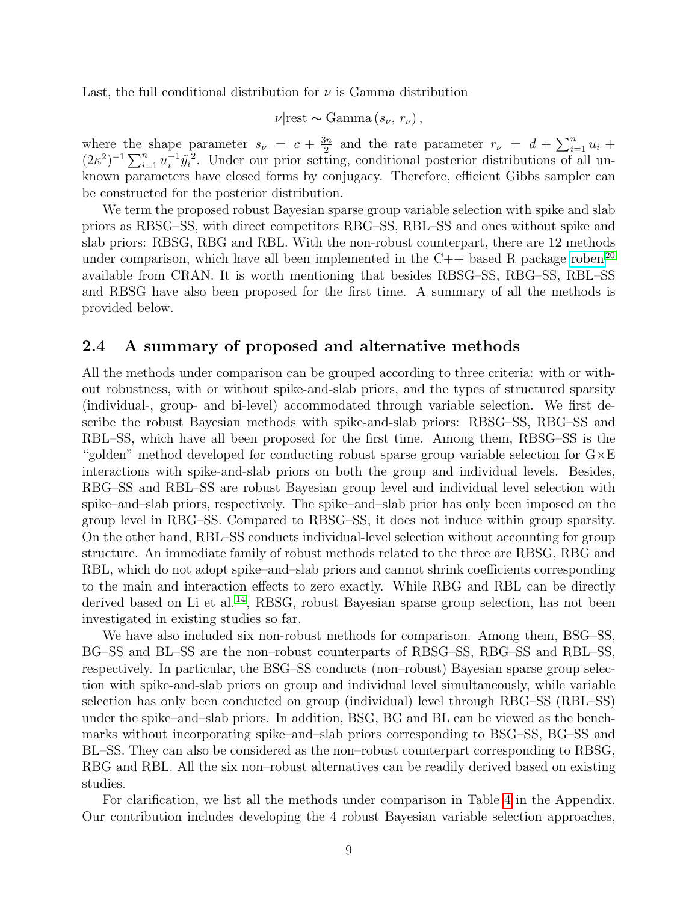Last, the full conditional distribution for $\nu$ is Gamma distribution

$$\nu|\text{rest} \sim \text{Gamma}\left(s_\nu,\, r_\nu\right),$$

where the shape parameter $s_\nu = c + \frac{3n}{2}$ and the rate parameter $r_\nu = d + \sum_{i=1}^{n} u_i + (2\kappa^2)^{-1} \sum_{i=1}^{n} u_i^{-1} \tilde{y}_i^{\,2}$. Under our prior setting, conditional posterior distributions of all unknown parameters have closed forms by conjugacy. Therefore, efficient Gibbs sampler can be constructed for the posterior distribution.

We term the proposed robust Bayesian sparse group variable selection with spike and slab priors as RBSG–SS, with direct competitors RBG–SS, RBL–SS and ones without spike and slab priors: RBSG, RBG and RBL. With the non-robust counterpart, there are 12 methods under comparison, which have all been implemented in the C++ based R package roben[20] available from CRAN. It is worth mentioning that besides RBSG–SS, RBG–SS, RBL–SS and RBSG have also been proposed for the first time. A summary of all the methods is provided below.

## 2.4 A summary of proposed and alternative methods

All the methods under comparison can be grouped according to three criteria: with or without robustness, with or without spike-and-slab priors, and the types of structured sparsity (individual-, group- and bi-level) accommodated through variable selection. We first describe the robust Bayesian methods with spike-and-slab priors: RBSG–SS, RBG–SS and RBL–SS, which have all been proposed for the first time. Among them, RBSG–SS is the "golden" method developed for conducting robust sparse group variable selection for G×E interactions with spike-and-slab priors on both the group and individual levels. Besides, RBG–SS and RBL–SS are robust Bayesian group level and individual level selection with spike–and–slab priors, respectively. The spike–and–slab prior has only been imposed on the group level in RBG–SS. Compared to RBSG–SS, it does not induce within group sparsity. On the other hand, RBL–SS conducts individual-level selection without accounting for group structure. An immediate family of robust methods related to the three are RBSG, RBG and RBL, which do not adopt spike–and–slab priors and cannot shrink coefficients corresponding to the main and interaction effects to zero exactly. While RBG and RBL can be directly derived based on Li et al.[14], RBSG, robust Bayesian sparse group selection, has not been investigated in existing studies so far.

We have also included six non-robust methods for comparison. Among them, BSG–SS, BG–SS and BL–SS are the non–robust counterparts of RBSG–SS, RBG–SS and RBL–SS, respectively. In particular, the BSG–SS conducts (non–robust) Bayesian sparse group selection with spike-and-slab priors on group and individual level simultaneously, while variable selection has only been conducted on group (individual) level through RBG–SS (RBL–SS) under the spike–and–slab priors. In addition, BSG, BG and BL can be viewed as the benchmarks without incorporating spike–and–slab priors corresponding to BSG–SS, BG–SS and BL–SS. They can also be considered as the non–robust counterpart corresponding to RBSG, RBG and RBL. All the six non–robust alternatives can be readily derived based on existing studies.

For clarification, we list all the methods under comparison in Table 4 in the Appendix. Our contribution includes developing the 4 robust Bayesian variable selection approaches,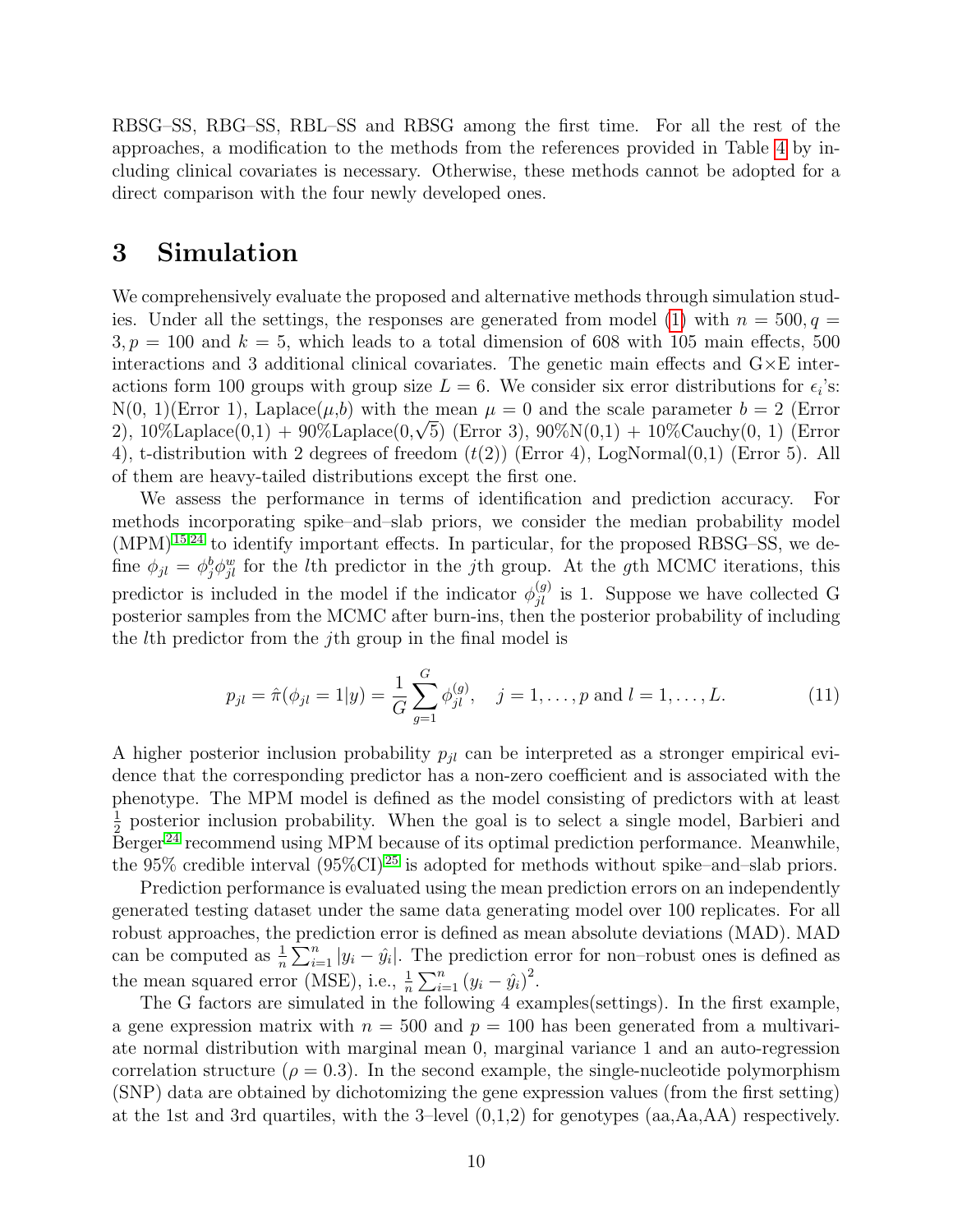RBSG–SS, RBG–SS, RBL–SS and RBSG among the first time. For all the rest of the approaches, a modification to the methods from the references provided in Table 4 by including clinical covariates is necessary. Otherwise, these methods cannot be adopted for a direct comparison with the four newly developed ones.

# 3 Simulation

We comprehensively evaluate the proposed and alternative methods through simulation studies. Under all the settings, the responses are generated from model (1) with $n = 500, q = 3, p = 100$ and $k = 5$, which leads to a total dimension of 608 with 105 main effects, 500 interactions and 3 additional clinical covariates. The genetic main effects and G×E interactions form 100 groups with group size $L = 6$. We consider six error distributions for $\epsilon_i$'s: N(0, 1)(Error 1), Laplace($\mu$,$b$) with the mean $\mu = 0$ and the scale parameter $b = 2$ (Error 2), 10%Laplace(0,1) + 90%Laplace(0,$\sqrt{5}$) (Error 3), 90%N(0,1) + 10%Cauchy(0, 1) (Error 4), t-distribution with 2 degrees of freedom ($t(2)$) (Error 4), LogNormal(0,1) (Error 5). All of them are heavy-tailed distributions except the first one.

We assess the performance in terms of identification and prediction accuracy. For methods incorporating spike–and–slab priors, we consider the median probability model (MPM)[15,24] to identify important effects. In particular, for the proposed RBSG–SS, we define $\phi_{jl} = \phi_j^b \phi_{jl}^w$ for the $l$th predictor in the $j$th group. At the $g$th MCMC iterations, this predictor is included in the model if the indicator $\phi_{jl}^{(g)}$ is 1. Suppose we have collected G posterior samples from the MCMC after burn-ins, then the posterior probability of including the $l$th predictor from the $j$th group in the final model is

$$p_{jl} = \hat{\pi}(\phi_{jl} = 1|y) = \frac{1}{G}\sum_{g=1}^{G} \phi_{jl}^{(g)}, \quad j = 1, \ldots, p \text{ and } l = 1, \ldots, L. \tag{11}$$

A higher posterior inclusion probability $p_{jl}$ can be interpreted as a stronger empirical evidence that the corresponding predictor has a non-zero coefficient and is associated with the phenotype. The MPM model is defined as the model consisting of predictors with at least $\frac{1}{2}$ posterior inclusion probability. When the goal is to select a single model, Barbieri and Berger[24] recommend using MPM because of its optimal prediction performance. Meanwhile, the 95% credible interval (95%CI)[25] is adopted for methods without spike–and–slab priors.

Prediction performance is evaluated using the mean prediction errors on an independently generated testing dataset under the same data generating model over 100 replicates. For all robust approaches, the prediction error is defined as mean absolute deviations (MAD). MAD can be computed as $\frac{1}{n}\sum_{i=1}^{n}|y_i - \hat{y_i}|$. The prediction error for non–robust ones is defined as the mean squared error (MSE), i.e., $\frac{1}{n}\sum_{i=1}^{n}(y_i - \hat{y_i})^2$.

The G factors are simulated in the following 4 examples(settings). In the first example, a gene expression matrix with $n = 500$ and $p = 100$ has been generated from a multivariate normal distribution with marginal mean 0, marginal variance 1 and an auto-regression correlation structure ($\rho = 0.3$). In the second example, the single-nucleotide polymorphism (SNP) data are obtained by dichotomizing the gene expression values (from the first setting) at the 1st and 3rd quartiles, with the 3–level (0,1,2) for genotypes (aa,Aa,AA) respectively.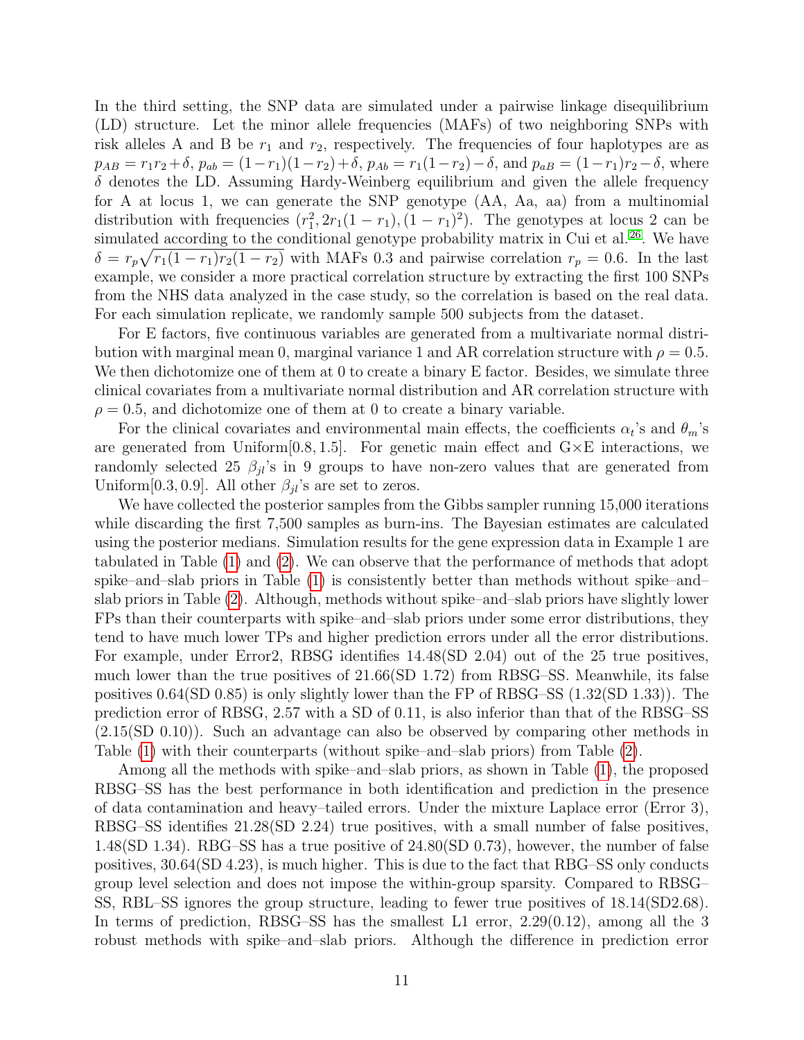In the third setting, the SNP data are simulated under a pairwise linkage disequilibrium (LD) structure. Let the minor allele frequencies (MAFs) of two neighboring SNPs with risk alleles A and B be $r_1$ and $r_2$, respectively. The frequencies of four haplotypes are as $p_{AB} = r_1 r_2 + \delta$, $p_{ab} = (1-r_1)(1-r_2)+\delta$, $p_{Ab} = r_1(1-r_2) - \delta$, and $p_{aB} = (1-r_1)r_2 - \delta$, where $\delta$ denotes the LD. Assuming Hardy-Weinberg equilibrium and given the allele frequency for A at locus 1, we can generate the SNP genotype (AA, Aa, aa) from a multinomial distribution with frequencies $(r_1^2, 2r_1(1-r_1), (1-r_1)^2)$. The genotypes at locus 2 can be simulated according to the conditional genotype probability matrix in Cui et al.[26]. We have $\delta = r_p\sqrt{r_1(1-r_1)r_2(1-r_2)}$ with MAFs 0.3 and pairwise correlation $r_p = 0.6$. In the last example, we consider a more practical correlation structure by extracting the first 100 SNPs from the NHS data analyzed in the case study, so the correlation is based on the real data. For each simulation replicate, we randomly sample 500 subjects from the dataset.

For E factors, five continuous variables are generated from a multivariate normal distribution with marginal mean 0, marginal variance 1 and AR correlation structure with $\rho = 0.5$. We then dichotomize one of them at 0 to create a binary E factor. Besides, we simulate three clinical covariates from a multivariate normal distribution and AR correlation structure with $\rho = 0.5$, and dichotomize one of them at 0 to create a binary variable.

For the clinical covariates and environmental main effects, the coefficients $\alpha_t$'s and $\theta_m$'s are generated from Uniform$[0.8, 1.5]$. For genetic main effect and G×E interactions, we randomly selected 25 $\beta_{jl}$'s in 9 groups to have non-zero values that are generated from Uniform$[0.3, 0.9]$. All other $\beta_{jl}$'s are set to zeros.

We have collected the posterior samples from the Gibbs sampler running 15,000 iterations while discarding the first 7,500 samples as burn-ins. The Bayesian estimates are calculated using the posterior medians. Simulation results for the gene expression data in Example 1 are tabulated in Table (1) and (2). We can observe that the performance of methods that adopt spike–and–slab priors in Table (1) is consistently better than methods without spike–and–slab priors in Table (2). Although, methods without spike–and–slab priors have slightly lower FPs than their counterparts with spike–and–slab priors under some error distributions, they tend to have much lower TPs and higher prediction errors under all the error distributions. For example, under Error2, RBSG identifies 14.48(SD 2.04) out of the 25 true positives, much lower than the true positives of 21.66(SD 1.72) from RBSG–SS. Meanwhile, its false positives 0.64(SD 0.85) is only slightly lower than the FP of RBSG–SS (1.32(SD 1.33)). The prediction error of RBSG, 2.57 with a SD of 0.11, is also inferior than that of the RBSG–SS (2.15(SD 0.10)). Such an advantage can also be observed by comparing other methods in Table (1) with their counterparts (without spike–and–slab priors) from Table (2).

Among all the methods with spike–and–slab priors, as shown in Table (1), the proposed RBSG–SS has the best performance in both identification and prediction in the presence of data contamination and heavy–tailed errors. Under the mixture Laplace error (Error 3), RBSG–SS identifies 21.28(SD 2.24) true positives, with a small number of false positives, 1.48(SD 1.34). RBG–SS has a true positive of 24.80(SD 0.73), however, the number of false positives, 30.64(SD 4.23), is much higher. This is due to the fact that RBG–SS only conducts group level selection and does not impose the within-group sparsity. Compared to RBSG–SS, RBL–SS ignores the group structure, leading to fewer true positives of 18.14(SD2.68). In terms of prediction, RBSG–SS has the smallest L1 error, 2.29(0.12), among all the 3 robust methods with spike–and–slab priors. Although the difference in prediction error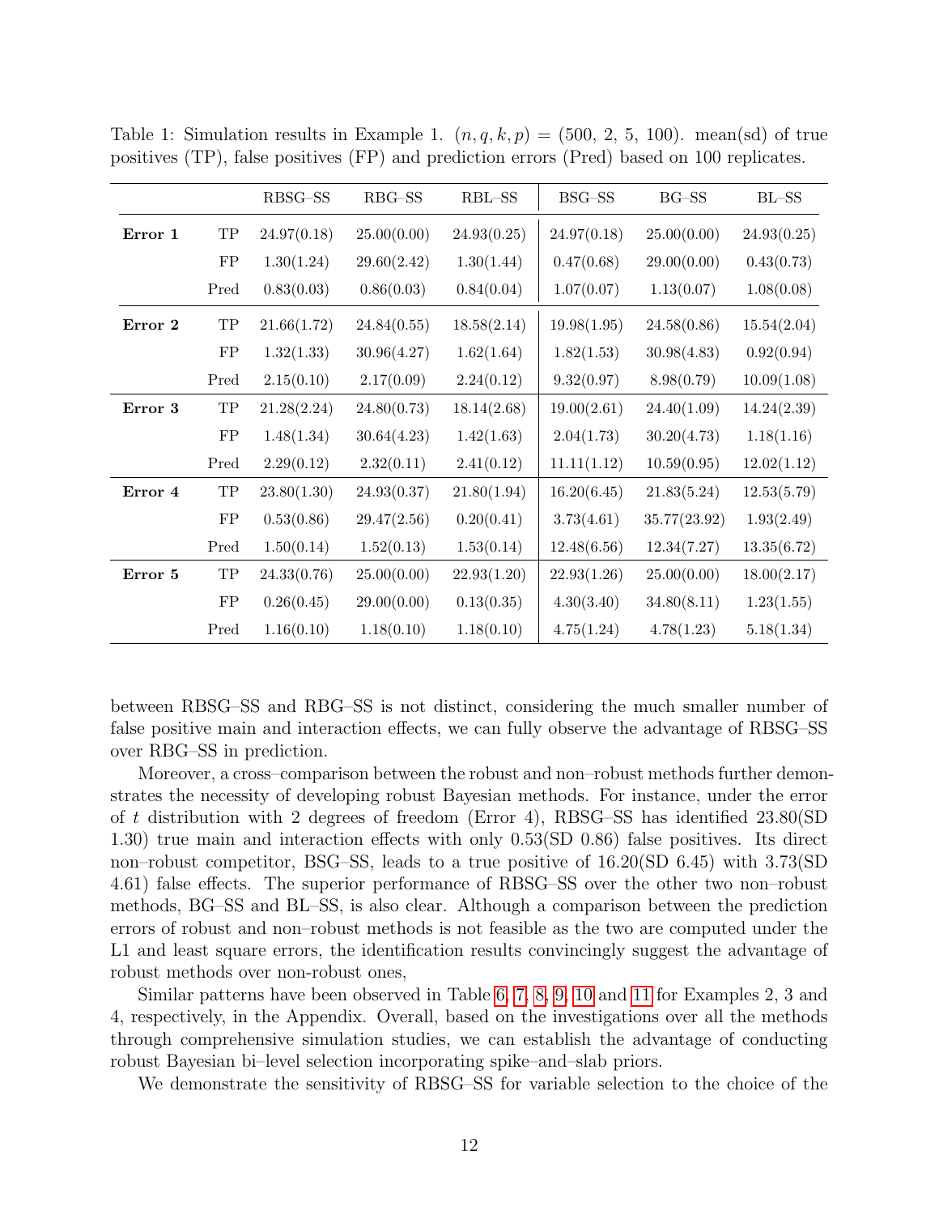Table 1: Simulation results in Example 1. $(n, q, k, p) = (500,\ 2,\ 5,\ 100)$. mean(sd) of true positives (TP), false positives (FP) and prediction errors (Pred) based on 100 replicates.

| | | RBSG–SS | RBG–SS | RBL–SS | BSG–SS | BG–SS | BL–SS |
|---|---|---|---|---|---|---|---|
| **Error 1** | TP | 24.97(0.18) | 25.00(0.00) | 24.93(0.25) | 24.97(0.18) | 25.00(0.00) | 24.93(0.25) |
| | FP | 1.30(1.24) | 29.60(2.42) | 1.30(1.44) | 0.47(0.68) | 29.00(0.00) | 0.43(0.73) |
| | Pred | 0.83(0.03) | 0.86(0.03) | 0.84(0.04) | 1.07(0.07) | 1.13(0.07) | 1.08(0.08) |
| **Error 2** | TP | 21.66(1.72) | 24.84(0.55) | 18.58(2.14) | 19.98(1.95) | 24.58(0.86) | 15.54(2.04) |
| | FP | 1.32(1.33) | 30.96(4.27) | 1.62(1.64) | 1.82(1.53) | 30.98(4.83) | 0.92(0.94) |
| | Pred | 2.15(0.10) | 2.17(0.09) | 2.24(0.12) | 9.32(0.97) | 8.98(0.79) | 10.09(1.08) |
| **Error 3** | TP | 21.28(2.24) | 24.80(0.73) | 18.14(2.68) | 19.00(2.61) | 24.40(1.09) | 14.24(2.39) |
| | FP | 1.48(1.34) | 30.64(4.23) | 1.42(1.63) | 2.04(1.73) | 30.20(4.73) | 1.18(1.16) |
| | Pred | 2.29(0.12) | 2.32(0.11) | 2.41(0.12) | 11.11(1.12) | 10.59(0.95) | 12.02(1.12) |
| **Error 4** | TP | 23.80(1.30) | 24.93(0.37) | 21.80(1.94) | 16.20(6.45) | 21.83(5.24) | 12.53(5.79) |
| | FP | 0.53(0.86) | 29.47(2.56) | 0.20(0.41) | 3.73(4.61) | 35.77(23.92) | 1.93(2.49) |
| | Pred | 1.50(0.14) | 1.52(0.13) | 1.53(0.14) | 12.48(6.56) | 12.34(7.27) | 13.35(6.72) |
| **Error 5** | TP | 24.33(0.76) | 25.00(0.00) | 22.93(1.20) | 22.93(1.26) | 25.00(0.00) | 18.00(2.17) |
| | FP | 0.26(0.45) | 29.00(0.00) | 0.13(0.35) | 4.30(3.40) | 34.80(8.11) | 1.23(1.55) |
| | Pred | 1.16(0.10) | 1.18(0.10) | 1.18(0.10) | 4.75(1.24) | 4.78(1.23) | 5.18(1.34) |

between RBSG–SS and RBG–SS is not distinct, considering the much smaller number of false positive main and interaction effects, we can fully observe the advantage of RBSG–SS over RBG–SS in prediction.

Moreover, a cross–comparison between the robust and non–robust methods further demonstrates the necessity of developing robust Bayesian methods. For instance, under the error of $t$ distribution with 2 degrees of freedom (Error 4), RBSG–SS has identified 23.80(SD 1.30) true main and interaction effects with only 0.53(SD 0.86) false positives. Its direct non–robust competitor, BSG–SS, leads to a true positive of 16.20(SD 6.45) with 3.73(SD 4.61) false effects. The superior performance of RBSG–SS over the other two non–robust methods, BG–SS and BL–SS, is also clear. Although a comparison between the prediction errors of robust and non–robust methods is not feasible as the two are computed under the L1 and least square errors, the identification results convincingly suggest the advantage of robust methods over non-robust ones,

Similar patterns have been observed in Table 6, 7, 8, 9, 10 and 11 for Examples 2, 3 and 4, respectively, in the Appendix. Overall, based on the investigations over all the methods through comprehensive simulation studies, we can establish the advantage of conducting robust Bayesian bi–level selection incorporating spike–and–slab priors.

We demonstrate the sensitivity of RBSG–SS for variable selection to the choice of the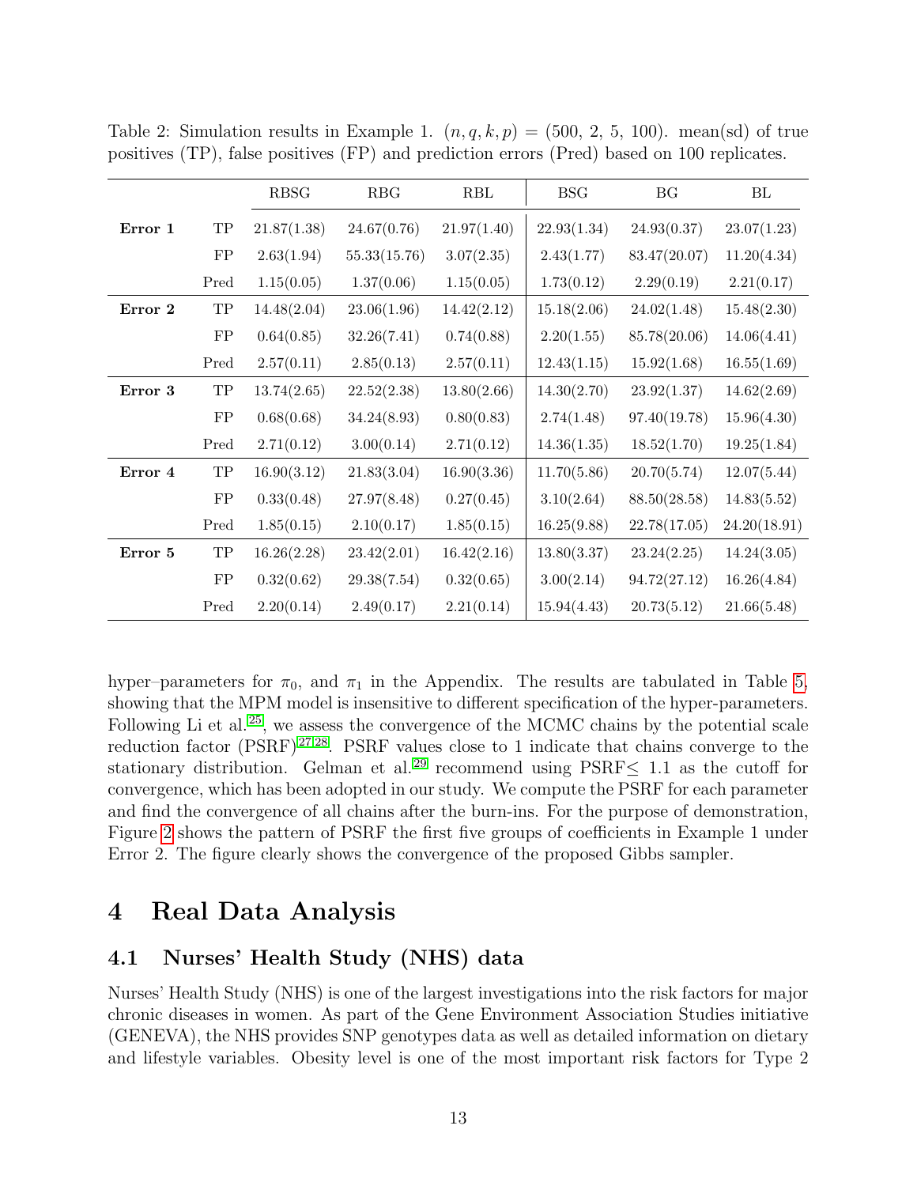Table 2: Simulation results in Example 1. $(n, q, k, p) = (500, 2, 5, 100)$. mean(sd) of true positives (TP), false positives (FP) and prediction errors (Pred) based on 100 replicates.

| | | RBSG | RBG | RBL | BSG | BG | BL |
|---|---|---|---|---|---|---|---|
| **Error 1** | TP | 21.87(1.38) | 24.67(0.76) | 21.97(1.40) | 22.93(1.34) | 24.93(0.37) | 23.07(1.23) |
| | FP | 2.63(1.94) | 55.33(15.76) | 3.07(2.35) | 2.43(1.77) | 83.47(20.07) | 11.20(4.34) |
| | Pred | 1.15(0.05) | 1.37(0.06) | 1.15(0.05) | 1.73(0.12) | 2.29(0.19) | 2.21(0.17) |
| **Error 2** | TP | 14.48(2.04) | 23.06(1.96) | 14.42(2.12) | 15.18(2.06) | 24.02(1.48) | 15.48(2.30) |
| | FP | 0.64(0.85) | 32.26(7.41) | 0.74(0.88) | 2.20(1.55) | 85.78(20.06) | 14.06(4.41) |
| | Pred | 2.57(0.11) | 2.85(0.13) | 2.57(0.11) | 12.43(1.15) | 15.92(1.68) | 16.55(1.69) |
| **Error 3** | TP | 13.74(2.65) | 22.52(2.38) | 13.80(2.66) | 14.30(2.70) | 23.92(1.37) | 14.62(2.69) |
| | FP | 0.68(0.68) | 34.24(8.93) | 0.80(0.83) | 2.74(1.48) | 97.40(19.78) | 15.96(4.30) |
| | Pred | 2.71(0.12) | 3.00(0.14) | 2.71(0.12) | 14.36(1.35) | 18.52(1.70) | 19.25(1.84) |
| **Error 4** | TP | 16.90(3.12) | 21.83(3.04) | 16.90(3.36) | 11.70(5.86) | 20.70(5.74) | 12.07(5.44) |
| | FP | 0.33(0.48) | 27.97(8.48) | 0.27(0.45) | 3.10(2.64) | 88.50(28.58) | 14.83(5.52) |
| | Pred | 1.85(0.15) | 2.10(0.17) | 1.85(0.15) | 16.25(9.88) | 22.78(17.05) | 24.20(18.91) |
| **Error 5** | TP | 16.26(2.28) | 23.42(2.01) | 16.42(2.16) | 13.80(3.37) | 23.24(2.25) | 14.24(3.05) |
| | FP | 0.32(0.62) | 29.38(7.54) | 0.32(0.65) | 3.00(2.14) | 94.72(27.12) | 16.26(4.84) |
| | Pred | 2.20(0.14) | 2.49(0.17) | 2.21(0.14) | 15.94(4.43) | 20.73(5.12) | 21.66(5.48) |

hyper–parameters for $\pi_0$, and $\pi_1$ in the Appendix. The results are tabulated in Table 5, showing that the MPM model is insensitive to different specification of the hyper-parameters. Following Li et al.[25], we assess the convergence of the MCMC chains by the potential scale reduction factor (PSRF)[27,28]. PSRF values close to 1 indicate that chains converge to the stationary distribution. Gelman et al.[29] recommend using PSRF$\leq$ 1.1 as the cutoff for convergence, which has been adopted in our study. We compute the PSRF for each parameter and find the convergence of all chains after the burn-ins. For the purpose of demonstration, Figure 2 shows the pattern of PSRF the first five groups of coefficients in Example 1 under Error 2. The figure clearly shows the convergence of the proposed Gibbs sampler.

# 4 Real Data Analysis

## 4.1 Nurses' Health Study (NHS) data

Nurses' Health Study (NHS) is one of the largest investigations into the risk factors for major chronic diseases in women. As part of the Gene Environment Association Studies initiative (GENEVA), the NHS provides SNP genotypes data as well as detailed information on dietary and lifestyle variables. Obesity level is one of the most important risk factors for Type 2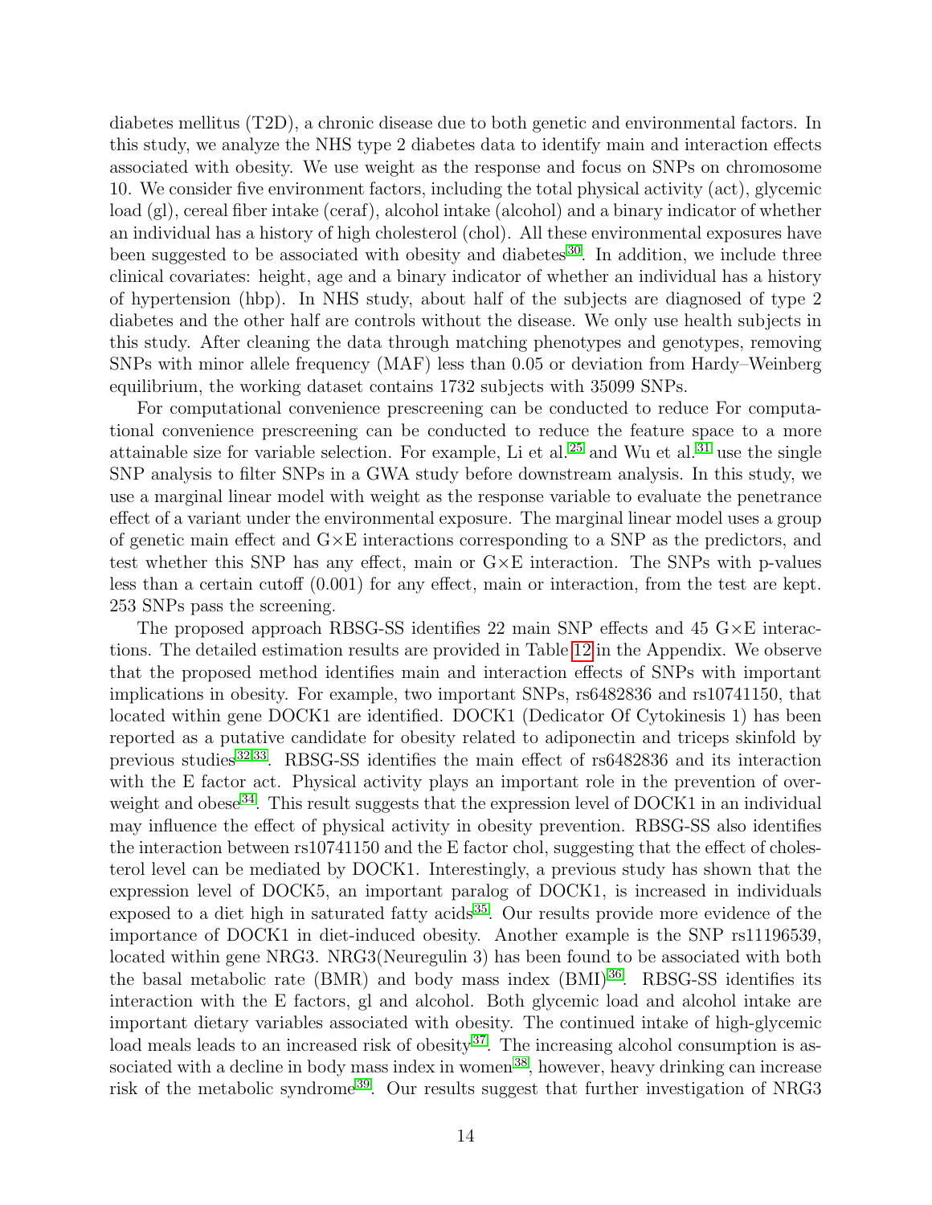diabetes mellitus (T2D), a chronic disease due to both genetic and environmental factors. In this study, we analyze the NHS type 2 diabetes data to identify main and interaction effects associated with obesity. We use weight as the response and focus on SNPs on chromosome 10. We consider five environment factors, including the total physical activity (act), glycemic load (gl), cereal fiber intake (ceraf), alcohol intake (alcohol) and a binary indicator of whether an individual has a history of high cholesterol (chol). All these environmental exposures have been suggested to be associated with obesity and diabetes[30]. In addition, we include three clinical covariates: height, age and a binary indicator of whether an individual has a history of hypertension (hbp). In NHS study, about half of the subjects are diagnosed of type 2 diabetes and the other half are controls without the disease. We only use health subjects in this study. After cleaning the data through matching phenotypes and genotypes, removing SNPs with minor allele frequency (MAF) less than 0.05 or deviation from Hardy–Weinberg equilibrium, the working dataset contains 1732 subjects with 35099 SNPs.

For computational convenience prescreening can be conducted to reduce For computational convenience prescreening can be conducted to reduce the feature space to a more attainable size for variable selection. For example, Li et al.[25] and Wu et al.[31] use the single SNP analysis to filter SNPs in a GWA study before downstream analysis. In this study, we use a marginal linear model with weight as the response variable to evaluate the penetrance effect of a variant under the environmental exposure. The marginal linear model uses a group of genetic main effect and G×E interactions corresponding to a SNP as the predictors, and test whether this SNP has any effect, main or G×E interaction. The SNPs with p-values less than a certain cutoff (0.001) for any effect, main or interaction, from the test are kept. 253 SNPs pass the screening.

The proposed approach RBSG-SS identifies 22 main SNP effects and 45 G×E interactions. The detailed estimation results are provided in Table 12 in the Appendix. We observe that the proposed method identifies main and interaction effects of SNPs with important implications in obesity. For example, two important SNPs, rs6482836 and rs10741150, that located within gene DOCK1 are identified. DOCK1 (Dedicator Of Cytokinesis 1) has been reported as a putative candidate for obesity related to adiponectin and triceps skinfold by previous studies[32,33]. RBSG-SS identifies the main effect of rs6482836 and its interaction with the E factor act. Physical activity plays an important role in the prevention of overweight and obese[34]. This result suggests that the expression level of DOCK1 in an individual may influence the effect of physical activity in obesity prevention. RBSG-SS also identifies the interaction between rs10741150 and the E factor chol, suggesting that the effect of cholesterol level can be mediated by DOCK1. Interestingly, a previous study has shown that the expression level of DOCK5, an important paralog of DOCK1, is increased in individuals exposed to a diet high in saturated fatty acids[35]. Our results provide more evidence of the importance of DOCK1 in diet-induced obesity. Another example is the SNP rs11196539, located within gene NRG3. NRG3(Neuregulin 3) has been found to be associated with both the basal metabolic rate (BMR) and body mass index (BMI)[36]. RBSG-SS identifies its interaction with the E factors, gl and alcohol. Both glycemic load and alcohol intake are important dietary variables associated with obesity. The continued intake of high-glycemic load meals leads to an increased risk of obesity[37]. The increasing alcohol consumption is associated with a decline in body mass index in women[38], however, heavy drinking can increase risk of the metabolic syndrome[39]. Our results suggest that further investigation of NRG3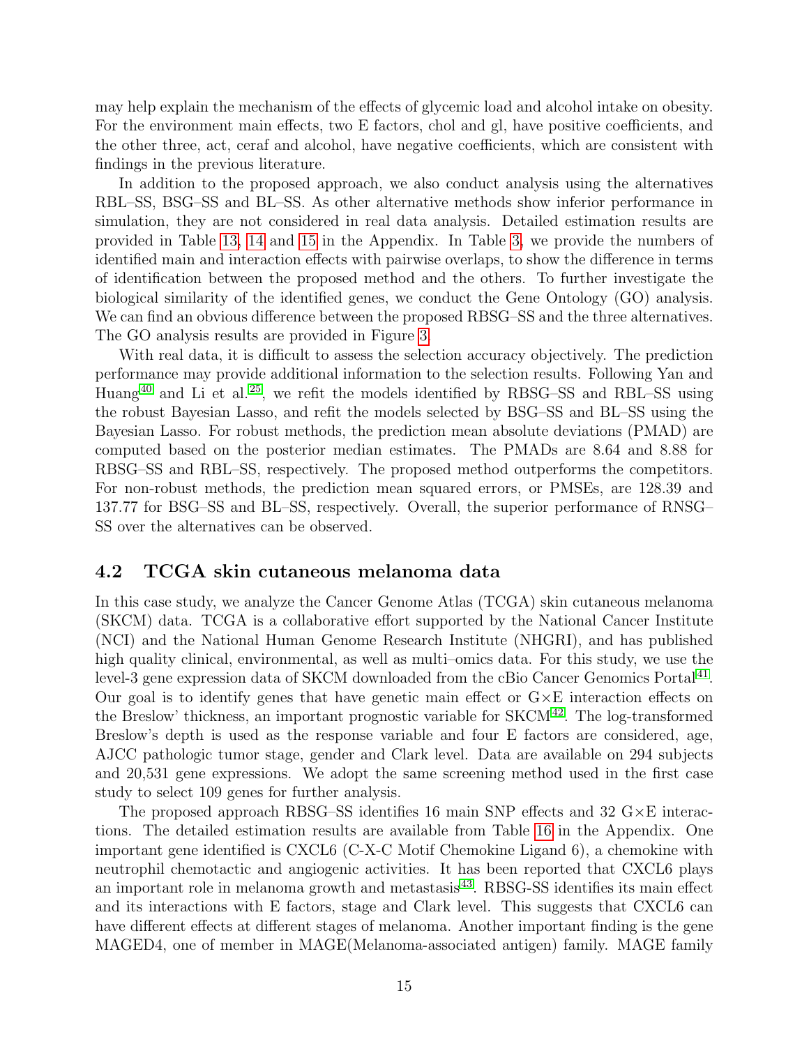may help explain the mechanism of the effects of glycemic load and alcohol intake on obesity. For the environment main effects, two E factors, chol and gl, have positive coefficients, and the other three, act, ceraf and alcohol, have negative coefficients, which are consistent with findings in the previous literature.

In addition to the proposed approach, we also conduct analysis using the alternatives RBL–SS, BSG–SS and BL–SS. As other alternative methods show inferior performance in simulation, they are not considered in real data analysis. Detailed estimation results are provided in Table 13, 14 and 15 in the Appendix. In Table 3, we provide the numbers of identified main and interaction effects with pairwise overlaps, to show the difference in terms of identification between the proposed method and the others. To further investigate the biological similarity of the identified genes, we conduct the Gene Ontology (GO) analysis. We can find an obvious difference between the proposed RBSG–SS and the three alternatives. The GO analysis results are provided in Figure 3.

With real data, it is difficult to assess the selection accuracy objectively. The prediction performance may provide additional information to the selection results. Following Yan and Huang[40] and Li et al.[25], we refit the models identified by RBSG–SS and RBL–SS using the robust Bayesian Lasso, and refit the models selected by BSG–SS and BL–SS using the Bayesian Lasso. For robust methods, the prediction mean absolute deviations (PMAD) are computed based on the posterior median estimates. The PMADs are 8.64 and 8.88 for RBSG–SS and RBL–SS, respectively. The proposed method outperforms the competitors. For non-robust methods, the prediction mean squared errors, or PMSEs, are 128.39 and 137.77 for BSG–SS and BL–SS, respectively. Overall, the superior performance of RNSG–SS over the alternatives can be observed.

## 4.2 TCGA skin cutaneous melanoma data

In this case study, we analyze the Cancer Genome Atlas (TCGA) skin cutaneous melanoma (SKCM) data. TCGA is a collaborative effort supported by the National Cancer Institute (NCI) and the National Human Genome Research Institute (NHGRI), and has published high quality clinical, environmental, as well as multi–omics data. For this study, we use the level-3 gene expression data of SKCM downloaded from the cBio Cancer Genomics Portal[41]. Our goal is to identify genes that have genetic main effect or G×E interaction effects on the Breslow' thickness, an important prognostic variable for SKCM[42]. The log-transformed Breslow's depth is used as the response variable and four E factors are considered, age, AJCC pathologic tumor stage, gender and Clark level. Data are available on 294 subjects and 20,531 gene expressions. We adopt the same screening method used in the first case study to select 109 genes for further analysis.

The proposed approach RBSG–SS identifies 16 main SNP effects and 32 G×E interactions. The detailed estimation results are available from Table 16 in the Appendix. One important gene identified is CXCL6 (C-X-C Motif Chemokine Ligand 6), a chemokine with neutrophil chemotactic and angiogenic activities. It has been reported that CXCL6 plays an important role in melanoma growth and metastasis[43]. RBSG-SS identifies its main effect and its interactions with E factors, stage and Clark level. This suggests that CXCL6 can have different effects at different stages of melanoma. Another important finding is the gene MAGED4, one of member in MAGE(Melanoma-associated antigen) family. MAGE family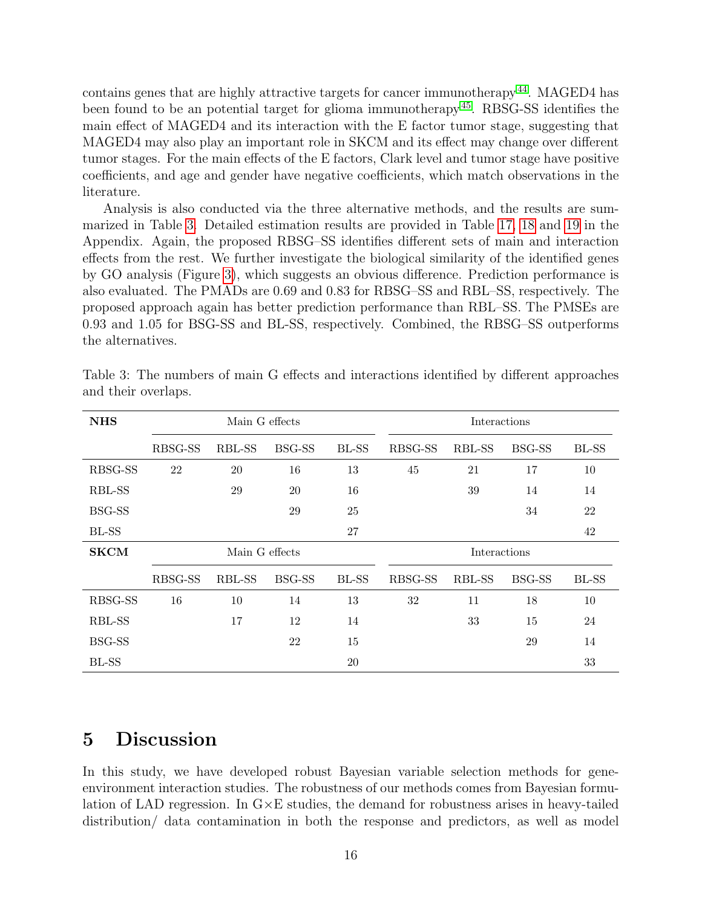contains genes that are highly attractive targets for cancer immunotherapy[44]. MAGED4 has been found to be an potential target for glioma immunotherapy[45]. RBSG-SS identifies the main effect of MAGED4 and its interaction with the E factor tumor stage, suggesting that MAGED4 may also play an important role in SKCM and its effect may change over different tumor stages. For the main effects of the E factors, Clark level and tumor stage have positive coefficients, and age and gender have negative coefficients, which match observations in the literature.

Analysis is also conducted via the three alternative methods, and the results are summarized in Table 3. Detailed estimation results are provided in Table 17, 18 and 19 in the Appendix. Again, the proposed RBSG–SS identifies different sets of main and interaction effects from the rest. We further investigate the biological similarity of the identified genes by GO analysis (Figure 3), which suggests an obvious difference. Prediction performance is also evaluated. The PMADs are 0.69 and 0.83 for RBSG–SS and RBL–SS, respectively. The proposed approach again has better prediction performance than RBL–SS. The PMSEs are 0.93 and 1.05 for BSG-SS and BL-SS, respectively. Combined, the RBSG–SS outperforms the alternatives.

Table 3: The numbers of main G effects and interactions identified by different approaches and their overlaps.

| **NHS** | Main G effects | | | | Interactions | | | |
|---|---|---|---|---|---|---|---|---|
| | RBSG-SS | RBL-SS | BSG-SS | BL-SS | RBSG-SS | RBL-SS | BSG-SS | BL-SS |
| RBSG-SS | 22 | 20 | 16 | 13 | 45 | 21 | 17 | 10 |
| RBL-SS | | 29 | 20 | 16 | | 39 | 14 | 14 |
| BSG-SS | | | 29 | 25 | | | 34 | 22 |
| BL-SS | | | | 27 | | | | 42 |
| **SKCM** | Main G effects | | | | Interactions | | | |
| | RBSG-SS | RBL-SS | BSG-SS | BL-SS | RBSG-SS | RBL-SS | BSG-SS | BL-SS |
| RBSG-SS | 16 | 10 | 14 | 13 | 32 | 11 | 18 | 10 |
| RBL-SS | | 17 | 12 | 14 | | 33 | 15 | 24 |
| BSG-SS | | | 22 | 15 | | | 29 | 14 |
| BL-SS | | | | 20 | | | | 33 |

# 5 Discussion

In this study, we have developed robust Bayesian variable selection methods for gene-environment interaction studies. The robustness of our methods comes from Bayesian formulation of LAD regression. In G×E studies, the demand for robustness arises in heavy-tailed distribution/ data contamination in both the response and predictors, as well as model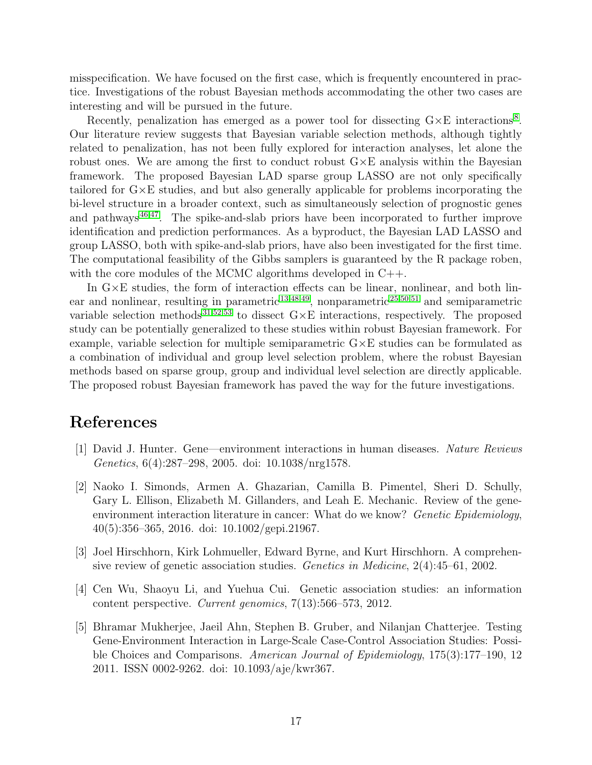misspecification. We have focused on the first case, which is frequently encountered in practice. Investigations of the robust Bayesian methods accommodating the other two cases are interesting and will be pursued in the future.

Recently, penalization has emerged as a power tool for dissecting G×E interactions[8]. Our literature review suggests that Bayesian variable selection methods, although tightly related to penalization, has not been fully explored for interaction analyses, let alone the robust ones. We are among the first to conduct robust G×E analysis within the Bayesian framework. The proposed Bayesian LAD sparse group LASSO are not only specifically tailored for G×E studies, and but also generally applicable for problems incorporating the bi-level structure in a broader context, such as simultaneously selection of prognostic genes and pathways[46,47]. The spike-and-slab priors have been incorporated to further improve identification and prediction performances. As a byproduct, the Bayesian LAD LASSO and group LASSO, both with spike-and-slab priors, have also been investigated for the first time. The computational feasibility of the Gibbs samplers is guaranteed by the R package roben, with the core modules of the MCMC algorithms developed in C++.

In G×E studies, the form of interaction effects can be linear, nonlinear, and both linear and nonlinear, resulting in parametric[13,48,49], nonparametric[25,50,51] and semiparametric variable selection methods[31,52,53] to dissect G×E interactions, respectively. The proposed study can be potentially generalized to these studies within robust Bayesian framework. For example, variable selection for multiple semiparametric G×E studies can be formulated as a combination of individual and group level selection problem, where the robust Bayesian methods based on sparse group, group and individual level selection are directly applicable. The proposed robust Bayesian framework has paved the way for the future investigations.

# References

[1] David J. Hunter. Gene—environment interactions in human diseases. *Nature Reviews Genetics*, 6(4):287–298, 2005. doi: 10.1038/nrg1578.

[2] Naoko I. Simonds, Armen A. Ghazarian, Camilla B. Pimentel, Sheri D. Schully, Gary L. Ellison, Elizabeth M. Gillanders, and Leah E. Mechanic. Review of the gene-environment interaction literature in cancer: What do we know? *Genetic Epidemiology*, 40(5):356–365, 2016. doi: 10.1002/gepi.21967.

[3] Joel Hirschhorn, Kirk Lohmueller, Edward Byrne, and Kurt Hirschhorn. A comprehensive review of genetic association studies. *Genetics in Medicine*, 2(4):45–61, 2002.

[4] Cen Wu, Shaoyu Li, and Yuehua Cui. Genetic association studies: an information content perspective. *Current genomics*, 7(13):566–573, 2012.

[5] Bhramar Mukherjee, Jaeil Ahn, Stephen B. Gruber, and Nilanjan Chatterjee. Testing Gene-Environment Interaction in Large-Scale Case-Control Association Studies: Possible Choices and Comparisons. *American Journal of Epidemiology*, 175(3):177–190, 12 2011. ISSN 0002-9262. doi: 10.1093/aje/kwr367.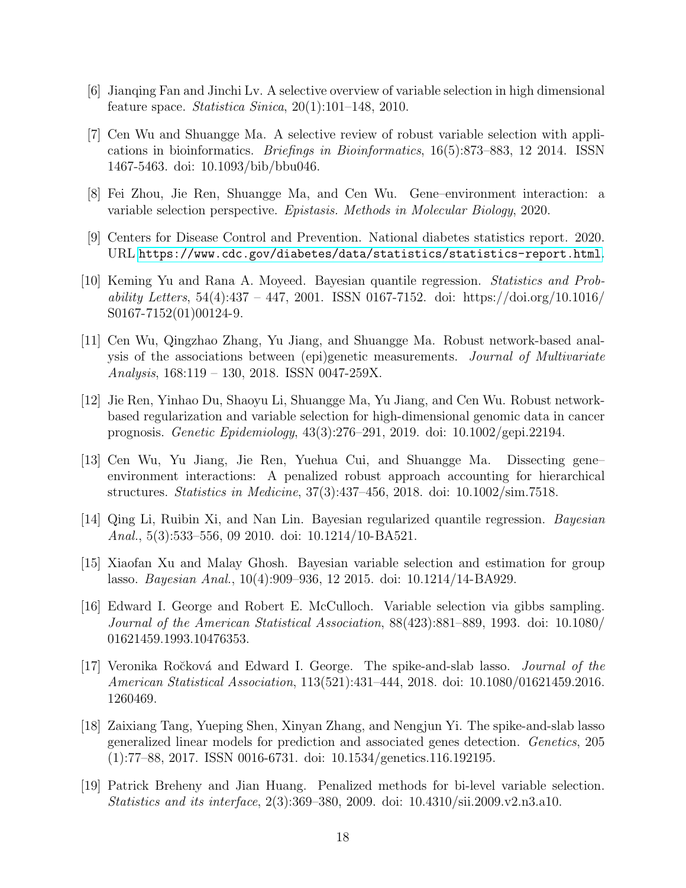[6] Jianqing Fan and Jinchi Lv. A selective overview of variable selection in high dimensional feature space. *Statistica Sinica*, 20(1):101–148, 2010.

[7] Cen Wu and Shuangge Ma. A selective review of robust variable selection with applications in bioinformatics. *Briefings in Bioinformatics*, 16(5):873–883, 12 2014. ISSN 1467-5463. doi: 10.1093/bib/bbu046.

[8] Fei Zhou, Jie Ren, Shuangge Ma, and Cen Wu. Gene–environment interaction: a variable selection perspective. *Epistasis. Methods in Molecular Biology*, 2020.

[9] Centers for Disease Control and Prevention. National diabetes statistics report. 2020. URL `https://www.cdc.gov/diabetes/data/statistics/statistics-report.html`.

[10] Keming Yu and Rana A. Moyeed. Bayesian quantile regression. *Statistics and Probability Letters*, 54(4):437 – 447, 2001. ISSN 0167-7152. doi: https://doi.org/10.1016/S0167-7152(01)00124-9.

[11] Cen Wu, Qingzhao Zhang, Yu Jiang, and Shuangge Ma. Robust network-based analysis of the associations between (epi)genetic measurements. *Journal of Multivariate Analysis*, 168:119 – 130, 2018. ISSN 0047-259X.

[12] Jie Ren, Yinhao Du, Shaoyu Li, Shuangge Ma, Yu Jiang, and Cen Wu. Robust network-based regularization and variable selection for high-dimensional genomic data in cancer prognosis. *Genetic Epidemiology*, 43(3):276–291, 2019. doi: 10.1002/gepi.22194.

[13] Cen Wu, Yu Jiang, Jie Ren, Yuehua Cui, and Shuangge Ma. Dissecting gene–environment interactions: A penalized robust approach accounting for hierarchical structures. *Statistics in Medicine*, 37(3):437–456, 2018. doi: 10.1002/sim.7518.

[14] Qing Li, Ruibin Xi, and Nan Lin. Bayesian regularized quantile regression. *Bayesian Anal.*, 5(3):533–556, 09 2010. doi: 10.1214/10-BA521.

[15] Xiaofan Xu and Malay Ghosh. Bayesian variable selection and estimation for group lasso. *Bayesian Anal.*, 10(4):909–936, 12 2015. doi: 10.1214/14-BA929.

[16] Edward I. George and Robert E. McCulloch. Variable selection via gibbs sampling. *Journal of the American Statistical Association*, 88(423):881–889, 1993. doi: 10.1080/01621459.1993.10476353.

[17] Veronika Ročková and Edward I. George. The spike-and-slab lasso. *Journal of the American Statistical Association*, 113(521):431–444, 2018. doi: 10.1080/01621459.2016.1260469.

[18] Zaixiang Tang, Yueping Shen, Xinyan Zhang, and Nengjun Yi. The spike-and-slab lasso generalized linear models for prediction and associated genes detection. *Genetics*, 205 (1):77–88, 2017. ISSN 0016-6731. doi: 10.1534/genetics.116.192195.

[19] Patrick Breheny and Jian Huang. Penalized methods for bi-level variable selection. *Statistics and its interface*, 2(3):369–380, 2009. doi: 10.4310/sii.2009.v2.n3.a10.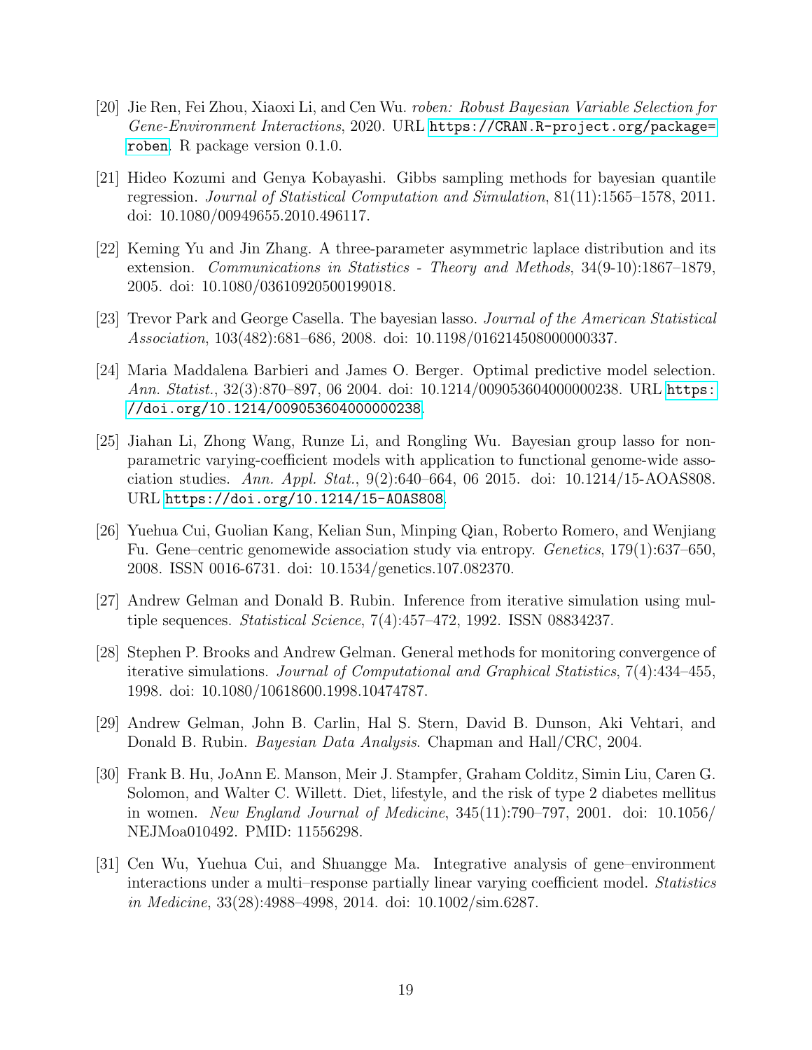[20] Jie Ren, Fei Zhou, Xiaoxi Li, and Cen Wu. *roben: Robust Bayesian Variable Selection for Gene-Environment Interactions*, 2020. URL https://CRAN.R-project.org/package=roben. R package version 0.1.0.

[21] Hideo Kozumi and Genya Kobayashi. Gibbs sampling methods for bayesian quantile regression. *Journal of Statistical Computation and Simulation*, 81(11):1565–1578, 2011. doi: 10.1080/00949655.2010.496117.

[22] Keming Yu and Jin Zhang. A three-parameter asymmetric laplace distribution and its extension. *Communications in Statistics - Theory and Methods*, 34(9-10):1867–1879, 2005. doi: 10.1080/03610920500199018.

[23] Trevor Park and George Casella. The bayesian lasso. *Journal of the American Statistical Association*, 103(482):681–686, 2008. doi: 10.1198/016214508000000337.

[24] Maria Maddalena Barbieri and James O. Berger. Optimal predictive model selection. *Ann. Statist.*, 32(3):870–897, 06 2004. doi: 10.1214/009053604000000238. URL https://doi.org/10.1214/009053604000000238.

[25] Jiahan Li, Zhong Wang, Runze Li, and Rongling Wu. Bayesian group lasso for nonparametric varying-coefficient models with application to functional genome-wide association studies. *Ann. Appl. Stat.*, 9(2):640–664, 06 2015. doi: 10.1214/15-AOAS808. URL https://doi.org/10.1214/15-AOAS808.

[26] Yuehua Cui, Guolian Kang, Kelian Sun, Minping Qian, Roberto Romero, and Wenjiang Fu. Gene–centric genomewide association study via entropy. *Genetics*, 179(1):637–650, 2008. ISSN 0016-6731. doi: 10.1534/genetics.107.082370.

[27] Andrew Gelman and Donald B. Rubin. Inference from iterative simulation using multiple sequences. *Statistical Science*, 7(4):457–472, 1992. ISSN 08834237.

[28] Stephen P. Brooks and Andrew Gelman. General methods for monitoring convergence of iterative simulations. *Journal of Computational and Graphical Statistics*, 7(4):434–455, 1998. doi: 10.1080/10618600.1998.10474787.

[29] Andrew Gelman, John B. Carlin, Hal S. Stern, David B. Dunson, Aki Vehtari, and Donald B. Rubin. *Bayesian Data Analysis*. Chapman and Hall/CRC, 2004.

[30] Frank B. Hu, JoAnn E. Manson, Meir J. Stampfer, Graham Colditz, Simin Liu, Caren G. Solomon, and Walter C. Willett. Diet, lifestyle, and the risk of type 2 diabetes mellitus in women. *New England Journal of Medicine*, 345(11):790–797, 2001. doi: 10.1056/NEJMoa010492. PMID: 11556298.

[31] Cen Wu, Yuehua Cui, and Shuangge Ma. Integrative analysis of gene–environment interactions under a multi–response partially linear varying coefficient model. *Statistics in Medicine*, 33(28):4988–4998, 2014. doi: 10.1002/sim.6287.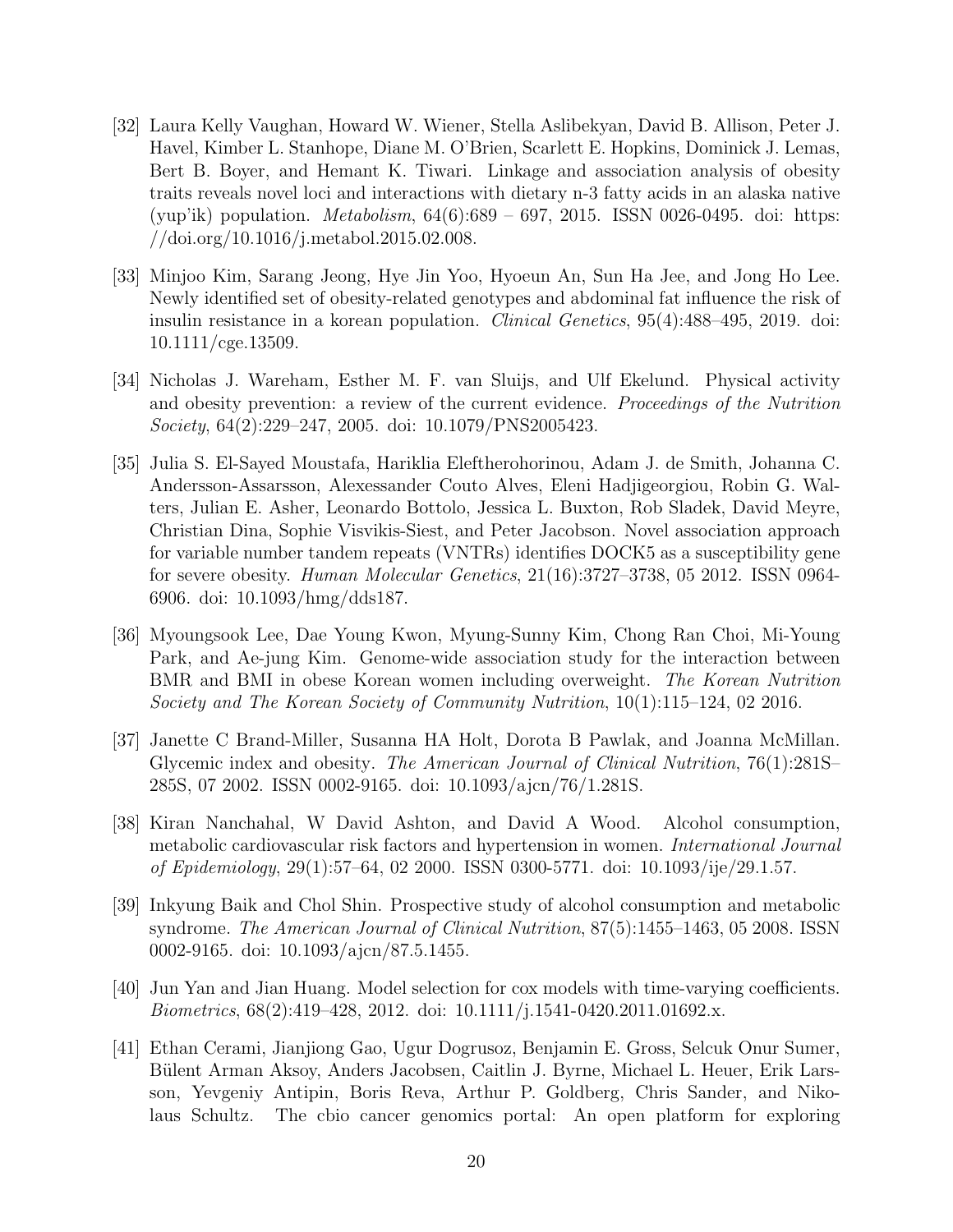[32] Laura Kelly Vaughan, Howard W. Wiener, Stella Aslibekyan, David B. Allison, Peter J. Havel, Kimber L. Stanhope, Diane M. O'Brien, Scarlett E. Hopkins, Dominick J. Lemas, Bert B. Boyer, and Hemant K. Tiwari. Linkage and association analysis of obesity traits reveals novel loci and interactions with dietary n-3 fatty acids in an alaska native (yup'ik) population. *Metabolism*, 64(6):689 – 697, 2015. ISSN 0026-0495. doi: https://doi.org/10.1016/j.metabol.2015.02.008.

[33] Minjoo Kim, Sarang Jeong, Hye Jin Yoo, Hyoeun An, Sun Ha Jee, and Jong Ho Lee. Newly identified set of obesity-related genotypes and abdominal fat influence the risk of insulin resistance in a korean population. *Clinical Genetics*, 95(4):488–495, 2019. doi: 10.1111/cge.13509.

[34] Nicholas J. Wareham, Esther M. F. van Sluijs, and Ulf Ekelund. Physical activity and obesity prevention: a review of the current evidence. *Proceedings of the Nutrition Society*, 64(2):229–247, 2005. doi: 10.1079/PNS2005423.

[35] Julia S. El-Sayed Moustafa, Hariklia Eleftherohorinou, Adam J. de Smith, Johanna C. Andersson-Assarsson, Alexessander Couto Alves, Eleni Hadjigeorgiou, Robin G. Walters, Julian E. Asher, Leonardo Bottolo, Jessica L. Buxton, Rob Sladek, David Meyre, Christian Dina, Sophie Visvikis-Siest, and Peter Jacobson. Novel association approach for variable number tandem repeats (VNTRs) identifies DOCK5 as a susceptibility gene for severe obesity. *Human Molecular Genetics*, 21(16):3727–3738, 05 2012. ISSN 0964-6906. doi: 10.1093/hmg/dds187.

[36] Myoungsook Lee, Dae Young Kwon, Myung-Sunny Kim, Chong Ran Choi, Mi-Young Park, and Ae-jung Kim. Genome-wide association study for the interaction between BMR and BMI in obese Korean women including overweight. *The Korean Nutrition Society and The Korean Society of Community Nutrition*, 10(1):115–124, 02 2016.

[37] Janette C Brand-Miller, Susanna HA Holt, Dorota B Pawlak, and Joanna McMillan. Glycemic index and obesity. *The American Journal of Clinical Nutrition*, 76(1):281S–285S, 07 2002. ISSN 0002-9165. doi: 10.1093/ajcn/76/1.281S.

[38] Kiran Nanchahal, W David Ashton, and David A Wood. Alcohol consumption, metabolic cardiovascular risk factors and hypertension in women. *International Journal of Epidemiology*, 29(1):57–64, 02 2000. ISSN 0300-5771. doi: 10.1093/ije/29.1.57.

[39] Inkyung Baik and Chol Shin. Prospective study of alcohol consumption and metabolic syndrome. *The American Journal of Clinical Nutrition*, 87(5):1455–1463, 05 2008. ISSN 0002-9165. doi: 10.1093/ajcn/87.5.1455.

[40] Jun Yan and Jian Huang. Model selection for cox models with time-varying coefficients. *Biometrics*, 68(2):419–428, 2012. doi: 10.1111/j.1541-0420.2011.01692.x.

[41] Ethan Cerami, Jianjiong Gao, Ugur Dogrusoz, Benjamin E. Gross, Selcuk Onur Sumer, Bülent Arman Aksoy, Anders Jacobsen, Caitlin J. Byrne, Michael L. Heuer, Erik Larsson, Yevgeniy Antipin, Boris Reva, Arthur P. Goldberg, Chris Sander, and Nikolaus Schultz. The cbio cancer genomics portal: An open platform for exploring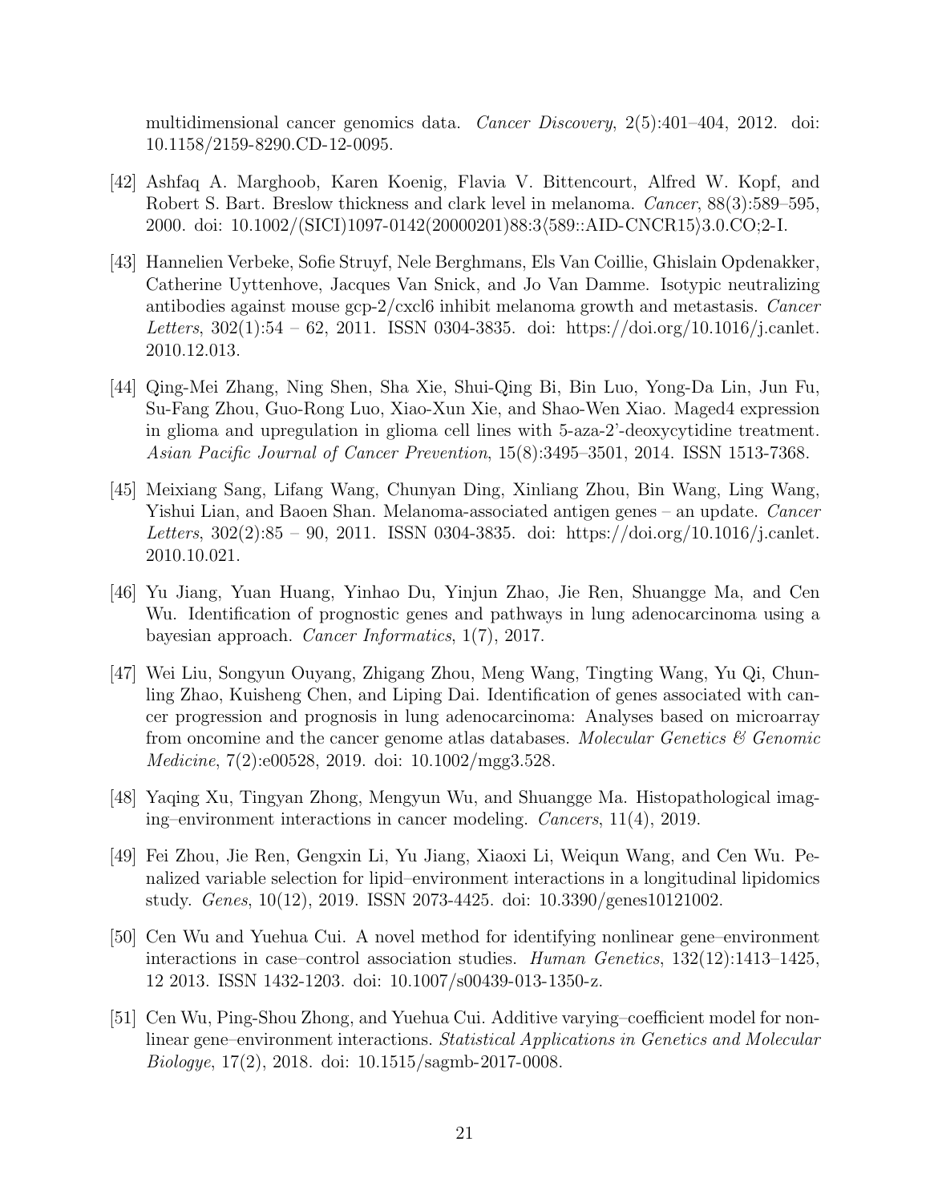multidimensional cancer genomics data. *Cancer Discovery*, 2(5):401–404, 2012. doi: 10.1158/2159-8290.CD-12-0095.

[42] Ashfaq A. Marghoob, Karen Koenig, Flavia V. Bittencourt, Alfred W. Kopf, and Robert S. Bart. Breslow thickness and clark level in melanoma. *Cancer*, 88(3):589–595, 2000. doi: 10.1002/(SICI)1097-0142(20000201)88:3⟨589::AID-CNCR15⟩3.0.CO;2-I.

[43] Hannelien Verbeke, Sofie Struyf, Nele Berghmans, Els Van Coillie, Ghislain Opdenakker, Catherine Uyttenhove, Jacques Van Snick, and Jo Van Damme. Isotypic neutralizing antibodies against mouse gcp-2/cxcl6 inhibit melanoma growth and metastasis. *Cancer Letters*, 302(1):54 – 62, 2011. ISSN 0304-3835. doi: https://doi.org/10.1016/j.canlet.2010.12.013.

[44] Qing-Mei Zhang, Ning Shen, Sha Xie, Shui-Qing Bi, Bin Luo, Yong-Da Lin, Jun Fu, Su-Fang Zhou, Guo-Rong Luo, Xiao-Xun Xie, and Shao-Wen Xiao. Maged4 expression in glioma and upregulation in glioma cell lines with 5-aza-2'-deoxycytidine treatment. *Asian Pacific Journal of Cancer Prevention*, 15(8):3495–3501, 2014. ISSN 1513-7368.

[45] Meixiang Sang, Lifang Wang, Chunyan Ding, Xinliang Zhou, Bin Wang, Ling Wang, Yishui Lian, and Baoen Shan. Melanoma-associated antigen genes – an update. *Cancer Letters*, 302(2):85 – 90, 2011. ISSN 0304-3835. doi: https://doi.org/10.1016/j.canlet.2010.10.021.

[46] Yu Jiang, Yuan Huang, Yinhao Du, Yinjun Zhao, Jie Ren, Shuangge Ma, and Cen Wu. Identification of prognostic genes and pathways in lung adenocarcinoma using a bayesian approach. *Cancer Informatics*, 1(7), 2017.

[47] Wei Liu, Songyun Ouyang, Zhigang Zhou, Meng Wang, Tingting Wang, Yu Qi, Chunling Zhao, Kuisheng Chen, and Liping Dai. Identification of genes associated with cancer progression and prognosis in lung adenocarcinoma: Analyses based on microarray from oncomine and the cancer genome atlas databases. *Molecular Genetics & Genomic Medicine*, 7(2):e00528, 2019. doi: 10.1002/mgg3.528.

[48] Yaqing Xu, Tingyan Zhong, Mengyun Wu, and Shuangge Ma. Histopathological imaging–environment interactions in cancer modeling. *Cancers*, 11(4), 2019.

[49] Fei Zhou, Jie Ren, Gengxin Li, Yu Jiang, Xiaoxi Li, Weiqun Wang, and Cen Wu. Penalized variable selection for lipid–environment interactions in a longitudinal lipidomics study. *Genes*, 10(12), 2019. ISSN 2073-4425. doi: 10.3390/genes10121002.

[50] Cen Wu and Yuehua Cui. A novel method for identifying nonlinear gene–environment interactions in case–control association studies. *Human Genetics*, 132(12):1413–1425, 12 2013. ISSN 1432-1203. doi: 10.1007/s00439-013-1350-z.

[51] Cen Wu, Ping-Shou Zhong, and Yuehua Cui. Additive varying–coefficient model for nonlinear gene–environment interactions. *Statistical Applications in Genetics and Molecular Biologye*, 17(2), 2018. doi: 10.1515/sagmb-2017-0008.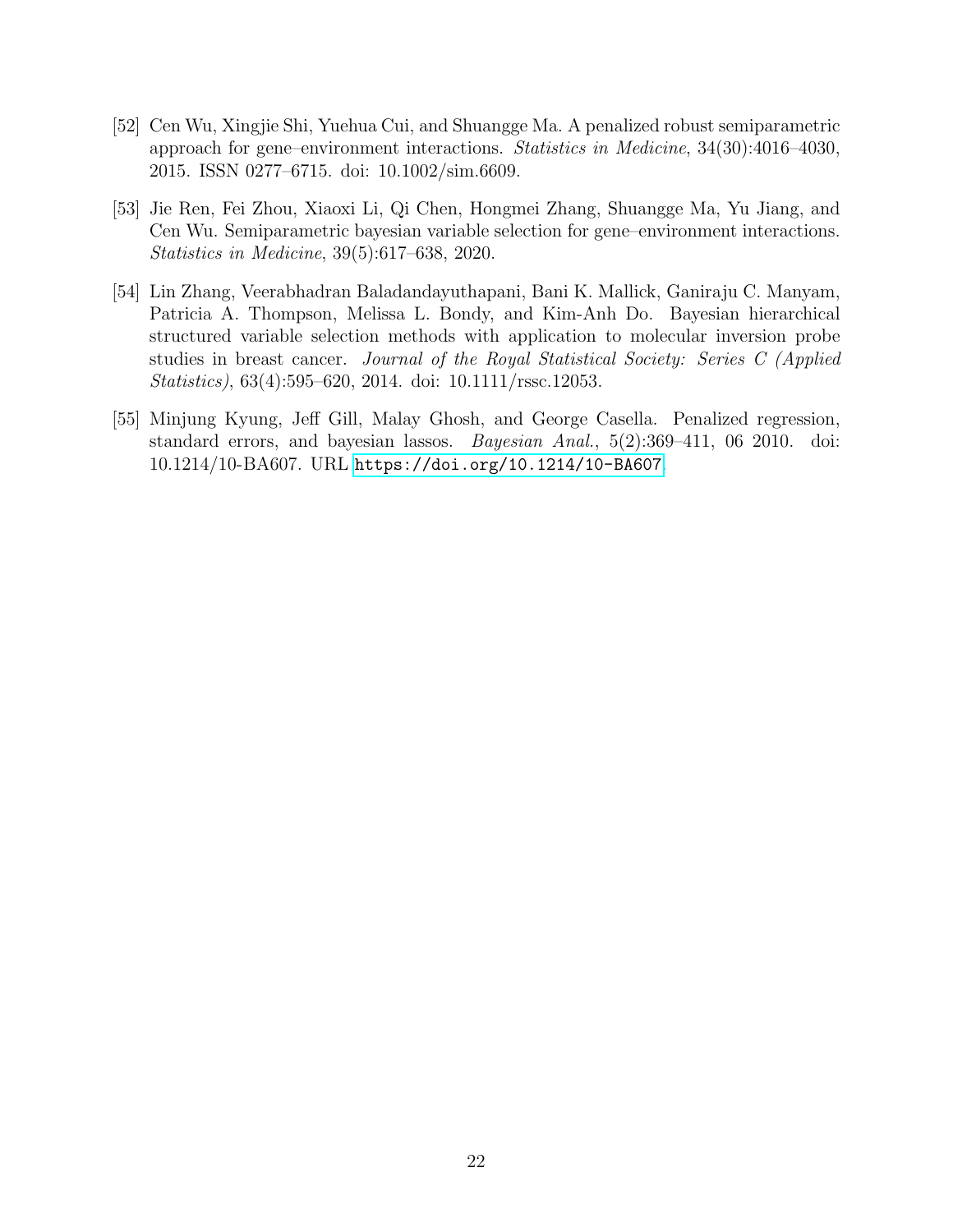[52] Cen Wu, Xingjie Shi, Yuehua Cui, and Shuangge Ma. A penalized robust semiparametric approach for gene–environment interactions. *Statistics in Medicine*, 34(30):4016–4030, 2015. ISSN 0277–6715. doi: 10.1002/sim.6609.

[53] Jie Ren, Fei Zhou, Xiaoxi Li, Qi Chen, Hongmei Zhang, Shuangge Ma, Yu Jiang, and Cen Wu. Semiparametric bayesian variable selection for gene–environment interactions. *Statistics in Medicine*, 39(5):617–638, 2020.

[54] Lin Zhang, Veerabhadran Baladandayuthapani, Bani K. Mallick, Ganiraju C. Manyam, Patricia A. Thompson, Melissa L. Bondy, and Kim-Anh Do. Bayesian hierarchical structured variable selection methods with application to molecular inversion probe studies in breast cancer. *Journal of the Royal Statistical Society: Series C (Applied Statistics)*, 63(4):595–620, 2014. doi: 10.1111/rssc.12053.

[55] Minjung Kyung, Jeff Gill, Malay Ghosh, and George Casella. Penalized regression, standard errors, and bayesian lassos. *Bayesian Anal.*, 5(2):369–411, 06 2010. doi: 10.1214/10-BA607. URL https://doi.org/10.1214/10-BA607.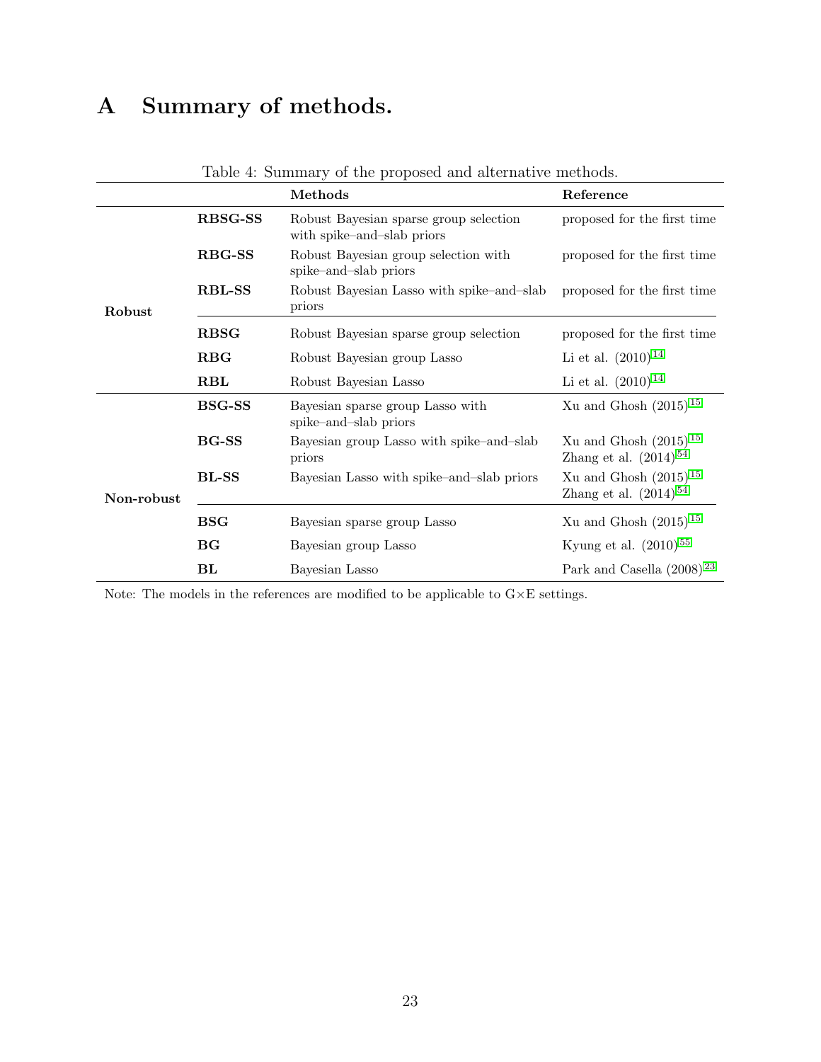# A Summary of methods.

Table 4: Summary of the proposed and alternative methods.

| | | Methods | Reference |
|---|---|---|---|
| Robust | **RBSG-SS** | Robust Bayesian sparse group selection with spike–and–slab priors | proposed for the first time |
| | **RBG-SS** | Robust Bayesian group selection with spike–and–slab priors | proposed for the first time |
| | **RBL-SS** | Robust Bayesian Lasso with spike–and–slab priors | proposed for the first time |
| | **RBSG** | Robust Bayesian sparse group selection | proposed for the first time |
| | **RBG** | Robust Bayesian group Lasso | Li et al. (2010)[14] |
| | **RBL** | Robust Bayesian Lasso | Li et al. (2010)[14] |
| Non-robust | **BSG-SS** | Bayesian sparse group Lasso with spike–and–slab priors | Xu and Ghosh (2015)[15] |
| | **BG-SS** | Bayesian group Lasso with spike–and–slab priors | Xu and Ghosh (2015)[15] Zhang et al. (2014)[54] |
| | **BL-SS** | Bayesian Lasso with spike–and–slab priors | Xu and Ghosh (2015)[15] Zhang et al. (2014)[54] |
| | **BSG** | Bayesian sparse group Lasso | Xu and Ghosh (2015)[15] |
| | **BG** | Bayesian group Lasso | Kyung et al. (2010)[55] |
| | **BL** | Bayesian Lasso | Park and Casella (2008)[23] |

Note: The models in the references are modified to be applicable to G×E settings.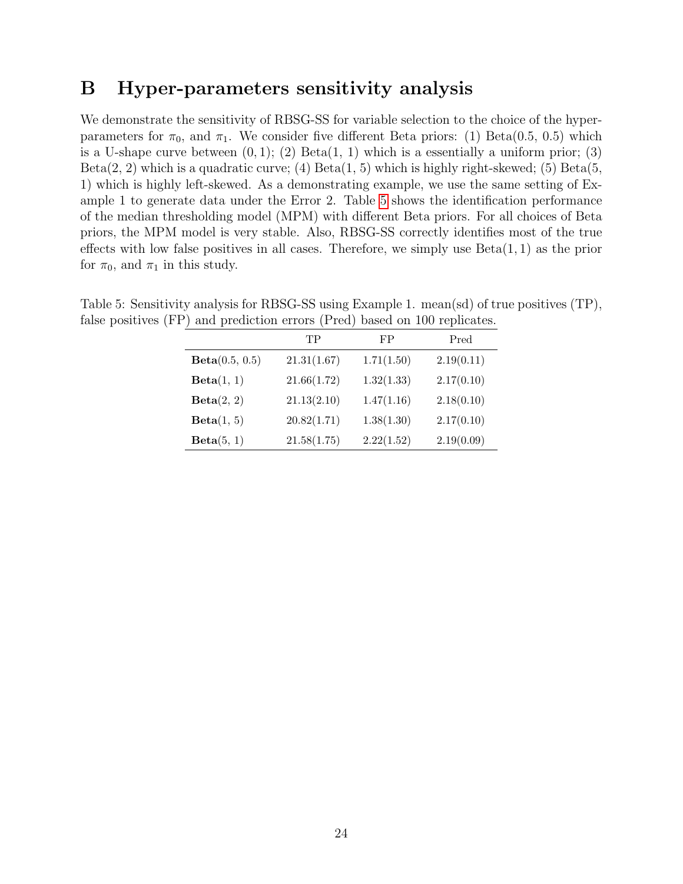# B Hyper-parameters sensitivity analysis

We demonstrate the sensitivity of RBSG-SS for variable selection to the choice of the hyper-parameters for $\pi_0$, and $\pi_1$. We consider five different Beta priors: (1) Beta(0.5, 0.5) which is a U-shape curve between $(0, 1)$; (2) Beta(1, 1) which is a essentially a uniform prior; (3) Beta(2, 2) which is a quadratic curve; (4) Beta(1, 5) which is highly right-skewed; (5) Beta(5, 1) which is highly left-skewed. As a demonstrating example, we use the same setting of Example 1 to generate data under the Error 2. Table 5 shows the identification performance of the median thresholding model (MPM) with different Beta priors. For all choices of Beta priors, the MPM model is very stable. Also, RBSG-SS correctly identifies most of the true effects with low false positives in all cases. Therefore, we simply use $\text{Beta}(1, 1)$ as the prior for $\pi_0$, and $\pi_1$ in this study.

Table 5: Sensitivity analysis for RBSG-SS using Example 1. mean(sd) of true positives (TP), false positives (FP) and prediction errors (Pred) based on 100 replicates.

| | TP | FP | Pred |
|---|---|---|---|
| **Beta**(0.5, 0.5) | 21.31(1.67) | 1.71(1.50) | 2.19(0.11) |
| **Beta**(1, 1) | 21.66(1.72) | 1.32(1.33) | 2.17(0.10) |
| **Beta**(2, 2) | 21.13(2.10) | 1.47(1.16) | 2.18(0.10) |
| **Beta**(1, 5) | 20.82(1.71) | 1.38(1.30) | 2.17(0.10) |
| **Beta**(5, 1) | 21.58(1.75) | 2.22(1.52) | 2.19(0.09) |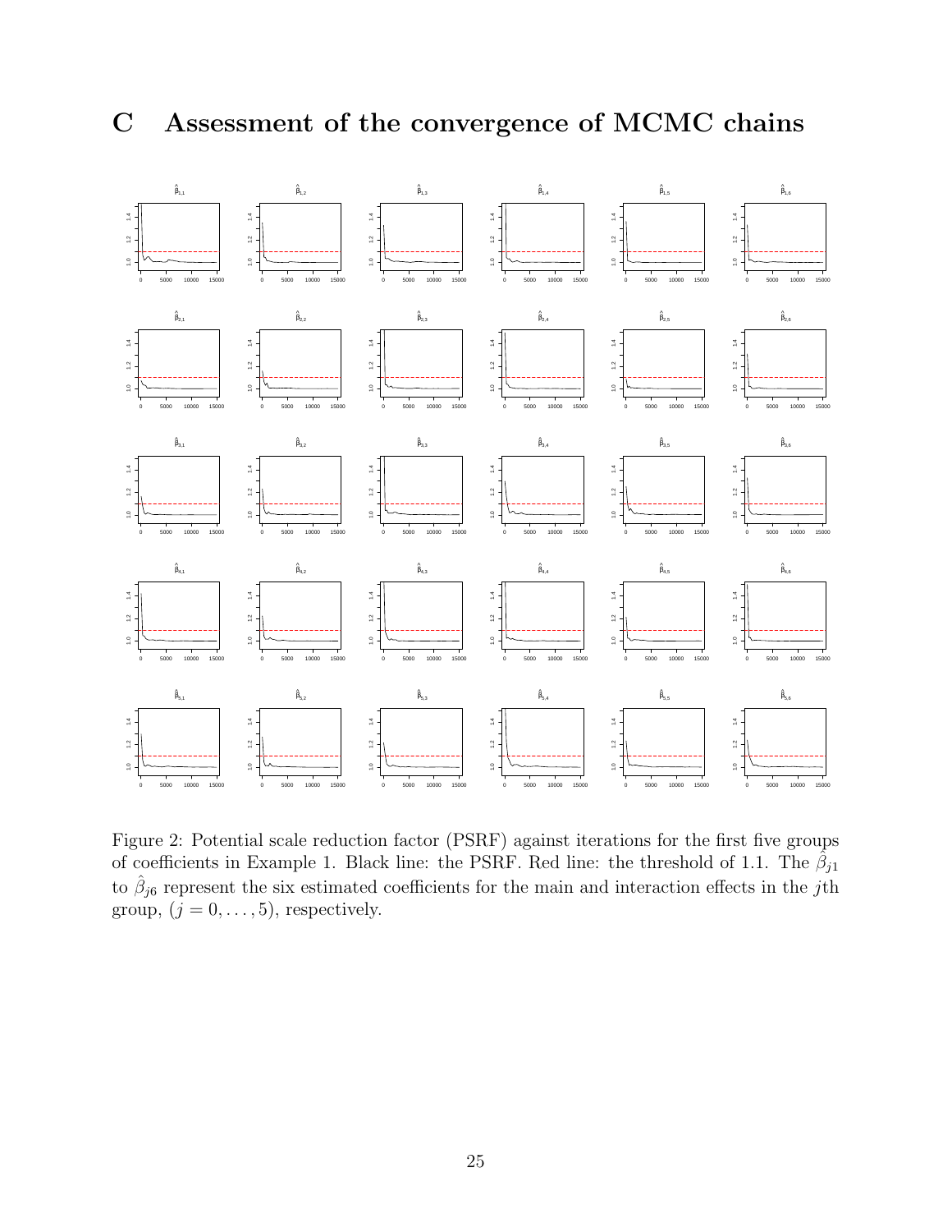# C Assessment of the convergence of MCMC chains

Figure 2: Potential scale reduction factor (PSRF) against iterations for the first five groups of coefficients in Example 1. Black line: the PSRF. Red line: the threshold of 1.1. The $\hat{\beta}_{j1}$ to $\hat{\beta}_{j6}$ represent the six estimated coefficients for the main and interaction effects in the $j$th group, $(j = 0, \ldots, 5)$, respectively.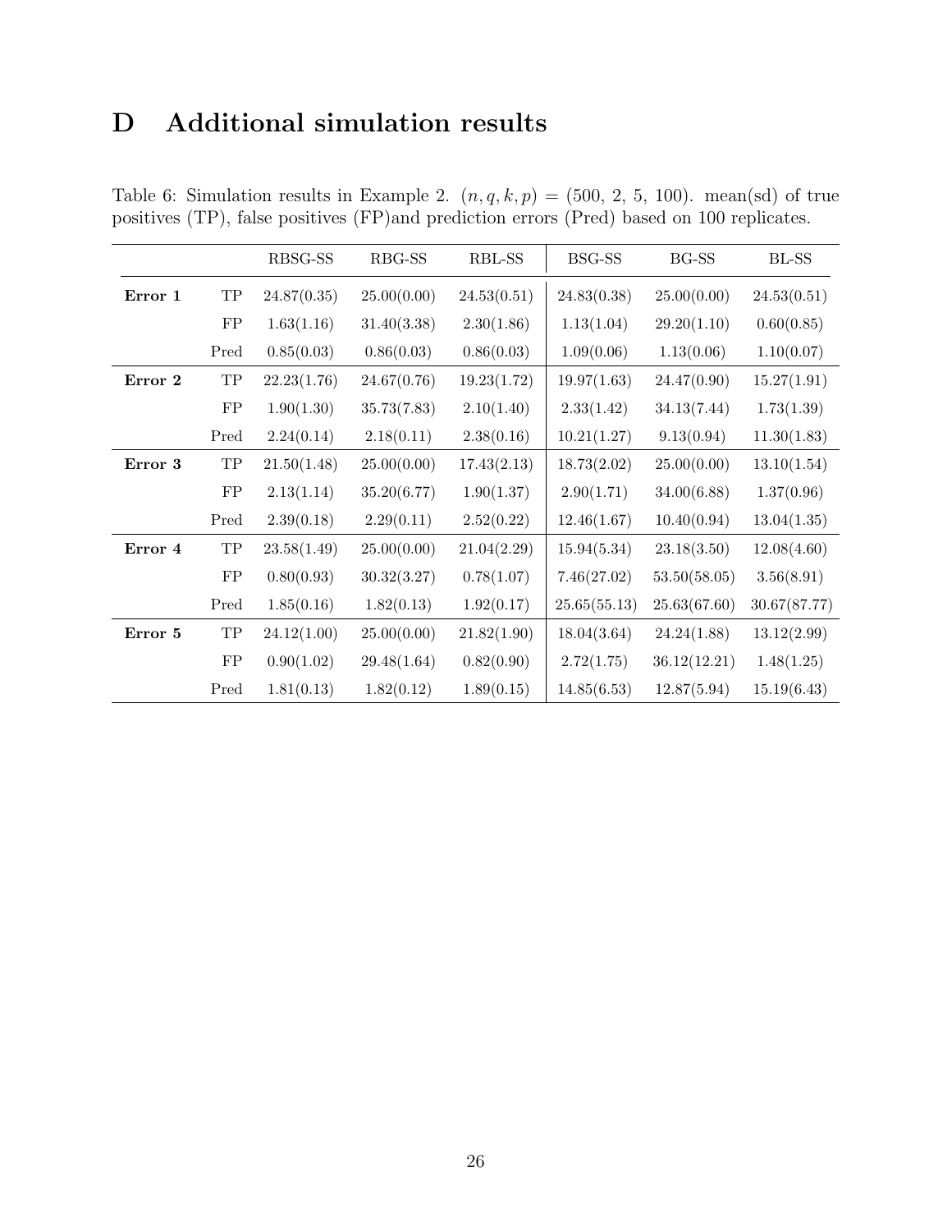# D Additional simulation results

Table 6: Simulation results in Example 2. $(n, q, k, p) = (500,\ 2,\ 5,\ 100)$. mean(sd) of true positives (TP), false positives (FP)and prediction errors (Pred) based on 100 replicates.

| | | RBSG-SS | RBG-SS | RBL-SS | BSG-SS | BG-SS | BL-SS |
|---|---|---|---|---|---|---|---|
| **Error 1** | TP | 24.87(0.35) | 25.00(0.00) | 24.53(0.51) | 24.83(0.38) | 25.00(0.00) | 24.53(0.51) |
| | FP | 1.63(1.16) | 31.40(3.38) | 2.30(1.86) | 1.13(1.04) | 29.20(1.10) | 0.60(0.85) |
| | Pred | 0.85(0.03) | 0.86(0.03) | 0.86(0.03) | 1.09(0.06) | 1.13(0.06) | 1.10(0.07) |
| **Error 2** | TP | 22.23(1.76) | 24.67(0.76) | 19.23(1.72) | 19.97(1.63) | 24.47(0.90) | 15.27(1.91) |
| | FP | 1.90(1.30) | 35.73(7.83) | 2.10(1.40) | 2.33(1.42) | 34.13(7.44) | 1.73(1.39) |
| | Pred | 2.24(0.14) | 2.18(0.11) | 2.38(0.16) | 10.21(1.27) | 9.13(0.94) | 11.30(1.83) |
| **Error 3** | TP | 21.50(1.48) | 25.00(0.00) | 17.43(2.13) | 18.73(2.02) | 25.00(0.00) | 13.10(1.54) |
| | FP | 2.13(1.14) | 35.20(6.77) | 1.90(1.37) | 2.90(1.71) | 34.00(6.88) | 1.37(0.96) |
| | Pred | 2.39(0.18) | 2.29(0.11) | 2.52(0.22) | 12.46(1.67) | 10.40(0.94) | 13.04(1.35) |
| **Error 4** | TP | 23.58(1.49) | 25.00(0.00) | 21.04(2.29) | 15.94(5.34) | 23.18(3.50) | 12.08(4.60) |
| | FP | 0.80(0.93) | 30.32(3.27) | 0.78(1.07) | 7.46(27.02) | 53.50(58.05) | 3.56(8.91) |
| | Pred | 1.85(0.16) | 1.82(0.13) | 1.92(0.17) | 25.65(55.13) | 25.63(67.60) | 30.67(87.77) |
| **Error 5** | TP | 24.12(1.00) | 25.00(0.00) | 21.82(1.90) | 18.04(3.64) | 24.24(1.88) | 13.12(2.99) |
| | FP | 0.90(1.02) | 29.48(1.64) | 0.82(0.90) | 2.72(1.75) | 36.12(12.21) | 1.48(1.25) |
| | Pred | 1.81(0.13) | 1.82(0.12) | 1.89(0.15) | 14.85(6.53) | 12.87(5.94) | 15.19(6.43) |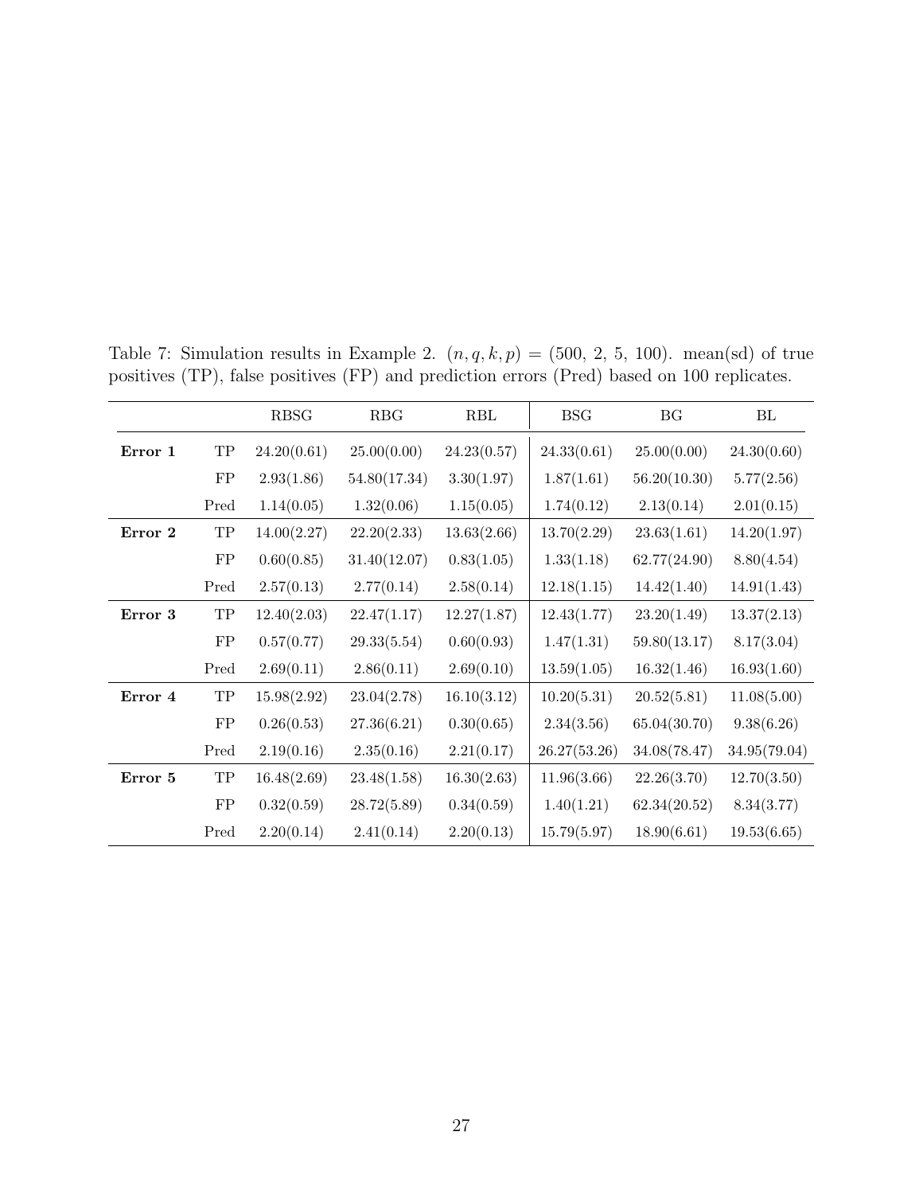Table 7: Simulation results in Example 2. $(n, q, k, p)$ = (500, 2, 5, 100). mean(sd) of true positives (TP), false positives (FP) and prediction errors (Pred) based on 100 replicates.

| | | RBSG | RBG | RBL | BSG | BG | BL |
|---|---|---|---|---|---|---|---|
| **Error 1** | TP | 24.20(0.61) | 25.00(0.00) | 24.23(0.57) | 24.33(0.61) | 25.00(0.00) | 24.30(0.60) |
| | FP | 2.93(1.86) | 54.80(17.34) | 3.30(1.97) | 1.87(1.61) | 56.20(10.30) | 5.77(2.56) |
| | Pred | 1.14(0.05) | 1.32(0.06) | 1.15(0.05) | 1.74(0.12) | 2.13(0.14) | 2.01(0.15) |
| **Error 2** | TP | 14.00(2.27) | 22.20(2.33) | 13.63(2.66) | 13.70(2.29) | 23.63(1.61) | 14.20(1.97) |
| | FP | 0.60(0.85) | 31.40(12.07) | 0.83(1.05) | 1.33(1.18) | 62.77(24.90) | 8.80(4.54) |
| | Pred | 2.57(0.13) | 2.77(0.14) | 2.58(0.14) | 12.18(1.15) | 14.42(1.40) | 14.91(1.43) |
| **Error 3** | TP | 12.40(2.03) | 22.47(1.17) | 12.27(1.87) | 12.43(1.77) | 23.20(1.49) | 13.37(2.13) |
| | FP | 0.57(0.77) | 29.33(5.54) | 0.60(0.93) | 1.47(1.31) | 59.80(13.17) | 8.17(3.04) |
| | Pred | 2.69(0.11) | 2.86(0.11) | 2.69(0.10) | 13.59(1.05) | 16.32(1.46) | 16.93(1.60) |
| **Error 4** | TP | 15.98(2.92) | 23.04(2.78) | 16.10(3.12) | 10.20(5.31) | 20.52(5.81) | 11.08(5.00) |
| | FP | 0.26(0.53) | 27.36(6.21) | 0.30(0.65) | 2.34(3.56) | 65.04(30.70) | 9.38(6.26) |
| | Pred | 2.19(0.16) | 2.35(0.16) | 2.21(0.17) | 26.27(53.26) | 34.08(78.47) | 34.95(79.04) |
| **Error 5** | TP | 16.48(2.69) | 23.48(1.58) | 16.30(2.63) | 11.96(3.66) | 22.26(3.70) | 12.70(3.50) |
| | FP | 0.32(0.59) | 28.72(5.89) | 0.34(0.59) | 1.40(1.21) | 62.34(20.52) | 8.34(3.77) |
| | Pred | 2.20(0.14) | 2.41(0.14) | 2.20(0.13) | 15.79(5.97) | 18.90(6.61) | 19.53(6.65) |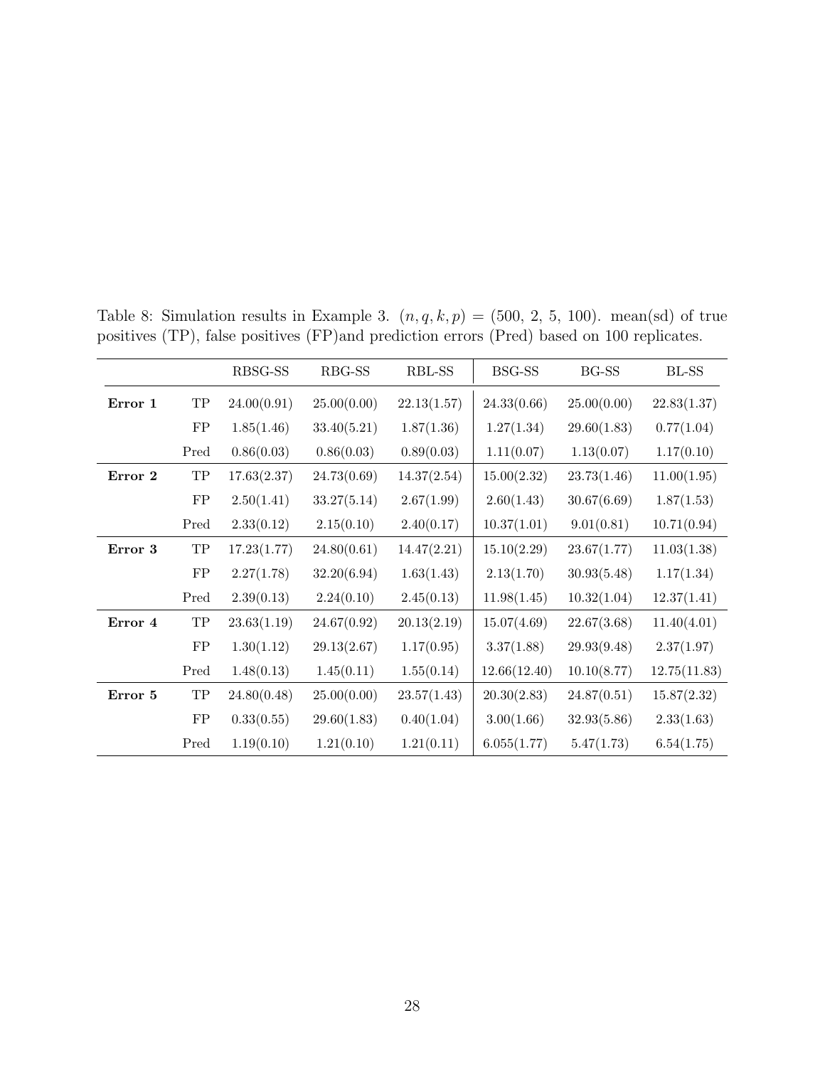Table 8: Simulation results in Example 3. $(n, q, k, p)$ = (500, 2, 5, 100). mean(sd) of true positives (TP), false positives (FP)and prediction errors (Pred) based on 100 replicates.

| | | RBSG-SS | RBG-SS | RBL-SS | BSG-SS | BG-SS | BL-SS |
|---|---|---|---|---|---|---|---|
| **Error 1** | TP | 24.00(0.91) | 25.00(0.00) | 22.13(1.57) | 24.33(0.66) | 25.00(0.00) | 22.83(1.37) |
| | FP | 1.85(1.46) | 33.40(5.21) | 1.87(1.36) | 1.27(1.34) | 29.60(1.83) | 0.77(1.04) |
| | Pred | 0.86(0.03) | 0.86(0.03) | 0.89(0.03) | 1.11(0.07) | 1.13(0.07) | 1.17(0.10) |
| **Error 2** | TP | 17.63(2.37) | 24.73(0.69) | 14.37(2.54) | 15.00(2.32) | 23.73(1.46) | 11.00(1.95) |
| | FP | 2.50(1.41) | 33.27(5.14) | 2.67(1.99) | 2.60(1.43) | 30.67(6.69) | 1.87(1.53) |
| | Pred | 2.33(0.12) | 2.15(0.10) | 2.40(0.17) | 10.37(1.01) | 9.01(0.81) | 10.71(0.94) |
| **Error 3** | TP | 17.23(1.77) | 24.80(0.61) | 14.47(2.21) | 15.10(2.29) | 23.67(1.77) | 11.03(1.38) |
| | FP | 2.27(1.78) | 32.20(6.94) | 1.63(1.43) | 2.13(1.70) | 30.93(5.48) | 1.17(1.34) |
| | Pred | 2.39(0.13) | 2.24(0.10) | 2.45(0.13) | 11.98(1.45) | 10.32(1.04) | 12.37(1.41) |
| **Error 4** | TP | 23.63(1.19) | 24.67(0.92) | 20.13(2.19) | 15.07(4.69) | 22.67(3.68) | 11.40(4.01) |
| | FP | 1.30(1.12) | 29.13(2.67) | 1.17(0.95) | 3.37(1.88) | 29.93(9.48) | 2.37(1.97) |
| | Pred | 1.48(0.13) | 1.45(0.11) | 1.55(0.14) | 12.66(12.40) | 10.10(8.77) | 12.75(11.83) |
| **Error 5** | TP | 24.80(0.48) | 25.00(0.00) | 23.57(1.43) | 20.30(2.83) | 24.87(0.51) | 15.87(2.32) |
| | FP | 0.33(0.55) | 29.60(1.83) | 0.40(1.04) | 3.00(1.66) | 32.93(5.86) | 2.33(1.63) |
| | Pred | 1.19(0.10) | 1.21(0.10) | 1.21(0.11) | 6.055(1.77) | 5.47(1.73) | 6.54(1.75) |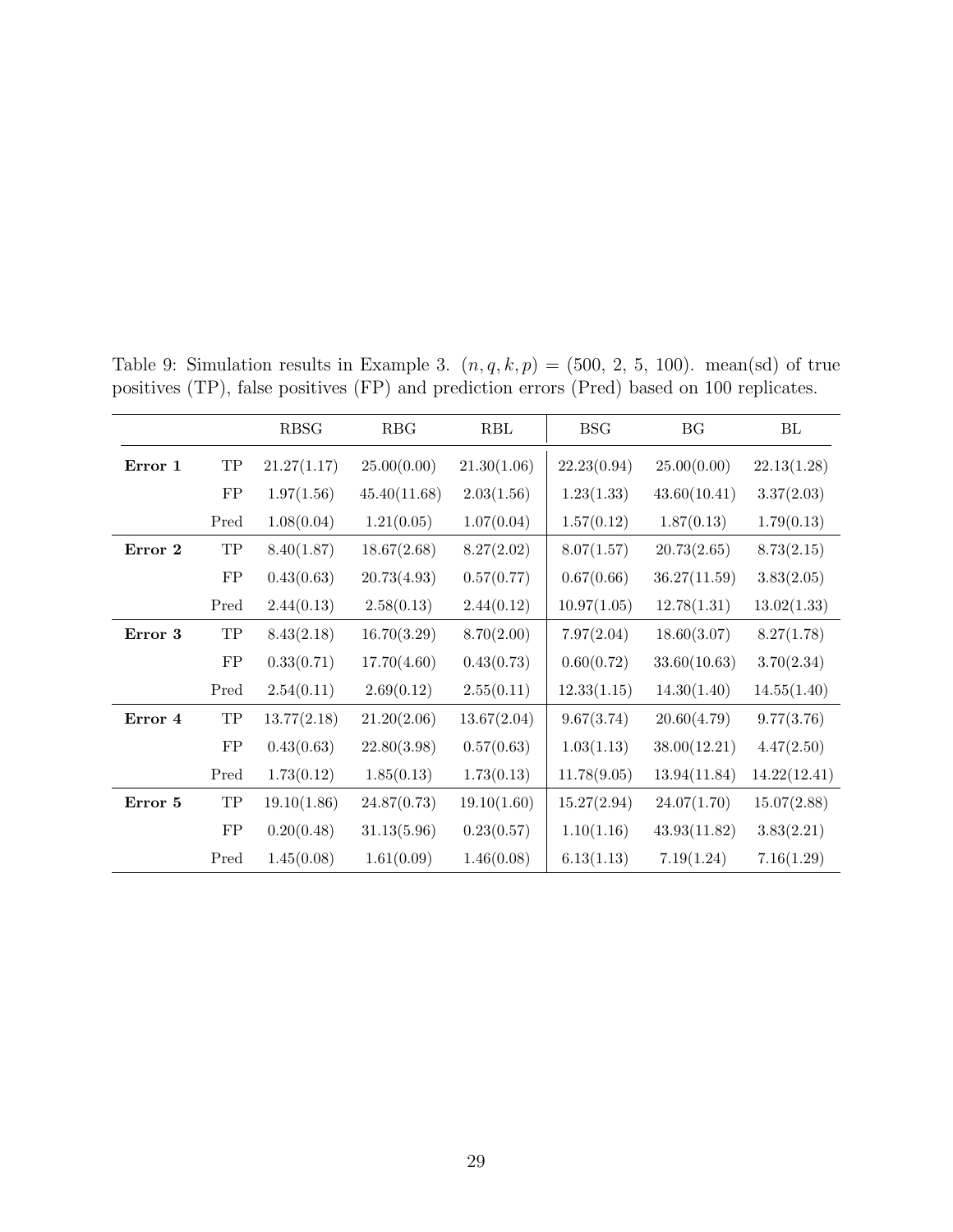Table 9: Simulation results in Example 3. $(n, q, k, p) = (500,\ 2,\ 5,\ 100)$. mean(sd) of true positives (TP), false positives (FP) and prediction errors (Pred) based on 100 replicates.

| | | RBSG | RBG | RBL | BSG | BG | BL |
|---|---|---|---|---|---|---|---|
| **Error 1** | TP | 21.27(1.17) | 25.00(0.00) | 21.30(1.06) | 22.23(0.94) | 25.00(0.00) | 22.13(1.28) |
| | FP | 1.97(1.56) | 45.40(11.68) | 2.03(1.56) | 1.23(1.33) | 43.60(10.41) | 3.37(2.03) |
| | Pred | 1.08(0.04) | 1.21(0.05) | 1.07(0.04) | 1.57(0.12) | 1.87(0.13) | 1.79(0.13) |
| **Error 2** | TP | 8.40(1.87) | 18.67(2.68) | 8.27(2.02) | 8.07(1.57) | 20.73(2.65) | 8.73(2.15) |
| | FP | 0.43(0.63) | 20.73(4.93) | 0.57(0.77) | 0.67(0.66) | 36.27(11.59) | 3.83(2.05) |
| | Pred | 2.44(0.13) | 2.58(0.13) | 2.44(0.12) | 10.97(1.05) | 12.78(1.31) | 13.02(1.33) |
| **Error 3** | TP | 8.43(2.18) | 16.70(3.29) | 8.70(2.00) | 7.97(2.04) | 18.60(3.07) | 8.27(1.78) |
| | FP | 0.33(0.71) | 17.70(4.60) | 0.43(0.73) | 0.60(0.72) | 33.60(10.63) | 3.70(2.34) |
| | Pred | 2.54(0.11) | 2.69(0.12) | 2.55(0.11) | 12.33(1.15) | 14.30(1.40) | 14.55(1.40) |
| **Error 4** | TP | 13.77(2.18) | 21.20(2.06) | 13.67(2.04) | 9.67(3.74) | 20.60(4.79) | 9.77(3.76) |
| | FP | 0.43(0.63) | 22.80(3.98) | 0.57(0.63) | 1.03(1.13) | 38.00(12.21) | 4.47(2.50) |
| | Pred | 1.73(0.12) | 1.85(0.13) | 1.73(0.13) | 11.78(9.05) | 13.94(11.84) | 14.22(12.41) |
| **Error 5** | TP | 19.10(1.86) | 24.87(0.73) | 19.10(1.60) | 15.27(2.94) | 24.07(1.70) | 15.07(2.88) |
| | FP | 0.20(0.48) | 31.13(5.96) | 0.23(0.57) | 1.10(1.16) | 43.93(11.82) | 3.83(2.21) |
| | Pred | 1.45(0.08) | 1.61(0.09) | 1.46(0.08) | 6.13(1.13) | 7.19(1.24) | 7.16(1.29) |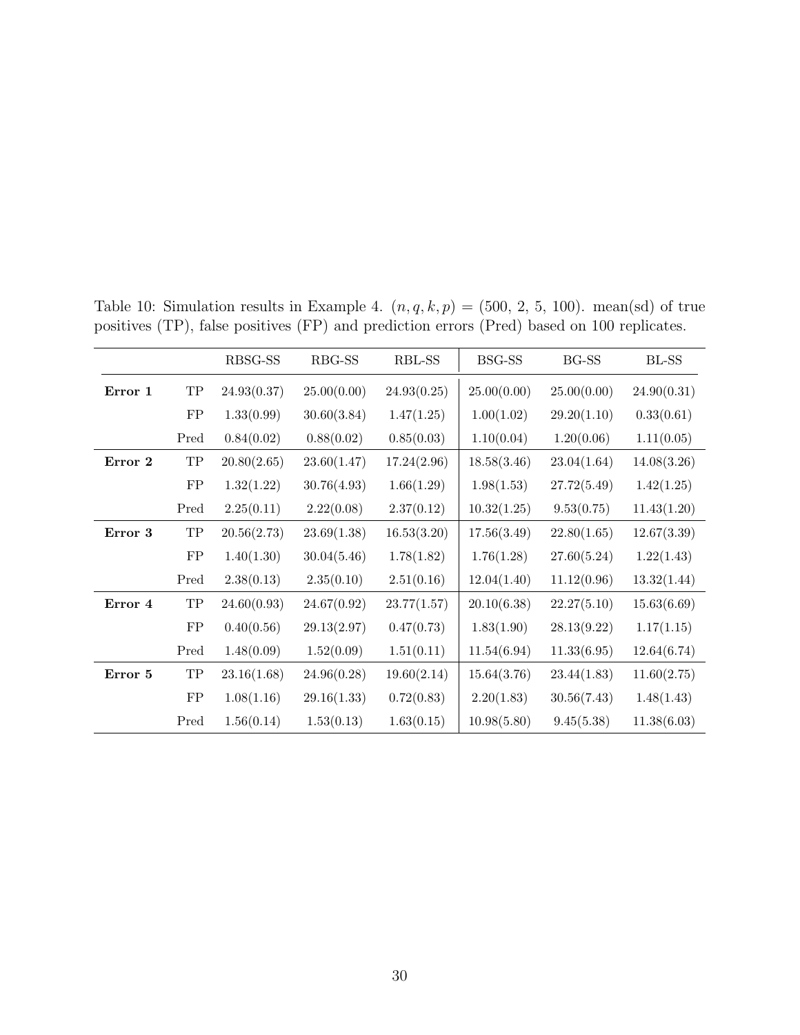Table 10: Simulation results in Example 4. $(n, q, k, p) = (500,\ 2,\ 5,\ 100)$. mean(sd) of true positives (TP), false positives (FP) and prediction errors (Pred) based on 100 replicates.

| | | RBSG-SS | RBG-SS | RBL-SS | BSG-SS | BG-SS | BL-SS |
|---|---|---|---|---|---|---|---|
| **Error 1** | TP | 24.93(0.37) | 25.00(0.00) | 24.93(0.25) | 25.00(0.00) | 25.00(0.00) | 24.90(0.31) |
| | FP | 1.33(0.99) | 30.60(3.84) | 1.47(1.25) | 1.00(1.02) | 29.20(1.10) | 0.33(0.61) |
| | Pred | 0.84(0.02) | 0.88(0.02) | 0.85(0.03) | 1.10(0.04) | 1.20(0.06) | 1.11(0.05) |
| **Error 2** | TP | 20.80(2.65) | 23.60(1.47) | 17.24(2.96) | 18.58(3.46) | 23.04(1.64) | 14.08(3.26) |
| | FP | 1.32(1.22) | 30.76(4.93) | 1.66(1.29) | 1.98(1.53) | 27.72(5.49) | 1.42(1.25) |
| | Pred | 2.25(0.11) | 2.22(0.08) | 2.37(0.12) | 10.32(1.25) | 9.53(0.75) | 11.43(1.20) |
| **Error 3** | TP | 20.56(2.73) | 23.69(1.38) | 16.53(3.20) | 17.56(3.49) | 22.80(1.65) | 12.67(3.39) |
| | FP | 1.40(1.30) | 30.04(5.46) | 1.78(1.82) | 1.76(1.28) | 27.60(5.24) | 1.22(1.43) |
| | Pred | 2.38(0.13) | 2.35(0.10) | 2.51(0.16) | 12.04(1.40) | 11.12(0.96) | 13.32(1.44) |
| **Error 4** | TP | 24.60(0.93) | 24.67(0.92) | 23.77(1.57) | 20.10(6.38) | 22.27(5.10) | 15.63(6.69) |
| | FP | 0.40(0.56) | 29.13(2.97) | 0.47(0.73) | 1.83(1.90) | 28.13(9.22) | 1.17(1.15) |
| | Pred | 1.48(0.09) | 1.52(0.09) | 1.51(0.11) | 11.54(6.94) | 11.33(6.95) | 12.64(6.74) |
| **Error 5** | TP | 23.16(1.68) | 24.96(0.28) | 19.60(2.14) | 15.64(3.76) | 23.44(1.83) | 11.60(2.75) |
| | FP | 1.08(1.16) | 29.16(1.33) | 0.72(0.83) | 2.20(1.83) | 30.56(7.43) | 1.48(1.43) |
| | Pred | 1.56(0.14) | 1.53(0.13) | 1.63(0.15) | 10.98(5.80) | 9.45(5.38) | 11.38(6.03) |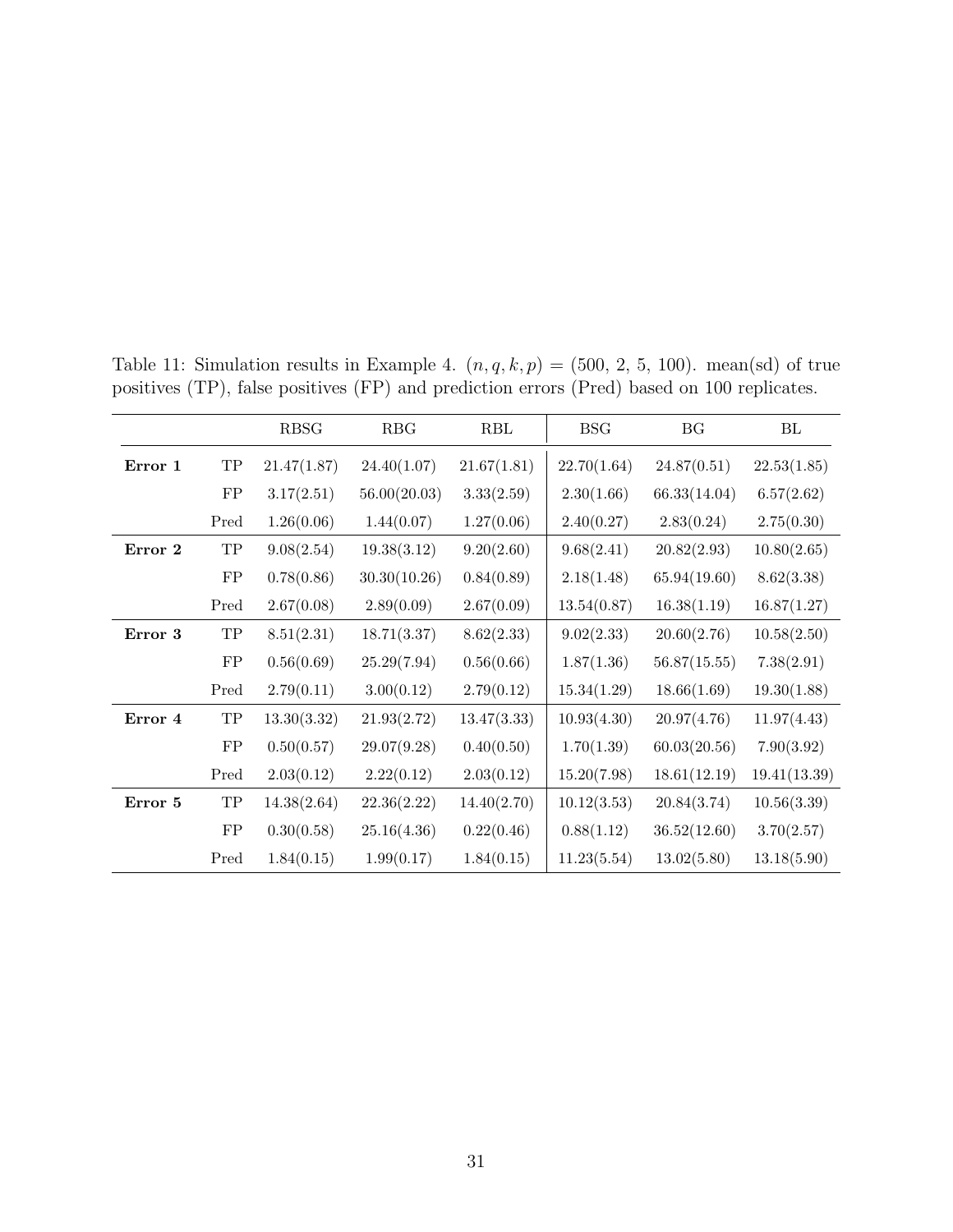Table 11: Simulation results in Example 4. $(n, q, k, p) = (500,\ 2,\ 5,\ 100)$. mean(sd) of true positives (TP), false positives (FP) and prediction errors (Pred) based on 100 replicates.

| | | RBSG | RBG | RBL | BSG | BG | BL |
|---|---|---|---|---|---|---|---|
| **Error 1** | TP | 21.47(1.87) | 24.40(1.07) | 21.67(1.81) | 22.70(1.64) | 24.87(0.51) | 22.53(1.85) |
| | FP | 3.17(2.51) | 56.00(20.03) | 3.33(2.59) | 2.30(1.66) | 66.33(14.04) | 6.57(2.62) |
| | Pred | 1.26(0.06) | 1.44(0.07) | 1.27(0.06) | 2.40(0.27) | 2.83(0.24) | 2.75(0.30) |
| **Error 2** | TP | 9.08(2.54) | 19.38(3.12) | 9.20(2.60) | 9.68(2.41) | 20.82(2.93) | 10.80(2.65) |
| | FP | 0.78(0.86) | 30.30(10.26) | 0.84(0.89) | 2.18(1.48) | 65.94(19.60) | 8.62(3.38) |
| | Pred | 2.67(0.08) | 2.89(0.09) | 2.67(0.09) | 13.54(0.87) | 16.38(1.19) | 16.87(1.27) |
| **Error 3** | TP | 8.51(2.31) | 18.71(3.37) | 8.62(2.33) | 9.02(2.33) | 20.60(2.76) | 10.58(2.50) |
| | FP | 0.56(0.69) | 25.29(7.94) | 0.56(0.66) | 1.87(1.36) | 56.87(15.55) | 7.38(2.91) |
| | Pred | 2.79(0.11) | 3.00(0.12) | 2.79(0.12) | 15.34(1.29) | 18.66(1.69) | 19.30(1.88) |
| **Error 4** | TP | 13.30(3.32) | 21.93(2.72) | 13.47(3.33) | 10.93(4.30) | 20.97(4.76) | 11.97(4.43) |
| | FP | 0.50(0.57) | 29.07(9.28) | 0.40(0.50) | 1.70(1.39) | 60.03(20.56) | 7.90(3.92) |
| | Pred | 2.03(0.12) | 2.22(0.12) | 2.03(0.12) | 15.20(7.98) | 18.61(12.19) | 19.41(13.39) |
| **Error 5** | TP | 14.38(2.64) | 22.36(2.22) | 14.40(2.70) | 10.12(3.53) | 20.84(3.74) | 10.56(3.39) |
| | FP | 0.30(0.58) | 25.16(4.36) | 0.22(0.46) | 0.88(1.12) | 36.52(12.60) | 3.70(2.57) |
| | Pred | 1.84(0.15) | 1.99(0.17) | 1.84(0.15) | 11.23(5.54) | 13.02(5.80) | 13.18(5.90) |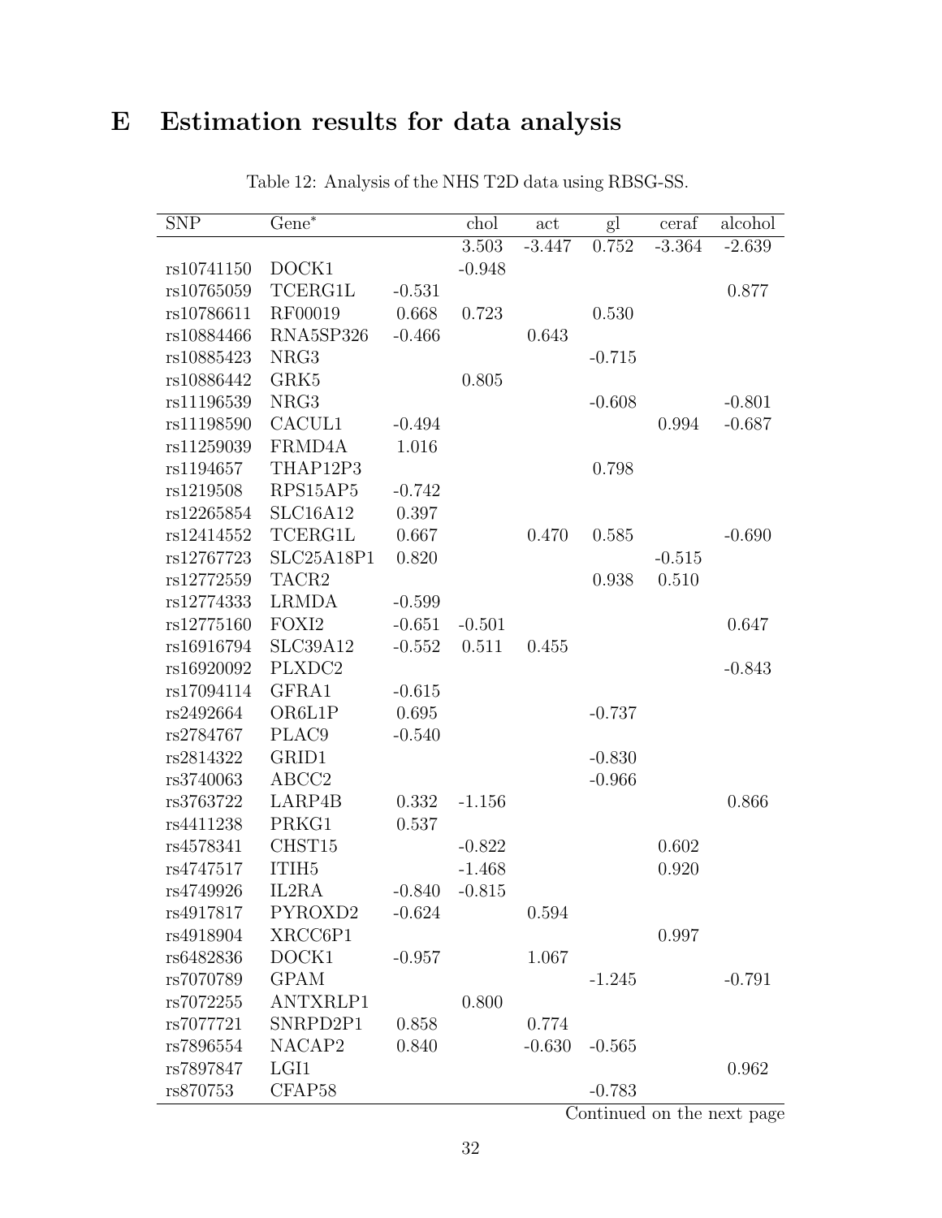# E Estimation results for data analysis

Table 12: Analysis of the NHS T2D data using RBSG-SS.

| SNP | Gene* | | chol | act | gl | ceraf | alcohol |
|---|---|---|---|---|---|---|---|
| | | | 3.503 | -3.447 | 0.752 | -3.364 | -2.639 |
| rs10741150 | DOCK1 | | -0.948 | | | | |
| rs10765059 | TCERG1L | -0.531 | | | | | 0.877 |
| rs10786611 | RF00019 | 0.668 | 0.723 | | 0.530 | | |
| rs10884466 | RNA5SP326 | -0.466 | | 0.643 | | | |
| rs10885423 | NRG3 | | | | -0.715 | | |
| rs10886442 | GRK5 | | 0.805 | | | | |
| rs11196539 | NRG3 | | | | -0.608 | | -0.801 |
| rs11198590 | CACUL1 | -0.494 | | | | 0.994 | -0.687 |
| rs11259039 | FRMD4A | 1.016 | | | | | |
| rs1194657 | THAP12P3 | | | | 0.798 | | |
| rs1219508 | RPS15AP5 | -0.742 | | | | | |
| rs12265854 | SLC16A12 | 0.397 | | | | | |
| rs12414552 | TCERG1L | 0.667 | | 0.470 | 0.585 | | -0.690 |
| rs12767723 | SLC25A18P1 | 0.820 | | | | -0.515 | |
| rs12772559 | TACR2 | | | | 0.938 | 0.510 | |
| rs12774333 | LRMDA | -0.599 | | | | | |
| rs12775160 | FOXI2 | -0.651 | -0.501 | | | | 0.647 |
| rs16916794 | SLC39A12 | -0.552 | 0.511 | 0.455 | | | |
| rs16920092 | PLXDC2 | | | | | | -0.843 |
| rs17094114 | GFRA1 | -0.615 | | | | | |
| rs2492664 | OR6L1P | 0.695 | | | -0.737 | | |
| rs2784767 | PLAC9 | -0.540 | | | | | |
| rs2814322 | GRID1 | | | | -0.830 | | |
| rs3740063 | ABCC2 | | | | -0.966 | | |
| rs3763722 | LARP4B | 0.332 | -1.156 | | | | 0.866 |
| rs4411238 | PRKG1 | 0.537 | | | | | |
| rs4578341 | CHST15 | | -0.822 | | | 0.602 | |
| rs4747517 | ITIH5 | | -1.468 | | | 0.920 | |
| rs4749926 | IL2RA | -0.840 | -0.815 | | | | |
| rs4917817 | PYROXD2 | -0.624 | | 0.594 | | | |
| rs4918904 | XRCC6P1 | | | | | 0.997 | |
| rs6482836 | DOCK1 | -0.957 | | 1.067 | | | |
| rs7070789 | GPAM | | | | -1.245 | | -0.791 |
| rs7072255 | ANTXRLP1 | | 0.800 | | | | |
| rs7077721 | SNRPD2P1 | 0.858 | | 0.774 | | | |
| rs7896554 | NACAP2 | 0.840 | | -0.630 | -0.565 | | |
| rs7897847 | LGI1 | | | | | | 0.962 |
| rs870753 | CFAP58 | | | | -0.783 | | |

Continued on the next page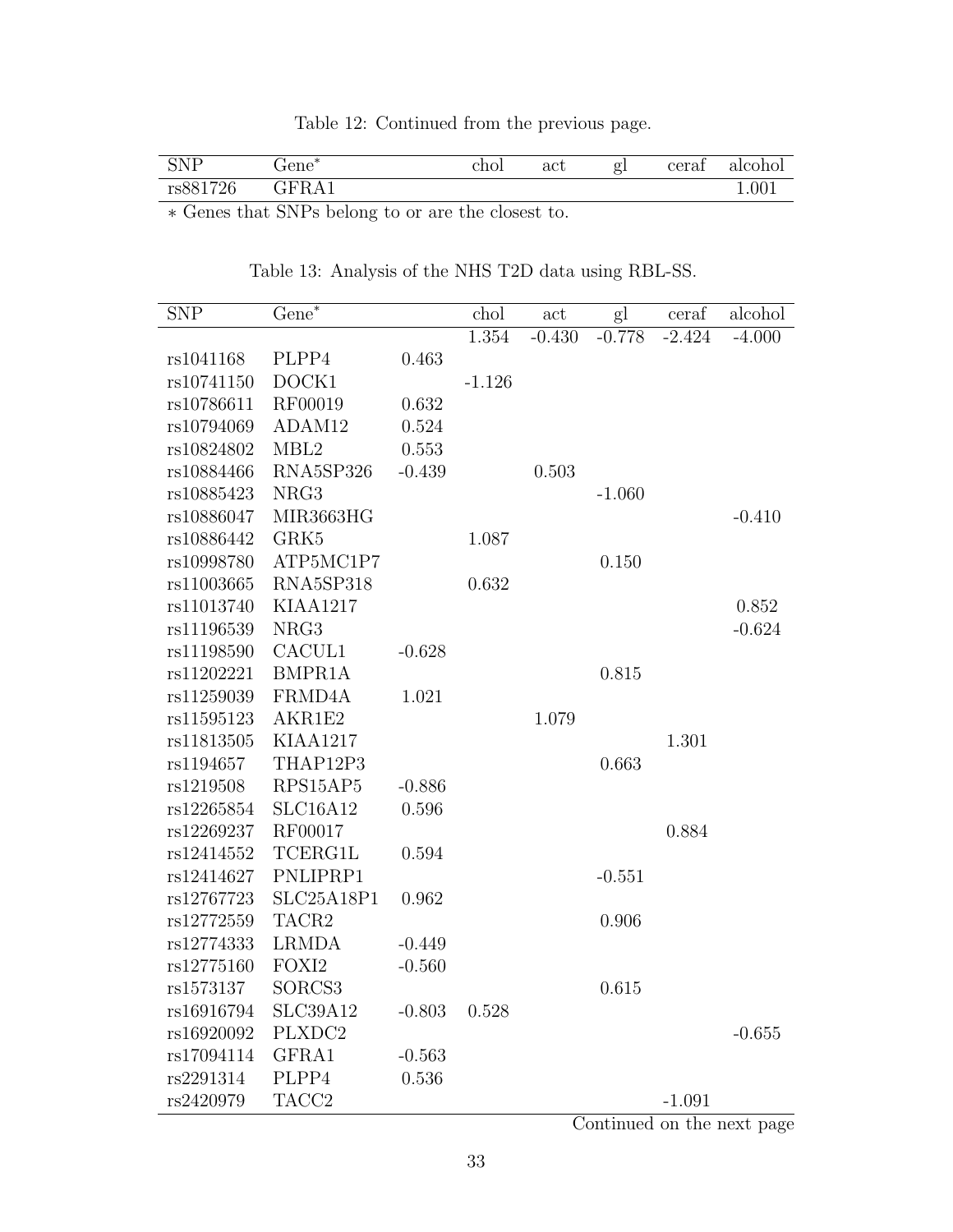Table 12: Continued from the previous page.

| SNP | Gene* | chol | act | gl | ceraf | alcohol |
|---|---|---|---|---|---|---|
| rs881726 | GFRA1 | | | | | 1.001 |

∗ Genes that SNPs belong to or are the closest to.

Table 13: Analysis of the NHS T2D data using RBL-SS.

| SNP | Gene* | | chol | act | gl | ceraf | alcohol |
|---|---|---|---|---|---|---|---|
| | | | 1.354 | -0.430 | -0.778 | -2.424 | -4.000 |
| rs1041168 | PLPP4 | 0.463 | | | | | |
| rs10741150 | DOCK1 | | -1.126 | | | | |
| rs10786611 | RF00019 | 0.632 | | | | | |
| rs10794069 | ADAM12 | 0.524 | | | | | |
| rs10824802 | MBL2 | 0.553 | | | | | |
| rs10884466 | RNA5SP326 | -0.439 | | 0.503 | | | |
| rs10885423 | NRG3 | | | | -1.060 | | |
| rs10886047 | MIR3663HG | | | | | | -0.410 |
| rs10886442 | GRK5 | | 1.087 | | | | |
| rs10998780 | ATP5MC1P7 | | | | 0.150 | | |
| rs11003665 | RNA5SP318 | | 0.632 | | | | |
| rs11013740 | KIAA1217 | | | | | | 0.852 |
| rs11196539 | NRG3 | | | | | | -0.624 |
| rs11198590 | CACUL1 | -0.628 | | | | | |
| rs11202221 | BMPR1A | | | | 0.815 | | |
| rs11259039 | FRMD4A | 1.021 | | | | | |
| rs11595123 | AKR1E2 | | | 1.079 | | | |
| rs11813505 | KIAA1217 | | | | | 1.301 | |
| rs1194657 | THAP12P3 | | | | 0.663 | | |
| rs1219508 | RPS15AP5 | -0.886 | | | | | |
| rs12265854 | SLC16A12 | 0.596 | | | | | |
| rs12269237 | RF00017 | | | | | 0.884 | |
| rs12414552 | TCERG1L | 0.594 | | | | | |
| rs12414627 | PNLIPRP1 | | | | -0.551 | | |
| rs12767723 | SLC25A18P1 | 0.962 | | | | | |
| rs12772559 | TACR2 | | | | 0.906 | | |
| rs12774333 | LRMDA | -0.449 | | | | | |
| rs12775160 | FOXI2 | -0.560 | | | | | |
| rs1573137 | SORCS3 | | | | 0.615 | | |
| rs16916794 | SLC39A12 | -0.803 | 0.528 | | | | |
| rs16920092 | PLXDC2 | | | | | | -0.655 |
| rs17094114 | GFRA1 | -0.563 | | | | | |
| rs2291314 | PLPP4 | 0.536 | | | | | |
| rs2420979 | TACC2 | | | | | -1.091 | |

Continued on the next page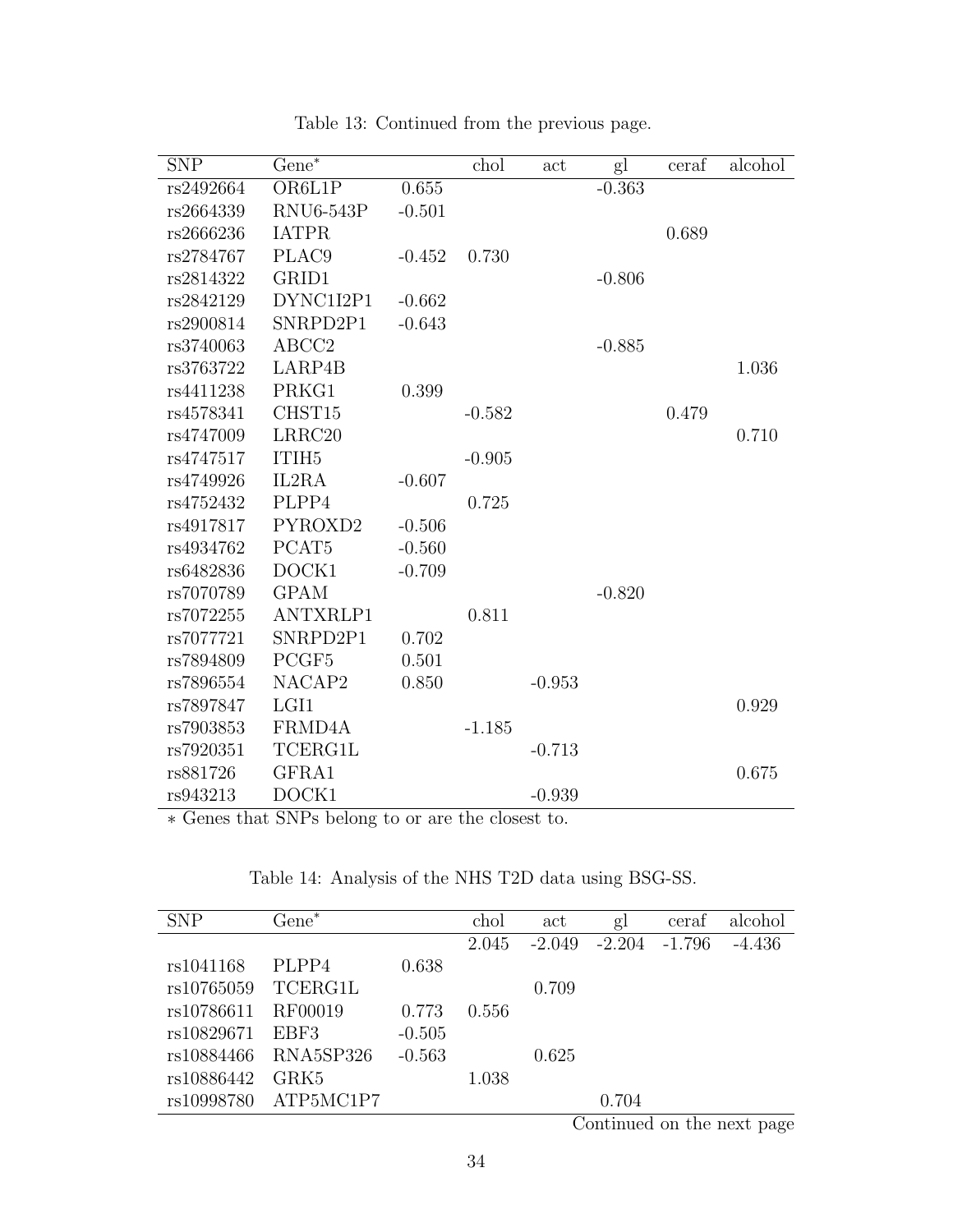Table 13: Continued from the previous page.

| SNP | Gene* | | chol | act | gl | ceraf | alcohol |
|---|---|---|---|---|---|---|---|
| rs2492664 | OR6L1P | 0.655 | | | -0.363 | | |
| rs2664339 | RNU6-543P | -0.501 | | | | | |
| rs2666236 | IATPR | | | | | 0.689 | |
| rs2784767 | PLAC9 | -0.452 | 0.730 | | | | |
| rs2814322 | GRID1 | | | | -0.806 | | |
| rs2842129 | DYNC1I2P1 | -0.662 | | | | | |
| rs2900814 | SNRPD2P1 | -0.643 | | | | | |
| rs3740063 | ABCC2 | | | | -0.885 | | |
| rs3763722 | LARP4B | | | | | | 1.036 |
| rs4411238 | PRKG1 | 0.399 | | | | | |
| rs4578341 | CHST15 | | -0.582 | | | 0.479 | |
| rs4747009 | LRRC20 | | | | | | 0.710 |
| rs4747517 | ITIH5 | | -0.905 | | | | |
| rs4749926 | IL2RA | -0.607 | | | | | |
| rs4752432 | PLPP4 | | 0.725 | | | | |
| rs4917817 | PYROXD2 | -0.506 | | | | | |
| rs4934762 | PCAT5 | -0.560 | | | | | |
| rs6482836 | DOCK1 | -0.709 | | | | | |
| rs7070789 | GPAM | | | | -0.820 | | |
| rs7072255 | ANTXRLP1 | | 0.811 | | | | |
| rs7077721 | SNRPD2P1 | 0.702 | | | | | |
| rs7894809 | PCGF5 | 0.501 | | | | | |
| rs7896554 | NACAP2 | 0.850 | | -0.953 | | | |
| rs7897847 | LGI1 | | | | | | 0.929 |
| rs7903853 | FRMD4A | | -1.185 | | | | |
| rs7920351 | TCERG1L | | | -0.713 | | | |
| rs881726 | GFRA1 | | | | | | 0.675 |
| rs943213 | DOCK1 | | | -0.939 | | | |

∗ Genes that SNPs belong to or are the closest to.

Table 14: Analysis of the NHS T2D data using BSG-SS.

| SNP | Gene* | | chol | act | gl | ceraf | alcohol |
|---|---|---|---|---|---|---|---|
| | | | 2.045 | -2.049 | -2.204 | -1.796 | -4.436 |
| rs1041168 | PLPP4 | 0.638 | | | | | |
| rs10765059 | TCERG1L | | | 0.709 | | | |
| rs10786611 | RF00019 | 0.773 | 0.556 | | | | |
| rs10829671 | EBF3 | -0.505 | | | | | |
| rs10884466 | RNA5SP326 | -0.563 | | 0.625 | | | |
| rs10886442 | GRK5 | | 1.038 | | | | |
| rs10998780 | ATP5MC1P7 | | | | 0.704 | | |

Continued on the next page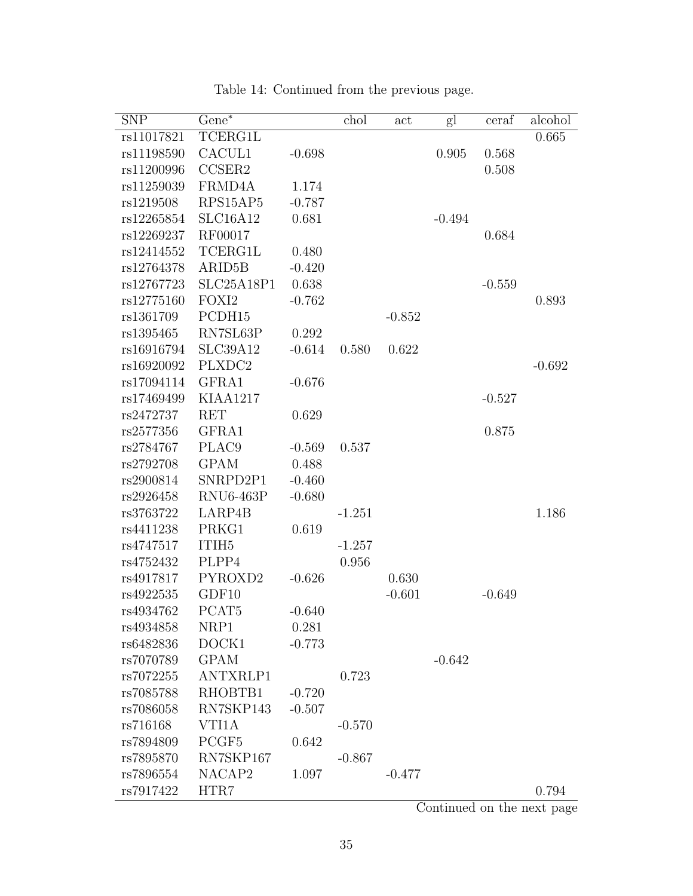Table 14: Continued from the previous page.

| SNP | Gene* | | chol | act | gl | ceraf | alcohol |
|---|---|---|---|---|---|---|---|
| rs11017821 | TCERG1L | | | | | | 0.665 |
| rs11198590 | CACUL1 | -0.698 | | | 0.905 | 0.568 | |
| rs11200996 | CCSER2 | | | | | 0.508 | |
| rs11259039 | FRMD4A | 1.174 | | | | | |
| rs1219508 | RPS15AP5 | -0.787 | | | | | |
| rs12265854 | SLC16A12 | 0.681 | | | -0.494 | | |
| rs12269237 | RF00017 | | | | | 0.684 | |
| rs12414552 | TCERG1L | 0.480 | | | | | |
| rs12764378 | ARID5B | -0.420 | | | | | |
| rs12767723 | SLC25A18P1 | 0.638 | | | | -0.559 | |
| rs12775160 | FOXI2 | -0.762 | | | | | 0.893 |
| rs1361709 | PCDH15 | | | -0.852 | | | |
| rs1395465 | RN7SL63P | 0.292 | | | | | |
| rs16916794 | SLC39A12 | -0.614 | 0.580 | 0.622 | | | |
| rs16920092 | PLXDC2 | | | | | | -0.692 |
| rs17094114 | GFRA1 | -0.676 | | | | | |
| rs17469499 | KIAA1217 | | | | | -0.527 | |
| rs2472737 | RET | 0.629 | | | | | |
| rs2577356 | GFRA1 | | | | | 0.875 | |
| rs2784767 | PLAC9 | -0.569 | 0.537 | | | | |
| rs2792708 | GPAM | 0.488 | | | | | |
| rs2900814 | SNRPD2P1 | -0.460 | | | | | |
| rs2926458 | RNU6-463P | -0.680 | | | | | |
| rs3763722 | LARP4B | | -1.251 | | | | 1.186 |
| rs4411238 | PRKG1 | 0.619 | | | | | |
| rs4747517 | ITIH5 | | -1.257 | | | | |
| rs4752432 | PLPP4 | | 0.956 | | | | |
| rs4917817 | PYROXD2 | -0.626 | | 0.630 | | | |
| rs4922535 | GDF10 | | | -0.601 | | -0.649 | |
| rs4934762 | PCAT5 | -0.640 | | | | | |
| rs4934858 | NRP1 | 0.281 | | | | | |
| rs6482836 | DOCK1 | -0.773 | | | | | |
| rs7070789 | GPAM | | | | -0.642 | | |
| rs7072255 | ANTXRLP1 | | 0.723 | | | | |
| rs7085788 | RHOBTB1 | -0.720 | | | | | |
| rs7086058 | RN7SKP143 | -0.507 | | | | | |
| rs716168 | VTI1A | | -0.570 | | | | |
| rs7894809 | PCGF5 | 0.642 | | | | | |
| rs7895870 | RN7SKP167 | | -0.867 | | | | |
| rs7896554 | NACAP2 | 1.097 | | -0.477 | | | |
| rs7917422 | HTR7 | | | | | | 0.794 |

Continued on the next page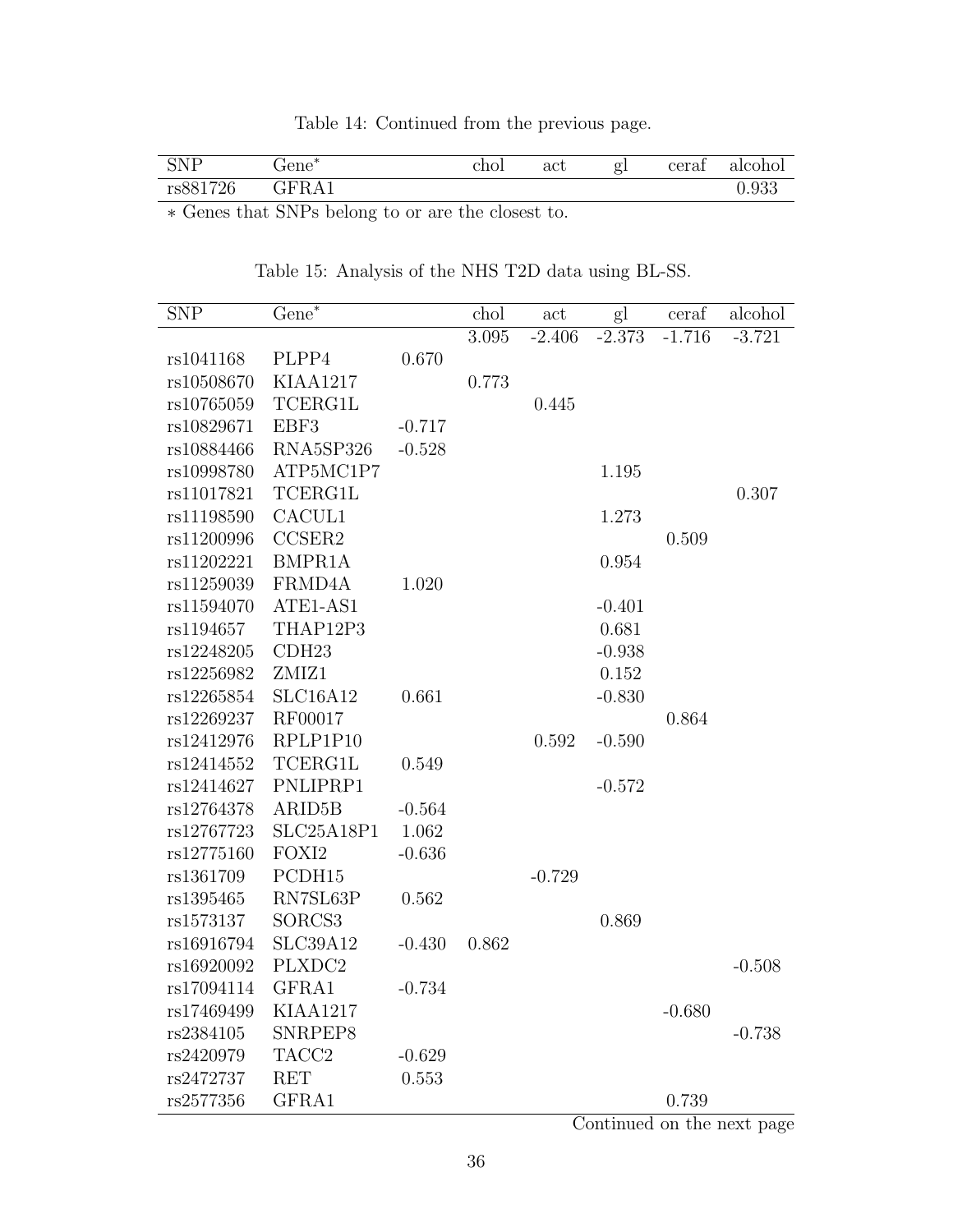Table 14: Continued from the previous page.

| SNP | Gene* | chol | act | gl | ceraf | alcohol |
|---|---|---|---|---|---|---|
| rs881726 | GFRA1 | | | | | 0.933 |

∗ Genes that SNPs belong to or are the closest to.

Table 15: Analysis of the NHS T2D data using BL-SS.

| SNP | Gene* | | chol | act | gl | ceraf | alcohol |
|---|---|---|---|---|---|---|---|
| | | | 3.095 | -2.406 | -2.373 | -1.716 | -3.721 |
| rs1041168 | PLPP4 | 0.670 | | | | | |
| rs10508670 | KIAA1217 | | 0.773 | | | | |
| rs10765059 | TCERG1L | | | 0.445 | | | |
| rs10829671 | EBF3 | -0.717 | | | | | |
| rs10884466 | RNA5SP326 | -0.528 | | | | | |
| rs10998780 | ATP5MC1P7 | | | | 1.195 | | |
| rs11017821 | TCERG1L | | | | | | 0.307 |
| rs11198590 | CACUL1 | | | | 1.273 | | |
| rs11200996 | CCSER2 | | | | | 0.509 | |
| rs11202221 | BMPR1A | | | | 0.954 | | |
| rs11259039 | FRMD4A | 1.020 | | | | | |
| rs11594070 | ATE1-AS1 | | | | -0.401 | | |
| rs1194657 | THAP12P3 | | | | 0.681 | | |
| rs12248205 | CDH23 | | | | -0.938 | | |
| rs12256982 | ZMIZ1 | | | | 0.152 | | |
| rs12265854 | SLC16A12 | 0.661 | | | -0.830 | | |
| rs12269237 | RF00017 | | | | | 0.864 | |
| rs12412976 | RPLP1P10 | | | 0.592 | -0.590 | | |
| rs12414552 | TCERG1L | 0.549 | | | | | |
| rs12414627 | PNLIPRP1 | | | | -0.572 | | |
| rs12764378 | ARID5B | -0.564 | | | | | |
| rs12767723 | SLC25A18P1 | 1.062 | | | | | |
| rs12775160 | FOXI2 | -0.636 | | | | | |
| rs1361709 | PCDH15 | | | -0.729 | | | |
| rs1395465 | RN7SL63P | 0.562 | | | | | |
| rs1573137 | SORCS3 | | | | 0.869 | | |
| rs16916794 | SLC39A12 | -0.430 | 0.862 | | | | |
| rs16920092 | PLXDC2 | | | | | | -0.508 |
| rs17094114 | GFRA1 | -0.734 | | | | | |
| rs17469499 | KIAA1217 | | | | | -0.680 | |
| rs2384105 | SNRPEP8 | | | | | | -0.738 |
| rs2420979 | TACC2 | -0.629 | | | | | |
| rs2472737 | RET | 0.553 | | | | | |
| rs2577356 | GFRA1 | | | | | 0.739 | |

Continued on the next page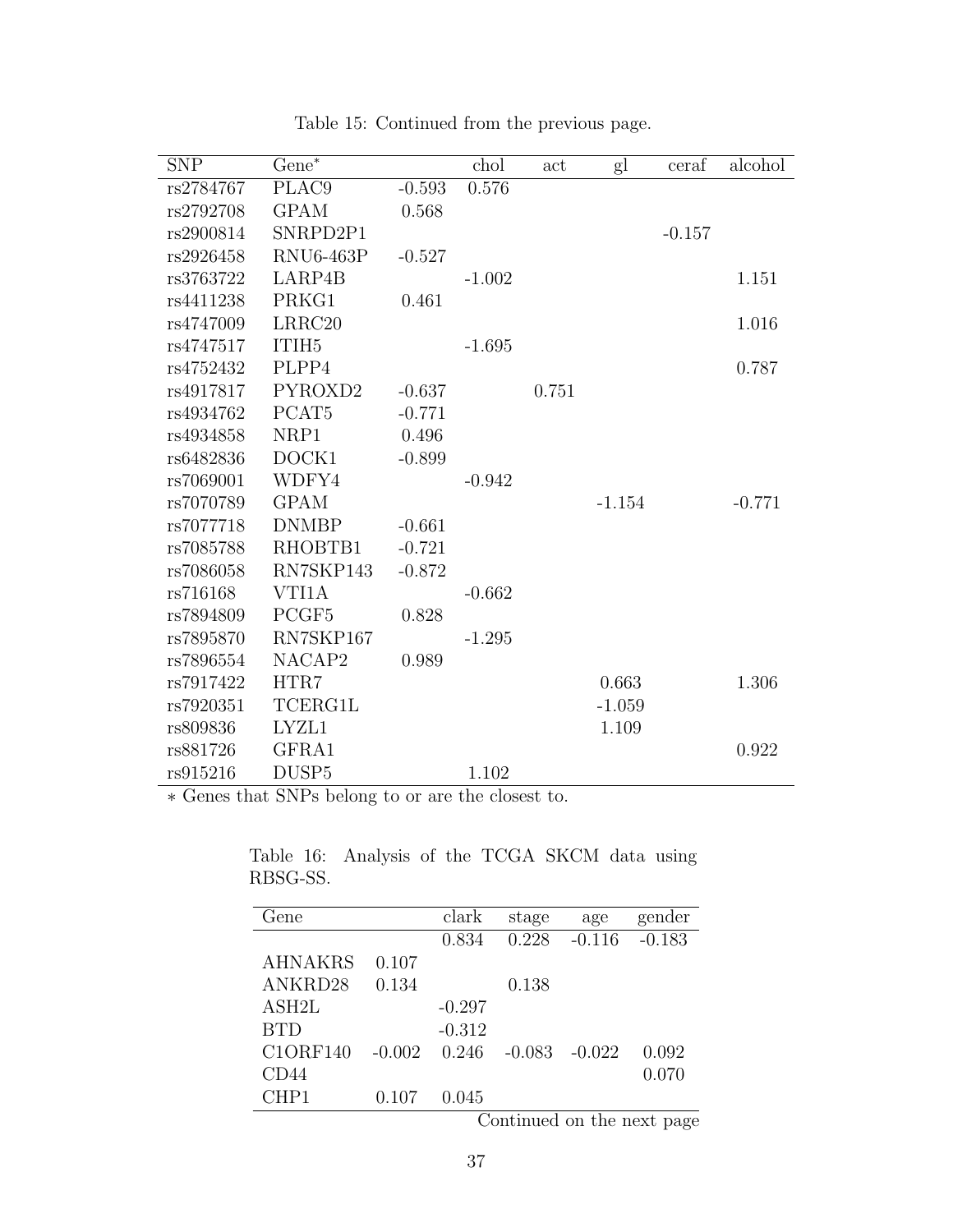Table 15: Continued from the previous page.

| SNP | Gene* | | chol | act | gl | ceraf | alcohol |
|---|---|---|---|---|---|---|---|
| rs2784767 | PLAC9 | -0.593 | 0.576 | | | | |
| rs2792708 | GPAM | 0.568 | | | | | |
| rs2900814 | SNRPD2P1 | | | | | -0.157 | |
| rs2926458 | RNU6-463P | -0.527 | | | | | |
| rs3763722 | LARP4B | | -1.002 | | | | 1.151 |
| rs4411238 | PRKG1 | 0.461 | | | | | |
| rs4747009 | LRRC20 | | | | | | 1.016 |
| rs4747517 | ITIH5 | | -1.695 | | | | |
| rs4752432 | PLPP4 | | | | | | 0.787 |
| rs4917817 | PYROXD2 | -0.637 | | 0.751 | | | |
| rs4934762 | PCAT5 | -0.771 | | | | | |
| rs4934858 | NRP1 | 0.496 | | | | | |
| rs6482836 | DOCK1 | -0.899 | | | | | |
| rs7069001 | WDFY4 | | -0.942 | | | | |
| rs7070789 | GPAM | | | | -1.154 | | -0.771 |
| rs7077718 | DNMBP | -0.661 | | | | | |
| rs7085788 | RHOBTB1 | -0.721 | | | | | |
| rs7086058 | RN7SKP143 | -0.872 | | | | | |
| rs716168 | VTI1A | | -0.662 | | | | |
| rs7894809 | PCGF5 | 0.828 | | | | | |
| rs7895870 | RN7SKP167 | | -1.295 | | | | |
| rs7896554 | NACAP2 | 0.989 | | | | | |
| rs7917422 | HTR7 | | | | 0.663 | | 1.306 |
| rs7920351 | TCERG1L | | | | -1.059 | | |
| rs809836 | LYZL1 | | | | 1.109 | | |
| rs881726 | GFRA1 | | | | | | 0.922 |
| rs915216 | DUSP5 | | 1.102 | | | | |

* Genes that SNPs belong to or are the closest to.

Table 16: Analysis of the TCGA SKCM data using RBSG-SS.

| Gene | | clark | stage | age | gender |
|---|---|---|---|---|---|
| | | 0.834 | 0.228 | -0.116 | -0.183 |
| AHNAKRS | 0.107 | | | | |
| ANKRD28 | 0.134 | | 0.138 | | |
| ASH2L | | -0.297 | | | |
| BTD | | -0.312 | | | |
| C1ORF140 | -0.002 | 0.246 | -0.083 | -0.022 | 0.092 |
| CD44 | | | | | 0.070 |
| CHP1 | 0.107 | 0.045 | | | |

Continued on the next page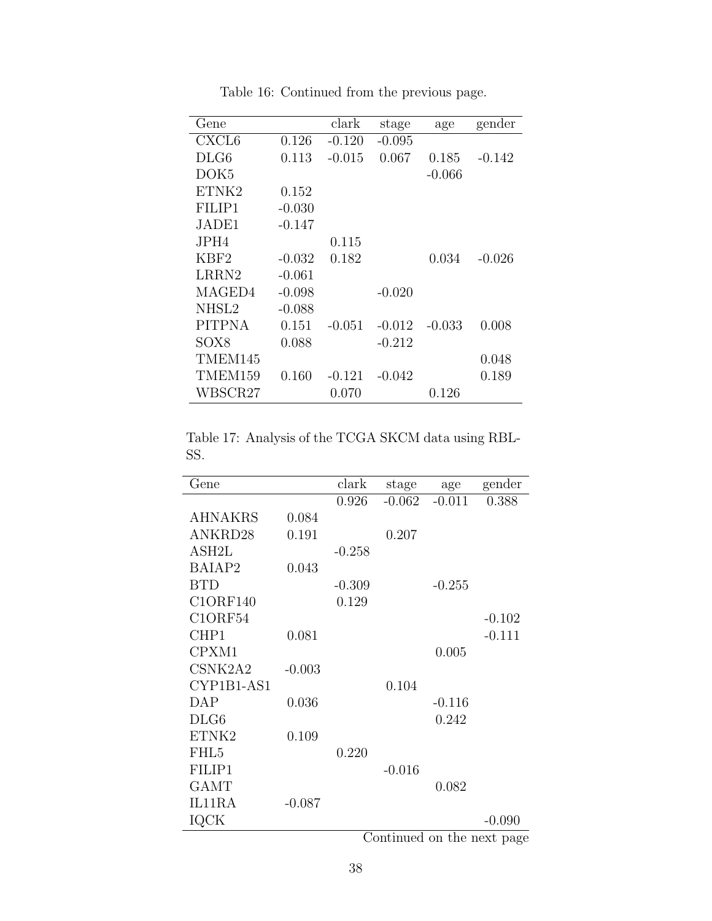Table 16: Continued from the previous page.

| Gene | | clark | stage | age | gender |
|---|---|---|---|---|---|
| CXCL6 | 0.126 | -0.120 | -0.095 | | |
| DLG6 | 0.113 | -0.015 | 0.067 | 0.185 | -0.142 |
| DOK5 | | | | -0.066 | |
| ETNK2 | 0.152 | | | | |
| FILIP1 | -0.030 | | | | |
| JADE1 | -0.147 | | | | |
| JPH4 | | 0.115 | | | |
| KBF2 | -0.032 | 0.182 | | 0.034 | -0.026 |
| LRRN2 | -0.061 | | | | |
| MAGED4 | -0.098 | | -0.020 | | |
| NHSL2 | -0.088 | | | | |
| PITPNA | 0.151 | -0.051 | -0.012 | -0.033 | 0.008 |
| SOX8 | 0.088 | | -0.212 | | |
| TMEM145 | | | | | 0.048 |
| TMEM159 | 0.160 | -0.121 | -0.042 | | 0.189 |
| WBSCR27 | | 0.070 | | 0.126 | |

Table 17: Analysis of the TCGA SKCM data using RBL-SS.

| Gene | | clark | stage | age | gender |
|---|---|---|---|---|---|
| | | 0.926 | -0.062 | -0.011 | 0.388 |
| AHNAKRS | 0.084 | | | | |
| ANKRD28 | 0.191 | | 0.207 | | |
| ASH2L | | -0.258 | | | |
| BAIAP2 | 0.043 | | | | |
| BTD | | -0.309 | | -0.255 | |
| C1ORF140 | | 0.129 | | | |
| C1ORF54 | | | | | -0.102 |
| CHP1 | 0.081 | | | | -0.111 |
| CPXM1 | | | | 0.005 | |
| CSNK2A2 | -0.003 | | | | |
| CYP1B1-AS1 | | | 0.104 | | |
| DAP | 0.036 | | | -0.116 | |
| DLG6 | | | | 0.242 | |
| ETNK2 | 0.109 | | | | |
| FHL5 | | 0.220 | | | |
| FILIP1 | | | -0.016 | | |
| GAMT | | | | 0.082 | |
| IL11RA | -0.087 | | | | |
| IQCK | | | | | -0.090 |

Continued on the next page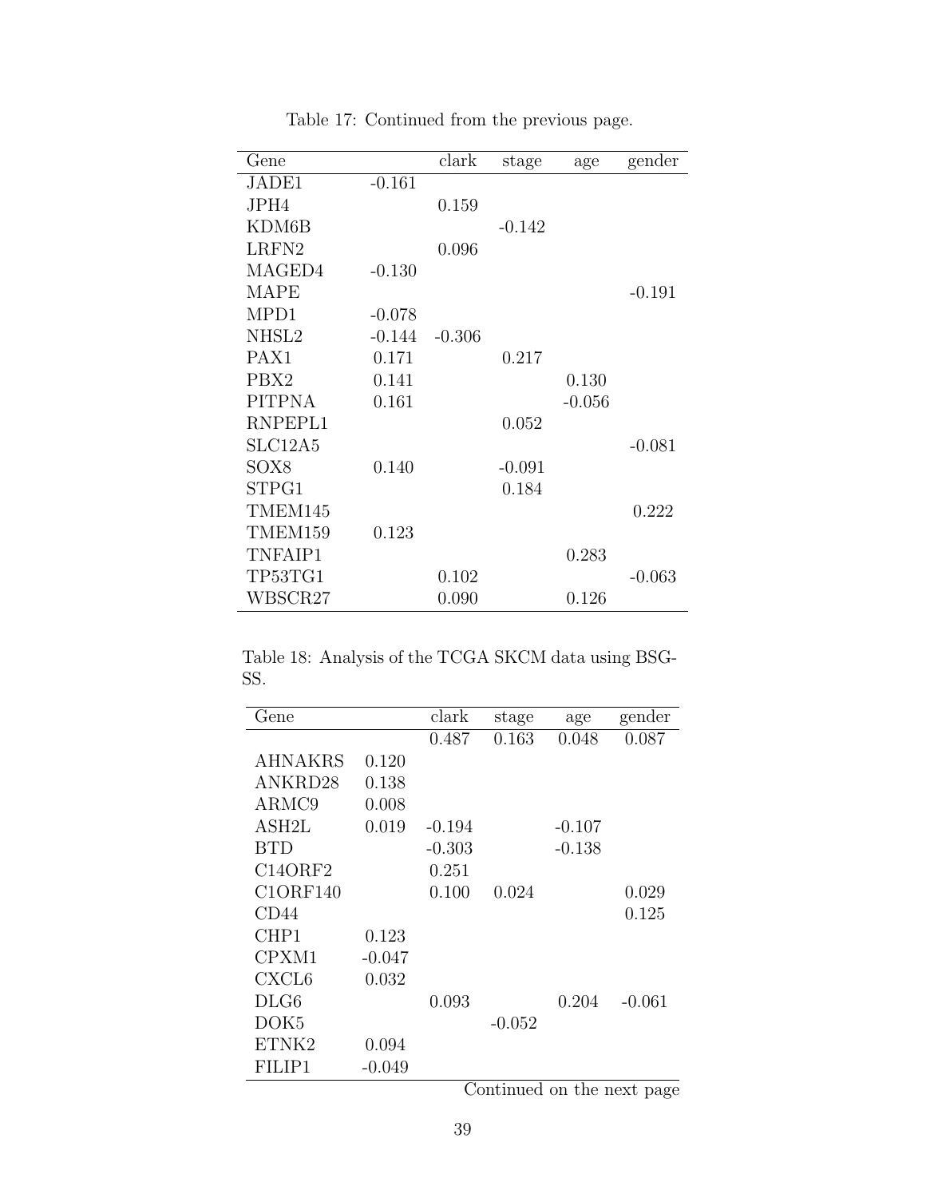Table 17: Continued from the previous page.

| Gene | | clark | stage | age | gender |
|---|---|---|---|---|---|
| JADE1 | -0.161 | | | | |
| JPH4 | | 0.159 | | | |
| KDM6B | | | -0.142 | | |
| LRFN2 | | 0.096 | | | |
| MAGED4 | -0.130 | | | | |
| MAPE | | | | | -0.191 |
| MPD1 | -0.078 | | | | |
| NHSL2 | -0.144 | -0.306 | | | |
| PAX1 | 0.171 | | 0.217 | | |
| PBX2 | 0.141 | | | 0.130 | |
| PITPNA | 0.161 | | | -0.056 | |
| RNPEPL1 | | | 0.052 | | |
| SLC12A5 | | | | | -0.081 |
| SOX8 | 0.140 | | -0.091 | | |
| STPG1 | | | 0.184 | | |
| TMEM145 | | | | | 0.222 |
| TMEM159 | 0.123 | | | | |
| TNFAIP1 | | | | 0.283 | |
| TP53TG1 | | 0.102 | | | -0.063 |
| WBSCR27 | | 0.090 | | 0.126 | |

Table 18: Analysis of the TCGA SKCM data using BSG-SS.

| Gene | | clark | stage | age | gender |
|---|---|---|---|---|---|
| | | 0.487 | 0.163 | 0.048 | 0.087 |
| AHNAKRS | 0.120 | | | | |
| ANKRD28 | 0.138 | | | | |
| ARMC9 | 0.008 | | | | |
| ASH2L | 0.019 | -0.194 | | -0.107 | |
| BTD | | -0.303 | | -0.138 | |
| C14ORF2 | | 0.251 | | | |
| C1ORF140 | | 0.100 | 0.024 | | 0.029 |
| CD44 | | | | | 0.125 |
| CHP1 | 0.123 | | | | |
| CPXM1 | -0.047 | | | | |
| CXCL6 | 0.032 | | | | |
| DLG6 | | 0.093 | | 0.204 | -0.061 |
| DOK5 | | | -0.052 | | |
| ETNK2 | 0.094 | | | | |
| FILIP1 | -0.049 | | | | |

Continued on the next page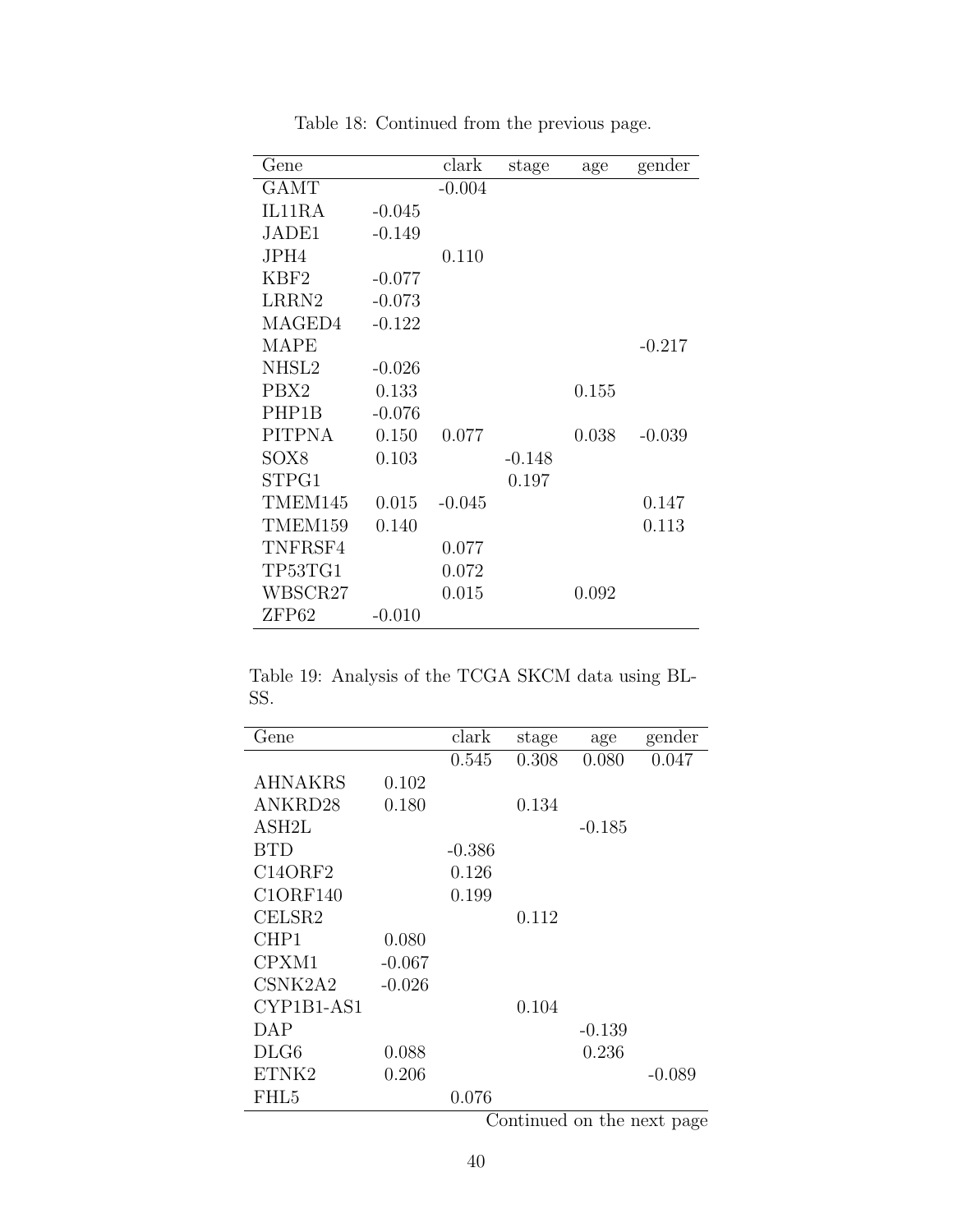Table 18: Continued from the previous page.

| Gene | | clark | stage | age | gender |
|---|---|---|---|---|---|
| GAMT | | -0.004 | | | |
| IL11RA | -0.045 | | | | |
| JADE1 | -0.149 | | | | |
| JPH4 | | 0.110 | | | |
| KBF2 | -0.077 | | | | |
| LRRN2 | -0.073 | | | | |
| MAGED4 | -0.122 | | | | |
| MAPE | | | | | -0.217 |
| NHSL2 | -0.026 | | | | |
| PBX2 | 0.133 | | | 0.155 | |
| PHP1B | -0.076 | | | | |
| PITPNA | 0.150 | 0.077 | | 0.038 | -0.039 |
| SOX8 | 0.103 | | -0.148 | | |
| STPG1 | | | 0.197 | | |
| TMEM145 | 0.015 | -0.045 | | | 0.147 |
| TMEM159 | 0.140 | | | | 0.113 |
| TNFRSF4 | | 0.077 | | | |
| TP53TG1 | | 0.072 | | | |
| WBSCR27 | | 0.015 | | 0.092 | |
| ZFP62 | -0.010 | | | | |

Table 19: Analysis of the TCGA SKCM data using BL-SS.

| Gene | | clark | stage | age | gender |
|---|---|---|---|---|---|
| | | 0.545 | 0.308 | 0.080 | 0.047 |
| AHNAKRS | 0.102 | | | | |
| ANKRD28 | 0.180 | | 0.134 | | |
| ASH2L | | | | -0.185 | |
| BTD | | -0.386 | | | |
| C14ORF2 | | 0.126 | | | |
| C1ORF140 | | 0.199 | | | |
| CELSR2 | | | 0.112 | | |
| CHP1 | 0.080 | | | | |
| CPXM1 | -0.067 | | | | |
| CSNK2A2 | -0.026 | | | | |
| CYP1B1-AS1 | | | 0.104 | | |
| DAP | | | | -0.139 | |
| DLG6 | 0.088 | | | 0.236 | |
| ETNK2 | 0.206 | | | | -0.089 |
| FHL5 | | 0.076 | | | |

Continued on the next page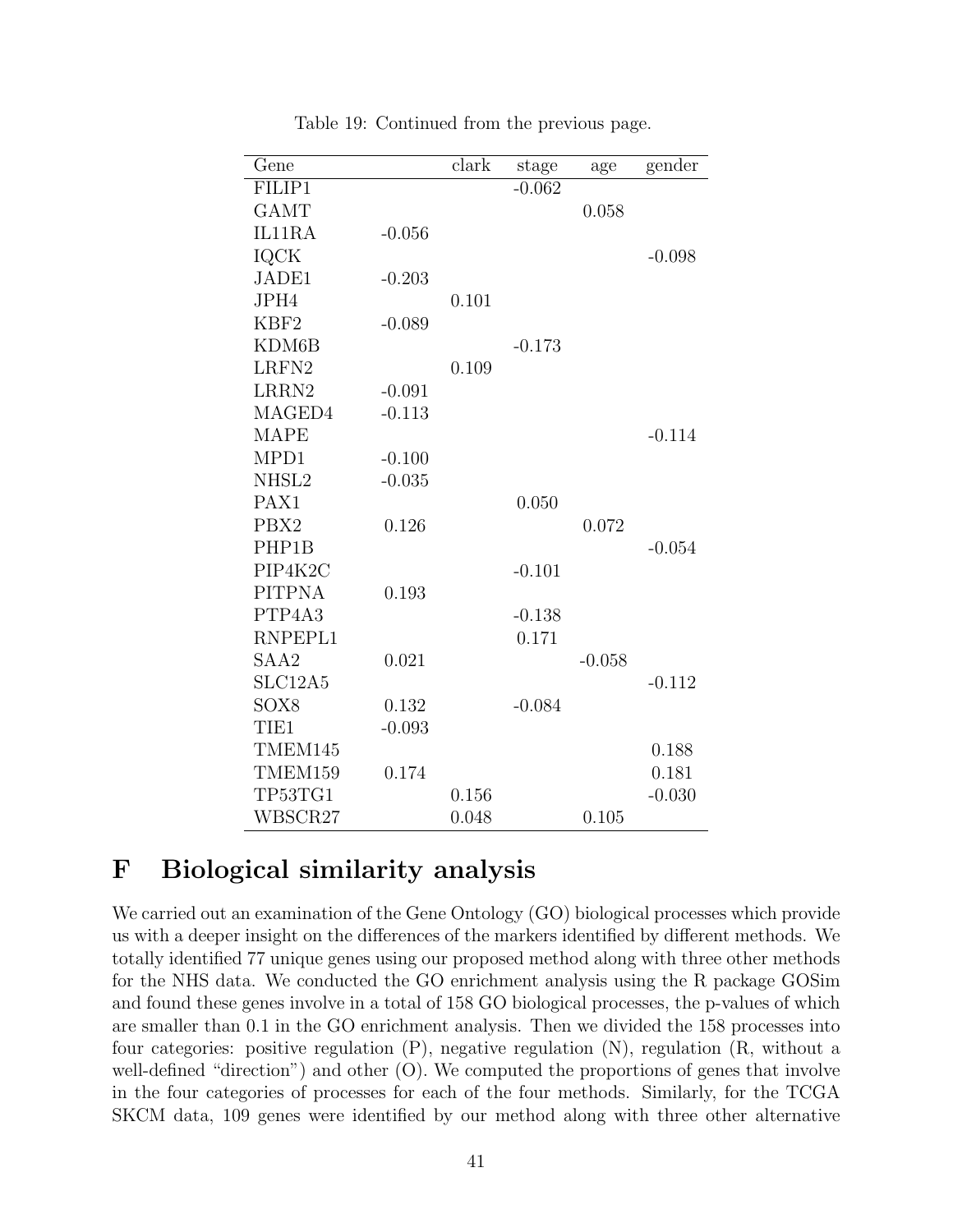Table 19: Continued from the previous page.

| Gene | | clark | stage | age | gender |
|---|---|---|---|---|---|
| FILIP1 | | | -0.062 | | |
| GAMT | | | | 0.058 | |
| IL11RA | -0.056 | | | | |
| IQCK | | | | | -0.098 |
| JADE1 | -0.203 | | | | |
| JPH4 | | 0.101 | | | |
| KBF2 | -0.089 | | | | |
| KDM6B | | | -0.173 | | |
| LRFN2 | | 0.109 | | | |
| LRRN2 | -0.091 | | | | |
| MAGED4 | -0.113 | | | | |
| MAPE | | | | | -0.114 |
| MPD1 | -0.100 | | | | |
| NHSL2 | -0.035 | | | | |
| PAX1 | | | 0.050 | | |
| PBX2 | 0.126 | | | 0.072 | |
| PHP1B | | | | | -0.054 |
| PIP4K2C | | | -0.101 | | |
| PITPNA | 0.193 | | | | |
| PTP4A3 | | | -0.138 | | |
| RNPEPL1 | | | 0.171 | | |
| SAA2 | 0.021 | | | -0.058 | |
| SLC12A5 | | | | | -0.112 |
| SOX8 | 0.132 | | -0.084 | | |
| TIE1 | -0.093 | | | | |
| TMEM145 | | | | | 0.188 |
| TMEM159 | 0.174 | | | | 0.181 |
| TP53TG1 | | 0.156 | | | -0.030 |
| WBSCR27 | | 0.048 | | 0.105 | |

# F Biological similarity analysis

We carried out an examination of the Gene Ontology (GO) biological processes which provide us with a deeper insight on the differences of the markers identified by different methods. We totally identified 77 unique genes using our proposed method along with three other methods for the NHS data. We conducted the GO enrichment analysis using the R package GOSim and found these genes involve in a total of 158 GO biological processes, the p-values of which are smaller than 0.1 in the GO enrichment analysis. Then we divided the 158 processes into four categories: positive regulation (P), negative regulation (N), regulation (R, without a well-defined "direction") and other (O). We computed the proportions of genes that involve in the four categories of processes for each of the four methods. Similarly, for the TCGA SKCM data, 109 genes were identified by our method along with three other alternative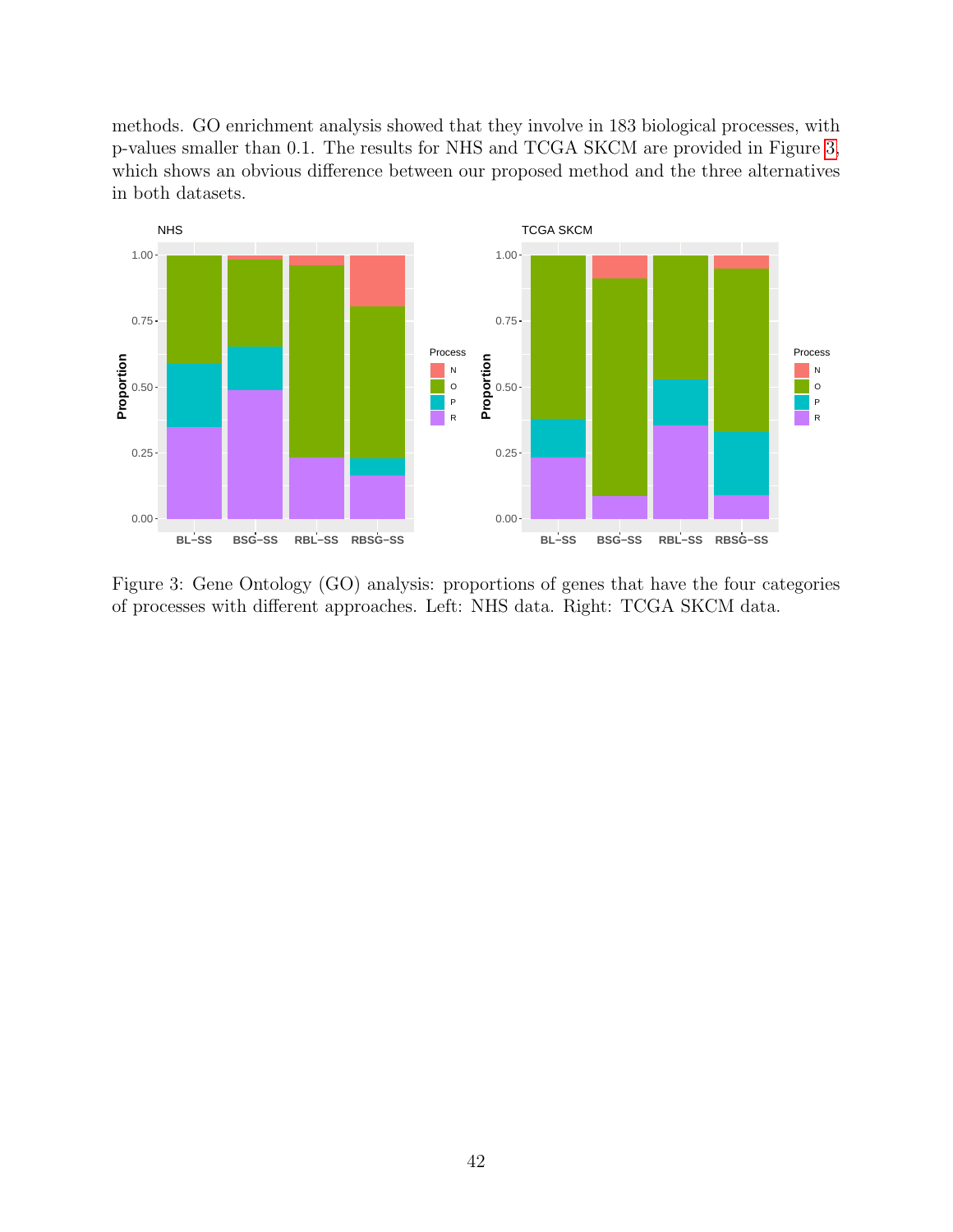methods. GO enrichment analysis showed that they involve in 183 biological processes, with p-values smaller than 0.1. The results for NHS and TCGA SKCM are provided in Figure 3, which shows an obvious difference between our proposed method and the three alternatives in both datasets.

Figure 3: Gene Ontology (GO) analysis: proportions of genes that have the four categories of processes with different approaches. Left: NHS data. Right: TCGA SKCM data.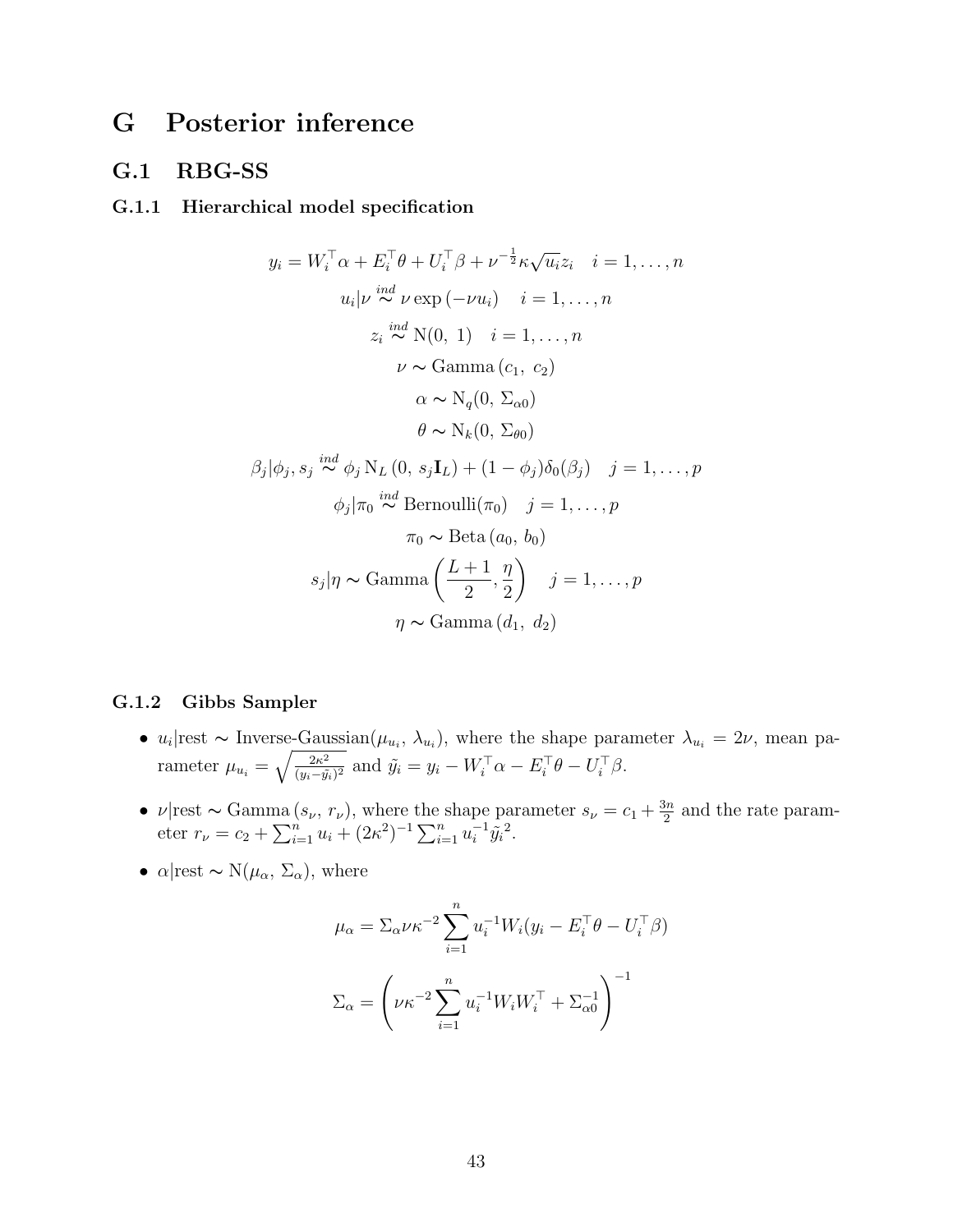# G Posterior inference

## G.1 RBG-SS

### G.1.1 Hierarchical model specification

$$y_i = W_i^\top \alpha + E_i^\top \theta + U_i^\top \beta + \nu^{-\frac{1}{2}} \kappa \sqrt{u_i} z_i \quad i = 1, \ldots, n$$

$$u_i | \nu \overset{ind}{\sim} \nu \exp(-\nu u_i) \quad i = 1, \ldots, n$$

$$z_i \overset{ind}{\sim} \mathrm{N}(0,\ 1) \quad i = 1, \ldots, n$$

$$\nu \sim \mathrm{Gamma}(c_1,\ c_2)$$

$$\alpha \sim \mathrm{N}_q(0,\ \Sigma_{\alpha 0})$$

$$\theta \sim \mathrm{N}_k(0,\ \Sigma_{\theta 0})$$

$$\beta_j | \phi_j, s_j \overset{ind}{\sim} \phi_j \, \mathrm{N}_L(0,\ s_j \mathbf{I}_L) + (1 - \phi_j)\delta_0(\beta_j) \quad j = 1, \ldots, p$$

$$\phi_j | \pi_0 \overset{ind}{\sim} \mathrm{Bernoulli}(\pi_0) \quad j = 1, \ldots, p$$

$$\pi_0 \sim \mathrm{Beta}(a_0,\ b_0)$$

$$s_j | \eta \sim \mathrm{Gamma}\left(\frac{L+1}{2}, \frac{\eta}{2}\right) \quad j = 1, \ldots, p$$

$$\eta \sim \mathrm{Gamma}(d_1,\ d_2)$$

### G.1.2 Gibbs Sampler

- $u_i|\text{rest} \sim \text{Inverse-Gaussian}(\mu_{u_i},\ \lambda_{u_i})$, where the shape parameter $\lambda_{u_i} = 2\nu$, mean parameter $\mu_{u_i} = \sqrt{\frac{2\kappa^2}{(y_i - \tilde{y}_i)^2}}$ and $\tilde{y}_i = y_i - W_i^\top \alpha - E_i^\top \theta - U_i^\top \beta$.

- $\nu|\text{rest} \sim \mathrm{Gamma}(s_\nu,\ r_\nu)$, where the shape parameter $s_\nu = c_1 + \frac{3n}{2}$ and the rate parameter $r_\nu = c_2 + \sum_{i=1}^n u_i + (2\kappa^2)^{-1} \sum_{i=1}^n u_i^{-1} \tilde{y}_i{}^2$.

- $\alpha|\text{rest} \sim \mathrm{N}(\mu_\alpha,\ \Sigma_\alpha)$, where

$$\mu_\alpha = \Sigma_\alpha \nu \kappa^{-2} \sum_{i=1}^n u_i^{-1} W_i (y_i - E_i^\top \theta - U_i^\top \beta)$$

$$\Sigma_\alpha = \left( \nu \kappa^{-2} \sum_{i=1}^n u_i^{-1} W_i W_i^\top + \Sigma_{\alpha 0}^{-1} \right)^{-1}$$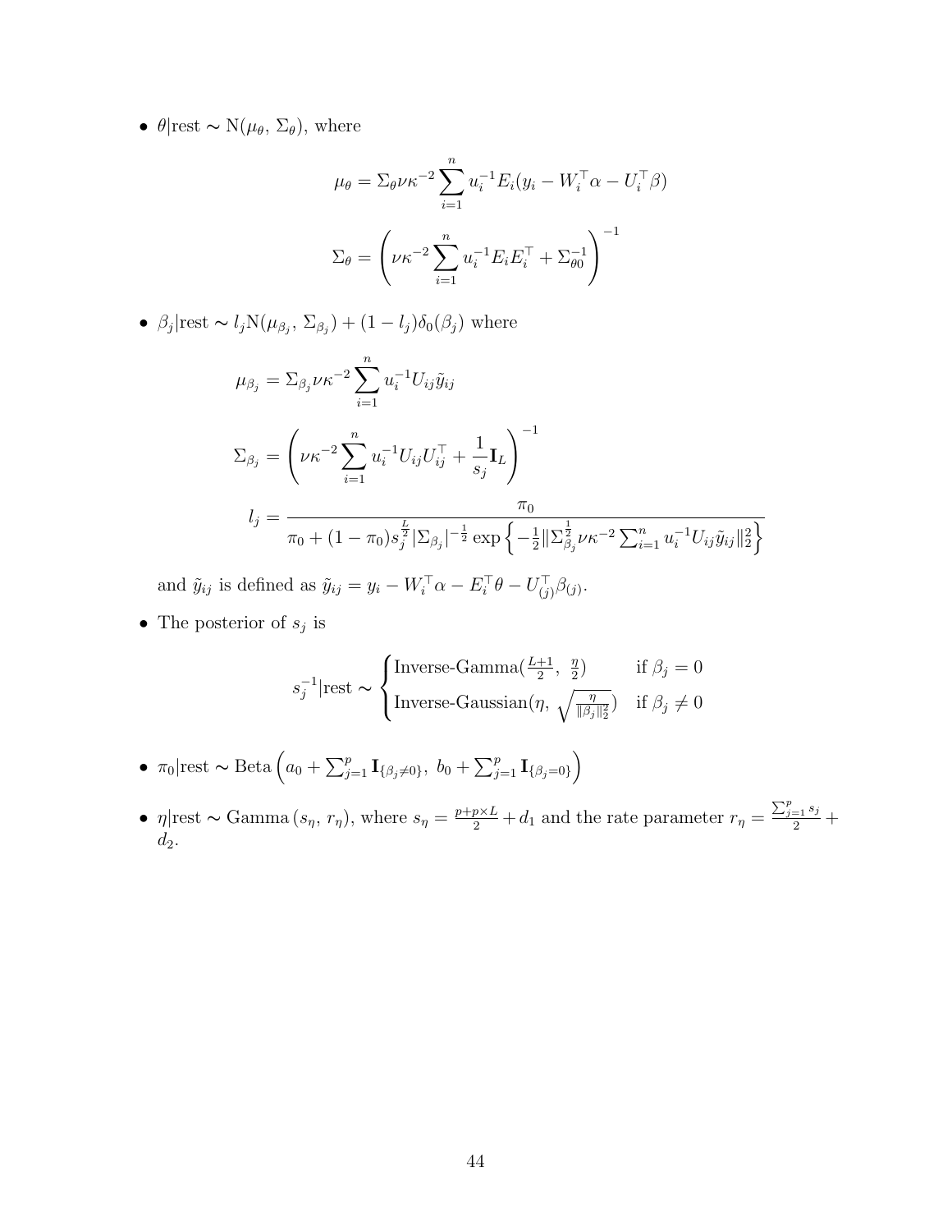- $\theta|\text{rest} \sim \text{N}(\mu_\theta,\, \Sigma_\theta)$, where

$$\mu_\theta = \Sigma_\theta \nu \kappa^{-2} \sum_{i=1}^{n} u_i^{-1} E_i (y_i - W_i^\top \alpha - U_i^\top \beta)$$

$$\Sigma_\theta = \left( \nu \kappa^{-2} \sum_{i=1}^{n} u_i^{-1} E_i E_i^\top + \Sigma_{\theta 0}^{-1} \right)^{-1}$$

- $\beta_j|\text{rest} \sim l_j \text{N}(\mu_{\beta_j},\, \Sigma_{\beta_j}) + (1 - l_j)\delta_0(\beta_j)$ where

$$\mu_{\beta_j} = \Sigma_{\beta_j} \nu \kappa^{-2} \sum_{i=1}^{n} u_i^{-1} U_{ij} \tilde{y}_{ij}$$

$$\Sigma_{\beta_j} = \left( \nu \kappa^{-2} \sum_{i=1}^{n} u_i^{-1} U_{ij} U_{ij}^\top + \frac{1}{s_j} \mathbf{I}_L \right)^{-1}$$

$$l_j = \frac{\pi_0}{\pi_0 + (1 - \pi_0) s_j^{\frac{L}{2}} |\Sigma_{\beta_j}|^{-\frac{1}{2}} \exp\left\{ -\frac{1}{2} \| \Sigma_{\beta_j}^{\frac{1}{2}} \nu \kappa^{-2} \sum_{i=1}^{n} u_i^{-1} U_{ij} \tilde{y}_{ij} \|_2^2 \right\}}$$

  and $\tilde{y}_{ij}$ is defined as $\tilde{y}_{ij} = y_i - W_i^\top \alpha - E_i^\top \theta - U_{(j)}^\top \beta_{(j)}$.

- The posterior of $s_j$ is

$$s_j^{-1}|\text{rest} \sim \begin{cases} \text{Inverse-Gamma}(\frac{L+1}{2},\ \frac{\eta}{2}) & \text{if } \beta_j = 0 \\ \text{Inverse-Gaussian}(\eta,\ \sqrt{\frac{\eta}{\|\beta_j\|_2^2}}) & \text{if } \beta_j \neq 0 \end{cases}$$

- $\pi_0|\text{rest} \sim \text{Beta}\left( a_0 + \sum_{j=1}^{p} \mathbf{I}_{\{\beta_j \neq 0\}},\ b_0 + \sum_{j=1}^{p} \mathbf{I}_{\{\beta_j = 0\}} \right)$

- $\eta|\text{rest} \sim \text{Gamma}\left(s_\eta,\, r_\eta\right)$, where $s_\eta = \frac{p + p \times L}{2} + d_1$ and the rate parameter $r_\eta = \frac{\sum_{j=1}^{p} s_j}{2} + d_2$.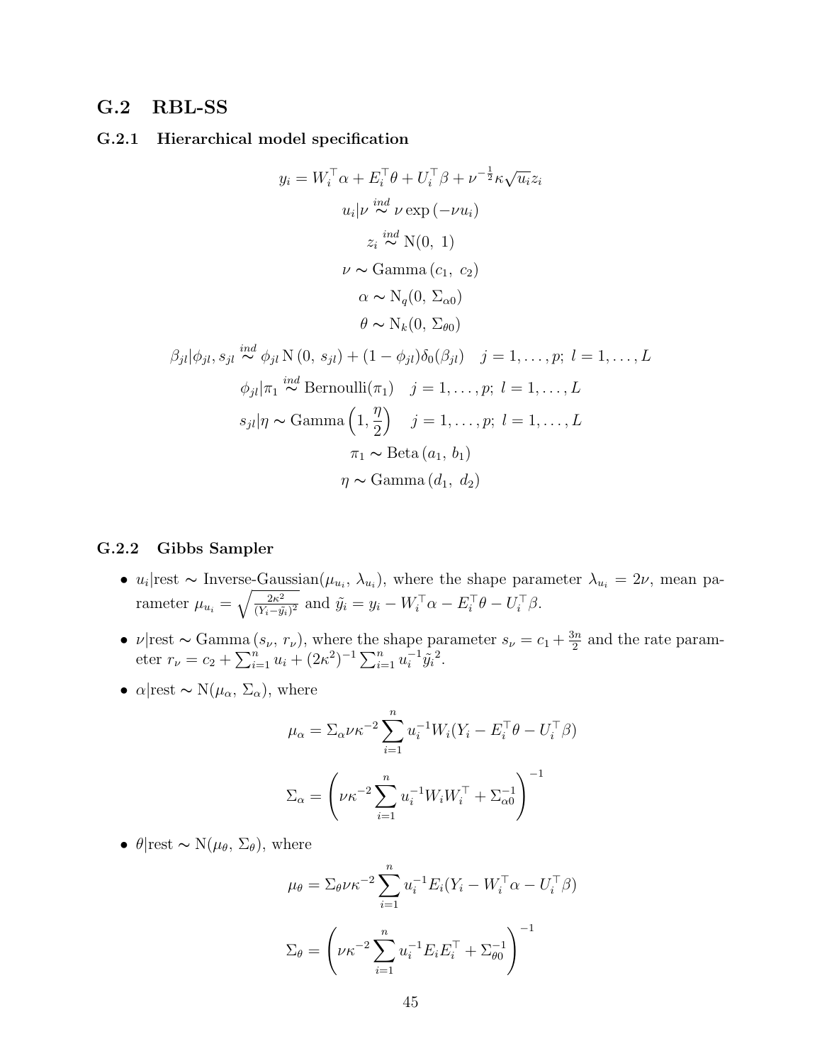## G.2 RBL-SS

### G.2.1 Hierarchical model specification

$$y_i = W_i^\top \alpha + E_i^\top \theta + U_i^\top \beta + \nu^{-\frac{1}{2}} \kappa \sqrt{u_i} z_i$$

$$u_i | \nu \overset{ind}{\sim} \nu \exp(-\nu u_i)$$

$$z_i \overset{ind}{\sim} \mathrm{N}(0,\ 1)$$

$$\nu \sim \mathrm{Gamma}(c_1,\ c_2)$$

$$\alpha \sim \mathrm{N}_q(0,\ \Sigma_{\alpha 0})$$

$$\theta \sim \mathrm{N}_k(0,\ \Sigma_{\theta 0})$$

$$\beta_{jl} | \phi_{jl}, s_{jl} \overset{ind}{\sim} \phi_{jl}\, \mathrm{N}(0,\ s_{jl}) + (1 - \phi_{jl}) \delta_0(\beta_{jl}) \quad j = 1, \ldots, p;\ l = 1, \ldots, L$$

$$\phi_{jl} | \pi_1 \overset{ind}{\sim} \mathrm{Bernoulli}(\pi_1) \quad j = 1, \ldots, p;\ l = 1, \ldots, L$$

$$s_{jl} | \eta \sim \mathrm{Gamma}\left(1, \frac{\eta}{2}\right) \quad j = 1, \ldots, p;\ l = 1, \ldots, L$$

$$\pi_1 \sim \mathrm{Beta}(a_1,\ b_1)$$

$$\eta \sim \mathrm{Gamma}(d_1,\ d_2)$$

### G.2.2 Gibbs Sampler

- $u_i|\text{rest} \sim$ Inverse-Gaussian$(\mu_{u_i},\ \lambda_{u_i})$, where the shape parameter $\lambda_{u_i} = 2\nu$, mean parameter $\mu_{u_i} = \sqrt{\frac{2\kappa^2}{(Y_i - \tilde{y}_i)^2}}$ and $\tilde{y}_i = y_i - W_i^\top \alpha - E_i^\top \theta - U_i^\top \beta$.

- $\nu|\text{rest} \sim \mathrm{Gamma}(s_\nu,\ r_\nu)$, where the shape parameter $s_\nu = c_1 + \frac{3n}{2}$ and the rate parameter $r_\nu = c_2 + \sum_{i=1}^n u_i + (2\kappa^2)^{-1} \sum_{i=1}^n u_i^{-1} \tilde{y}_i^{\,2}$.

- $\alpha|\text{rest} \sim \mathrm{N}(\mu_\alpha,\ \Sigma_\alpha)$, where

$$\mu_\alpha = \Sigma_\alpha \nu \kappa^{-2} \sum_{i=1}^n u_i^{-1} W_i (Y_i - E_i^\top \theta - U_i^\top \beta)$$

$$\Sigma_\alpha = \left( \nu \kappa^{-2} \sum_{i=1}^n u_i^{-1} W_i W_i^\top + \Sigma_{\alpha 0}^{-1} \right)^{-1}$$

- $\theta|\text{rest} \sim \mathrm{N}(\mu_\theta,\ \Sigma_\theta)$, where

$$\mu_\theta = \Sigma_\theta \nu \kappa^{-2} \sum_{i=1}^n u_i^{-1} E_i (Y_i - W_i^\top \alpha - U_i^\top \beta)$$

$$\Sigma_\theta = \left( \nu \kappa^{-2} \sum_{i=1}^n u_i^{-1} E_i E_i^\top + \Sigma_{\theta 0}^{-1} \right)^{-1}$$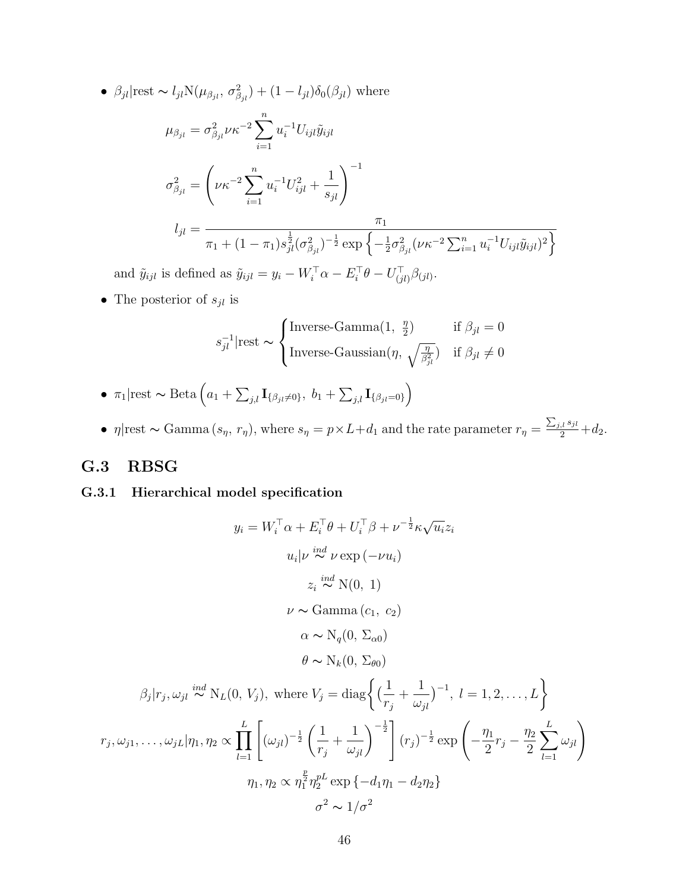- $\beta_{jl}|\text{rest} \sim l_{jl}\text{N}(\mu_{\beta_{jl}},\ \sigma^2_{\beta_{jl}}) + (1 - l_{jl})\delta_0(\beta_{jl})$ where

$$\mu_{\beta_{jl}} = \sigma^2_{\beta_{jl}} \nu\kappa^{-2} \sum_{i=1}^{n} u_i^{-1} U_{ijl} \tilde{y}_{ijl}$$

$$\sigma^2_{\beta_{jl}} = \left( \nu\kappa^{-2} \sum_{i=1}^{n} u_i^{-1} U_{ijl}^2 + \frac{1}{s_{jl}} \right)^{-1}$$

$$l_{jl} = \frac{\pi_1}{\pi_1 + (1-\pi_1) s_{jl}^{\frac{1}{2}} (\sigma^2_{\beta_{jl}})^{-\frac{1}{2}} \exp\left\{ -\frac{1}{2}\sigma^2_{\beta_{jl}} (\nu\kappa^{-2} \sum_{i=1}^{n} u_i^{-1} U_{ijl} \tilde{y}_{ijl})^2 \right\}}$$

  and $\tilde{y}_{ijl}$ is defined as $\tilde{y}_{ijl} = y_i - W_i^\top \alpha - E_i^\top \theta - U_{(jl)}^\top \beta_{(jl)}$.

- The posterior of $s_{jl}$ is

$$s_{jl}^{-1}|\text{rest} \sim \begin{cases} \text{Inverse-Gamma}(1,\ \frac{\eta}{2}) & \text{if } \beta_{jl} = 0 \\ \text{Inverse-Gaussian}(\eta,\ \sqrt{\frac{\eta}{\beta_{jl}^2}}) & \text{if } \beta_{jl} \neq 0 \end{cases}$$

- $\pi_1|\text{rest} \sim \text{Beta}\left(a_1 + \sum_{j,l} \mathbf{I}_{\{\beta_{jl}\neq 0\}},\ b_1 + \sum_{j,l} \mathbf{I}_{\{\beta_{jl}=0\}}\right)$

- $\eta|\text{rest} \sim \text{Gamma}\left(s_\eta,\ r_\eta\right)$, where $s_\eta = p \times L + d_1$ and the rate parameter $r_\eta = \frac{\sum_{j,l} s_{jl}}{2} + d_2$.

## G.3 RBSG

### G.3.1 Hierarchical model specification

$$y_i = W_i^\top \alpha + E_i^\top \theta + U_i^\top \beta + \nu^{-\frac{1}{2}} \kappa \sqrt{u_i} z_i$$

$$u_i|\nu \overset{ind}{\sim} \nu \exp\left(-\nu u_i\right)$$

$$z_i \overset{ind}{\sim} \text{N}(0,\ 1)$$

$$\nu \sim \text{Gamma}\left(c_1,\ c_2\right)$$

$$\alpha \sim \text{N}_q(0,\ \Sigma_{\alpha 0})$$

$$\theta \sim \text{N}_k(0,\ \Sigma_{\theta 0})$$

$$\beta_j|r_j, \omega_{jl} \overset{ind}{\sim} \text{N}_L(0,\ V_j),\ \text{where } V_j = \text{diag}\left\{ \left(\frac{1}{r_j} + \frac{1}{\omega_{jl}}\right)^{-1},\ l = 1, 2, \ldots, L \right\}$$

$$r_j, \omega_{j1}, \ldots, \omega_{jL}|\eta_1, \eta_2 \propto \prod_{l=1}^{L} \left[ (\omega_{jl})^{-\frac{1}{2}} \left( \frac{1}{r_j} + \frac{1}{\omega_{jl}} \right)^{-\frac{1}{2}} \right] (r_j)^{-\frac{1}{2}} \exp\left( -\frac{\eta_1}{2} r_j - \frac{\eta_2}{2} \sum_{l=1}^{L} \omega_{jl} \right)$$

$$\eta_1, \eta_2 \propto \eta_1^{\frac{p}{2}} \eta_2^{pL} \exp\left\{-d_1\eta_1 - d_2\eta_2\right\}$$

$$\sigma^2 \sim 1/\sigma^2$$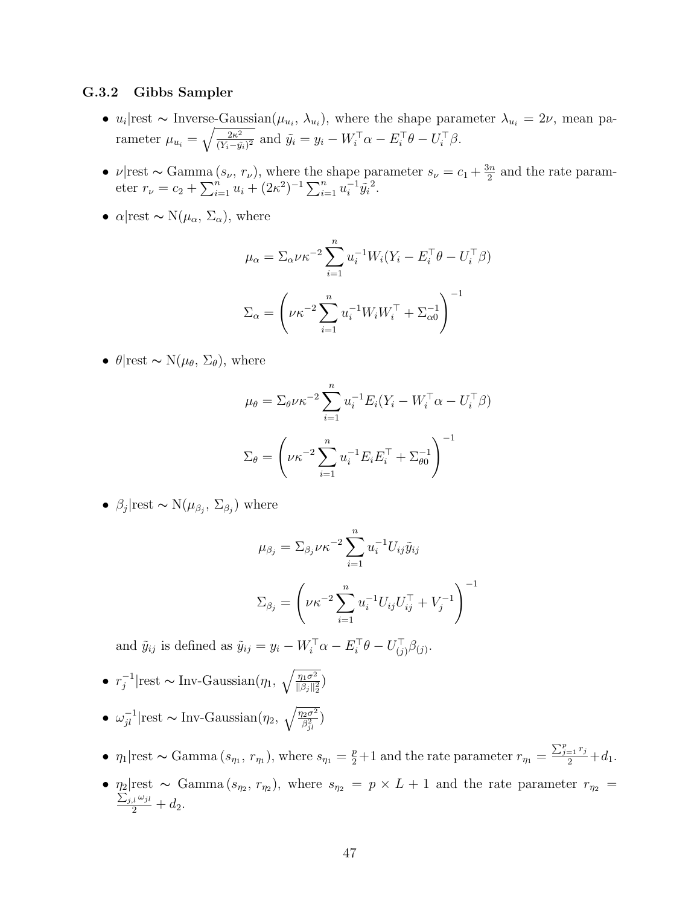### G.3.2 Gibbs Sampler

- $u_i|\text{rest} \sim$ Inverse-Gaussian($\mu_{u_i}$, $\lambda_{u_i}$), where the shape parameter $\lambda_{u_i} = 2\nu$, mean parameter $\mu_{u_i} = \sqrt{\frac{2\kappa^2}{(Y_i - \tilde{y_i})^2}}$ and $\tilde{y}_i = y_i - W_i^\top \alpha - E_i^\top \theta - U_i^\top \beta$.

- $\nu|\text{rest} \sim \text{Gamma}(s_\nu, r_\nu)$, where the shape parameter $s_\nu = c_1 + \frac{3n}{2}$ and the rate parameter $r_\nu = c_2 + \sum_{i=1}^n u_i + (2\kappa^2)^{-1} \sum_{i=1}^n u_i^{-1} \tilde{y_i}^2$.

- $\alpha|\text{rest} \sim \text{N}(\mu_\alpha, \Sigma_\alpha)$, where

$$\mu_\alpha = \Sigma_\alpha \nu \kappa^{-2} \sum_{i=1}^n u_i^{-1} W_i (Y_i - E_i^\top \theta - U_i^\top \beta)$$

$$\Sigma_\alpha = \left( \nu \kappa^{-2} \sum_{i=1}^n u_i^{-1} W_i W_i^\top + \Sigma_{\alpha 0}^{-1} \right)^{-1}$$

- $\theta|\text{rest} \sim \text{N}(\mu_\theta, \Sigma_\theta)$, where

$$\mu_\theta = \Sigma_\theta \nu \kappa^{-2} \sum_{i=1}^n u_i^{-1} E_i (Y_i - W_i^\top \alpha - U_i^\top \beta)$$

$$\Sigma_\theta = \left( \nu \kappa^{-2} \sum_{i=1}^n u_i^{-1} E_i E_i^\top + \Sigma_{\theta 0}^{-1} \right)^{-1}$$

- $\beta_j|\text{rest} \sim \text{N}(\mu_{\beta_j}, \Sigma_{\beta_j})$ where

$$\mu_{\beta_j} = \Sigma_{\beta_j} \nu \kappa^{-2} \sum_{i=1}^n u_i^{-1} U_{ij} \tilde{y}_{ij}$$

$$\Sigma_{\beta_j} = \left( \nu \kappa^{-2} \sum_{i=1}^n u_i^{-1} U_{ij} U_{ij}^\top + V_j^{-1} \right)^{-1}$$

  and $\tilde{y}_{ij}$ is defined as $\tilde{y}_{ij} = y_i - W_i^\top \alpha - E_i^\top \theta - U_{(j)}^\top \beta_{(j)}$.

- $r_j^{-1}|\text{rest} \sim \text{Inv-Gaussian}(\eta_1, \sqrt{\frac{\eta_1 \sigma^2}{\|\beta_j\|_2^2}})$

- $\omega_{jl}^{-1}|\text{rest} \sim \text{Inv-Gaussian}(\eta_2, \sqrt{\frac{\eta_2 \sigma^2}{\beta_{jl}^2}})$

- $\eta_1|\text{rest} \sim \text{Gamma}(s_{\eta_1}, r_{\eta_1})$, where $s_{\eta_1} = \frac{p}{2} + 1$ and the rate parameter $r_{\eta_1} = \frac{\sum_{j=1}^p r_j}{2} + d_1$.

- $\eta_2|\text{rest} \sim \text{Gamma}(s_{\eta_2}, r_{\eta_2})$, where $s_{\eta_2} = p \times L + 1$ and the rate parameter $r_{\eta_2} = \frac{\sum_{j,l} \omega_{jl}}{2} + d_2$.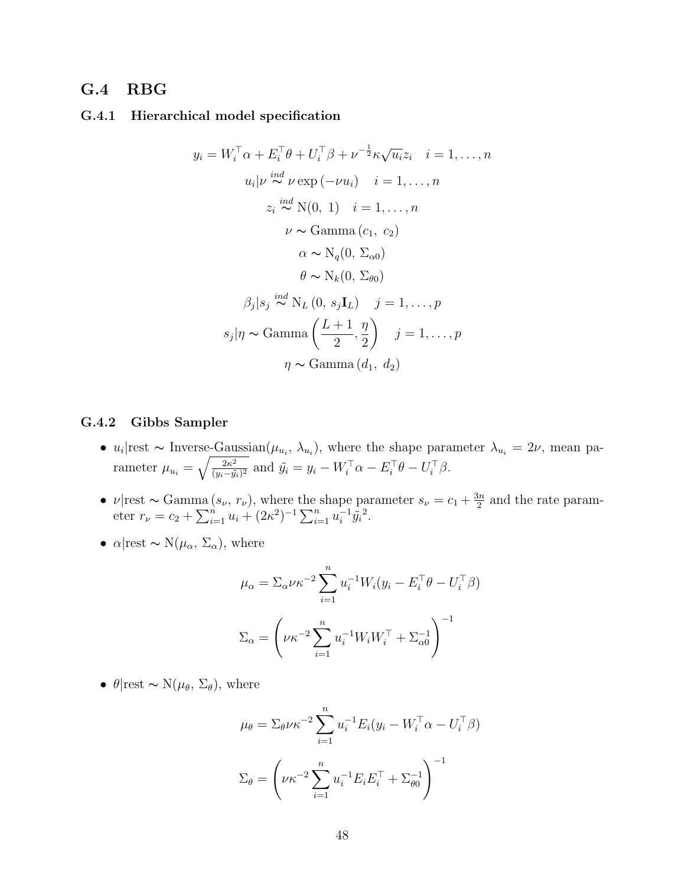## G.4 RBG

### G.4.1 Hierarchical model specification

$$
\begin{gathered}
y_i = W_i^\top \alpha + E_i^\top \theta + U_i^\top \beta + \nu^{-\frac{1}{2}} \kappa \sqrt{u_i} z_i \quad i = 1, \dots, n \\
u_i | \nu \overset{ind}{\sim} \nu \exp\left(-\nu u_i\right) \quad i = 1, \dots, n \\
z_i \overset{ind}{\sim} \mathrm{N}(0,\ 1) \quad i = 1, \dots, n \\
\nu \sim \mathrm{Gamma}\left(c_1,\ c_2\right) \\
\alpha \sim \mathrm{N}_q(0,\ \Sigma_{\alpha 0}) \\
\theta \sim \mathrm{N}_k(0,\ \Sigma_{\theta 0}) \\
\beta_j | s_j \overset{ind}{\sim} \mathrm{N}_L\left(0,\ s_j \mathbf{I}_L\right) \quad j = 1, \dots, p \\
s_j | \eta \sim \mathrm{Gamma}\left(\frac{L+1}{2}, \frac{\eta}{2}\right) \quad j = 1, \dots, p \\
\eta \sim \mathrm{Gamma}\left(d_1,\ d_2\right)
\end{gathered}
$$

### G.4.2 Gibbs Sampler

- $u_i|\text{rest} \sim$ Inverse-Gaussian$(\mu_{u_i},\ \lambda_{u_i})$, where the shape parameter $\lambda_{u_i} = 2\nu$, mean parameter $\mu_{u_i} = \sqrt{\frac{2\kappa^2}{(y_i - \tilde{y}_i)^2}}$ and $\tilde{y}_i = y_i - W_i^\top \alpha - E_i^\top \theta - U_i^\top \beta$.

- $\nu|\text{rest} \sim \mathrm{Gamma}\left(s_\nu,\ r_\nu\right)$, where the shape parameter $s_\nu = c_1 + \frac{3n}{2}$ and the rate parameter $r_\nu = c_2 + \sum_{i=1}^n u_i + (2\kappa^2)^{-1} \sum_{i=1}^n u_i^{-1} \tilde{y}_i{}^2$.

- $\alpha|\text{rest} \sim \mathrm{N}(\mu_\alpha,\ \Sigma_\alpha)$, where

$$
\mu_\alpha = \Sigma_\alpha \nu \kappa^{-2} \sum_{i=1}^n u_i^{-1} W_i (y_i - E_i^\top \theta - U_i^\top \beta)
$$

$$
\Sigma_\alpha = \left(\nu \kappa^{-2} \sum_{i=1}^n u_i^{-1} W_i W_i^\top + \Sigma_{\alpha 0}^{-1}\right)^{-1}
$$

- $\theta|\text{rest} \sim \mathrm{N}(\mu_\theta,\ \Sigma_\theta)$, where

$$
\mu_\theta = \Sigma_\theta \nu \kappa^{-2} \sum_{i=1}^n u_i^{-1} E_i (y_i - W_i^\top \alpha - U_i^\top \beta)
$$

$$
\Sigma_\theta = \left(\nu \kappa^{-2} \sum_{i=1}^n u_i^{-1} E_i E_i^\top + \Sigma_{\theta 0}^{-1}\right)^{-1}
$$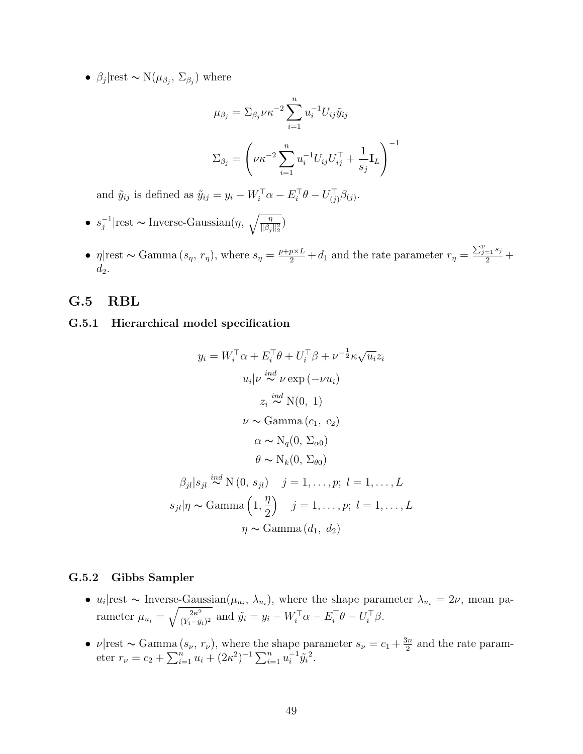- $\beta_j|\text{rest} \sim \text{N}(\mu_{\beta_j},\, \Sigma_{\beta_j})$ where

$$\mu_{\beta_j} = \Sigma_{\beta_j} \nu \kappa^{-2} \sum_{i=1}^{n} u_i^{-1} U_{ij} \tilde{y}_{ij}$$

$$\Sigma_{\beta_j} = \left( \nu \kappa^{-2} \sum_{i=1}^{n} u_i^{-1} U_{ij} U_{ij}^{\top} + \frac{1}{s_j} \mathbf{I}_L \right)^{-1}$$

  and $\tilde{y}_{ij}$ is defined as $\tilde{y}_{ij} = y_i - W_i^{\top}\alpha - E_i^{\top}\theta - U_{(j)}^{\top}\beta_{(j)}$.

- $s_j^{-1}|\text{rest} \sim \text{Inverse-Gaussian}(\eta,\, \sqrt{\frac{\eta}{\|\beta_j\|_2^2}})$

- $\eta|\text{rest} \sim \text{Gamma}\,(s_\eta,\, r_\eta)$, where $s_\eta = \frac{p+p\times L}{2} + d_1$ and the rate parameter $r_\eta = \frac{\sum_{j=1}^{p} s_j}{2} + d_2$.

## G.5 RBL

### G.5.1 Hierarchical model specification

$$
\begin{aligned}
y_i &= W_i^{\top}\alpha + E_i^{\top}\theta + U_i^{\top}\beta + \nu^{-\frac{1}{2}}\kappa\sqrt{u_i}z_i \\
u_i|\nu &\overset{ind}{\sim} \nu \exp\left(-\nu u_i\right) \\
z_i &\overset{ind}{\sim} \text{N}(0,\ 1) \\
\nu &\sim \text{Gamma}\left(c_1,\ c_2\right) \\
\alpha &\sim \text{N}_q(0,\ \Sigma_{\alpha 0}) \\
\theta &\sim \text{N}_k(0,\ \Sigma_{\theta 0}) \\
\beta_{jl}|s_{jl} &\overset{ind}{\sim} \text{N}\left(0,\ s_{jl}\right) \quad j = 1, \ldots, p;\ l = 1, \ldots, L \\
s_{jl}|\eta &\sim \text{Gamma}\left(1, \frac{\eta}{2}\right) \quad j = 1, \ldots, p;\ l = 1, \ldots, L \\
\eta &\sim \text{Gamma}\left(d_1,\ d_2\right)
\end{aligned}
$$

### G.5.2 Gibbs Sampler

- $u_i|\text{rest} \sim \text{Inverse-Gaussian}(\mu_{u_i},\, \lambda_{u_i})$, where the shape parameter $\lambda_{u_i} = 2\nu$, mean parameter $\mu_{u_i} = \sqrt{\frac{2\kappa^2}{(Y_i - \tilde{y_i})^2}}$ and $\tilde{y_i} = y_i - W_i^{\top}\alpha - E_i^{\top}\theta - U_i^{\top}\beta$.

- $\nu|\text{rest} \sim \text{Gamma}\,(s_\nu,\, r_\nu)$, where the shape parameter $s_\nu = c_1 + \frac{3n}{2}$ and the rate parameter $r_\nu = c_2 + \sum_{i=1}^{n} u_i + (2\kappa^2)^{-1} \sum_{i=1}^{n} u_i^{-1} \tilde{y}_i^{\,2}$.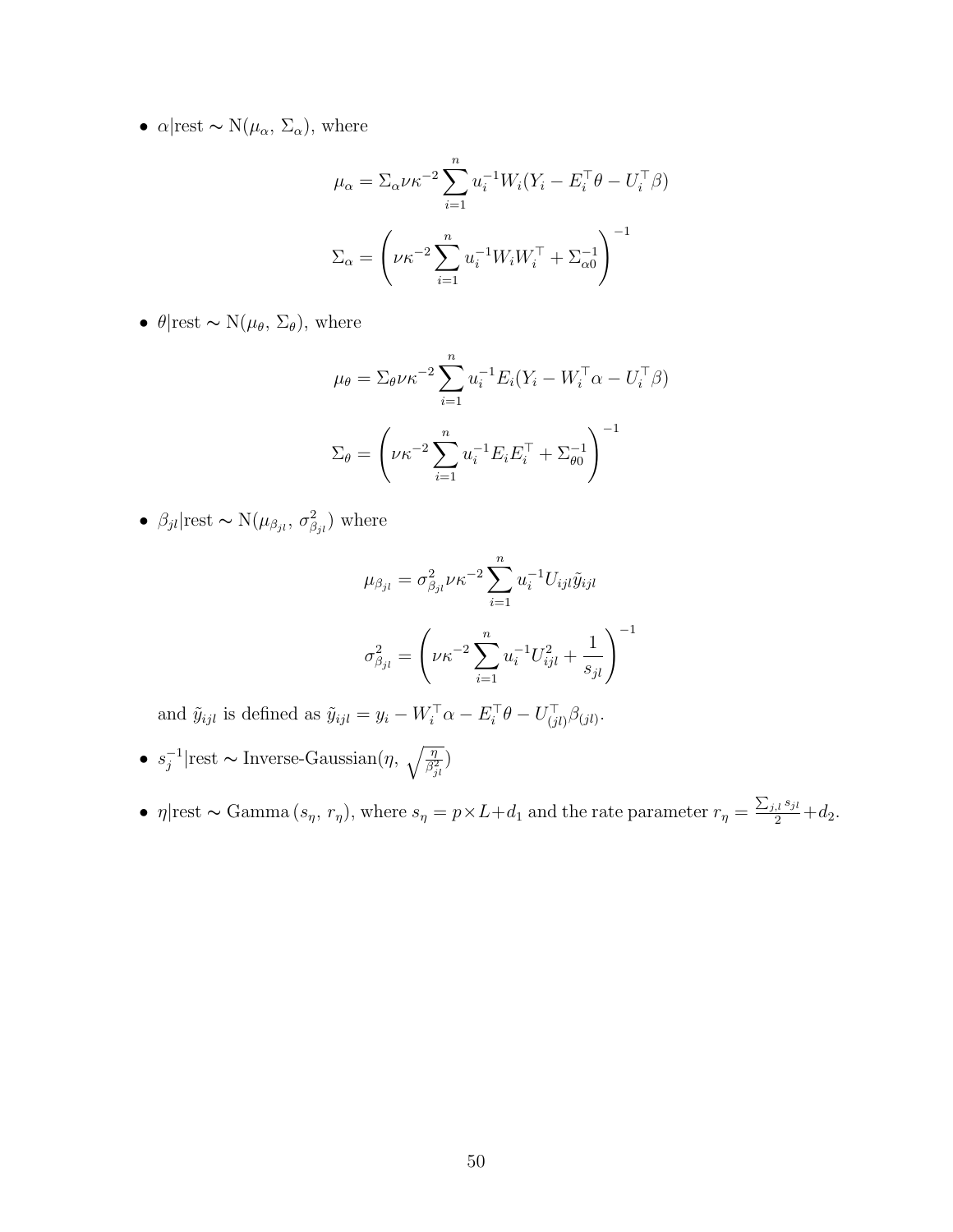- $\alpha|\text{rest} \sim \text{N}(\mu_\alpha,\, \Sigma_\alpha)$, where

$$\mu_\alpha = \Sigma_\alpha \nu \kappa^{-2} \sum_{i=1}^{n} u_i^{-1} W_i (Y_i - E_i^\top \theta - U_i^\top \beta)$$

$$\Sigma_\alpha = \left( \nu \kappa^{-2} \sum_{i=1}^{n} u_i^{-1} W_i W_i^\top + \Sigma_{\alpha 0}^{-1} \right)^{-1}$$

- $\theta|\text{rest} \sim \text{N}(\mu_\theta,\, \Sigma_\theta)$, where

$$\mu_\theta = \Sigma_\theta \nu \kappa^{-2} \sum_{i=1}^{n} u_i^{-1} E_i (Y_i - W_i^\top \alpha - U_i^\top \beta)$$

$$\Sigma_\theta = \left( \nu \kappa^{-2} \sum_{i=1}^{n} u_i^{-1} E_i E_i^\top + \Sigma_{\theta 0}^{-1} \right)^{-1}$$

- $\beta_{jl}|\text{rest} \sim \text{N}(\mu_{\beta_{jl}},\, \sigma^2_{\beta_{jl}})$ where

$$\mu_{\beta_{jl}} = \sigma^2_{\beta_{jl}} \nu \kappa^{-2} \sum_{i=1}^{n} u_i^{-1} U_{ijl} \tilde{y}_{ijl}$$

$$\sigma^2_{\beta_{jl}} = \left( \nu \kappa^{-2} \sum_{i=1}^{n} u_i^{-1} U_{ijl}^2 + \frac{1}{s_{jl}} \right)^{-1}$$

  and $\tilde{y}_{ijl}$ is defined as $\tilde{y}_{ijl} = y_i - W_i^\top \alpha - E_i^\top \theta - U_{(jl)}^\top \beta_{(jl)}$.

- $s_j^{-1}|\text{rest} \sim \text{Inverse-Gaussian}(\eta,\, \sqrt{\frac{\eta}{\beta_{jl}^2}})$

- $\eta|\text{rest} \sim \text{Gamma}\,(s_\eta,\, r_\eta)$, where $s_\eta = p \times L + d_1$ and the rate parameter $r_\eta = \frac{\sum_{j,l} s_{jl}}{2} + d_2$.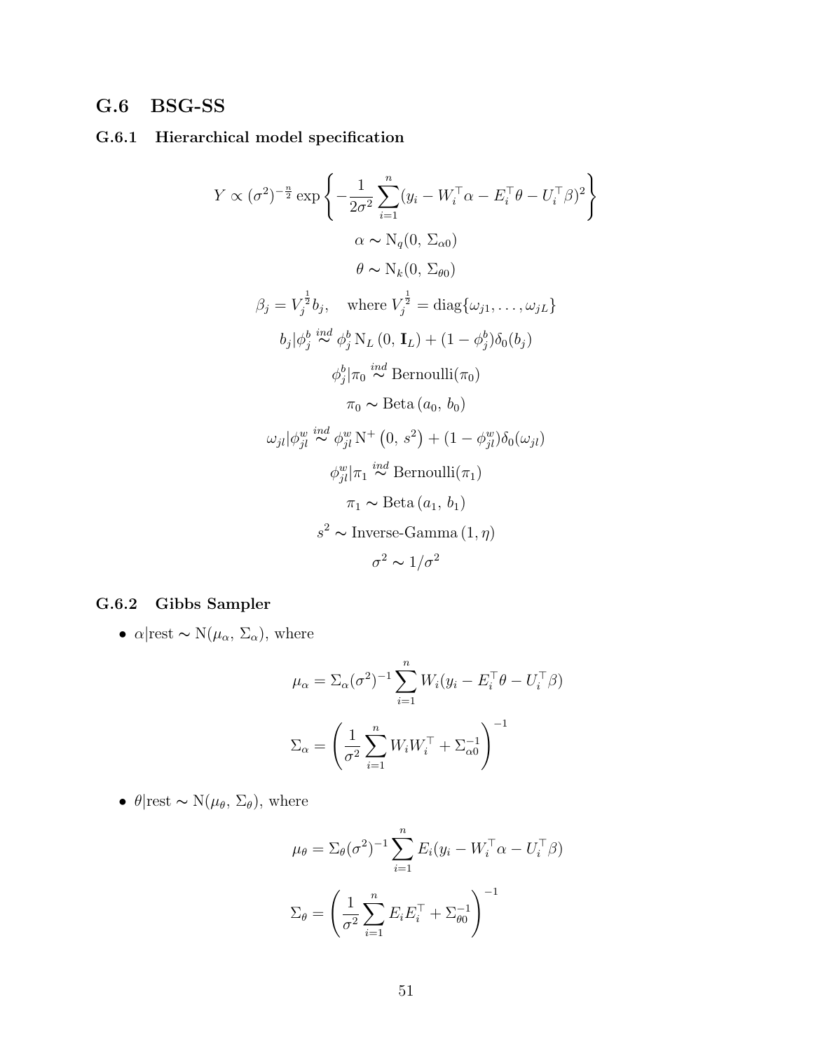## G.6 BSG-SS

### G.6.1 Hierarchical model specification

$$Y \propto (\sigma^2)^{-\frac{n}{2}} \exp\left\{-\frac{1}{2\sigma^2}\sum_{i=1}^{n}(y_i - W_i^\top \alpha - E_i^\top \theta - U_i^\top \beta)^2\right\}$$

$$\alpha \sim \mathrm{N}_q(0,\, \Sigma_{\alpha 0})$$

$$\theta \sim \mathrm{N}_k(0,\, \Sigma_{\theta 0})$$

$$\beta_j = V_j^{\frac{1}{2}} b_j, \quad \text{where } V_j^{\frac{1}{2}} = \mathrm{diag}\{\omega_{j1}, \ldots, \omega_{jL}\}$$

$$b_j | \phi_j^b \overset{ind}{\sim} \phi_j^b \, \mathrm{N}_L\left(0,\, \mathbf{I}_L\right) + (1 - \phi_j^b)\delta_0(b_j)$$

$$\phi_j^b | \pi_0 \overset{ind}{\sim} \mathrm{Bernoulli}(\pi_0)$$

$$\pi_0 \sim \mathrm{Beta}\left(a_0,\, b_0\right)$$

$$\omega_{jl} | \phi_{jl}^w \overset{ind}{\sim} \phi_{jl}^w \, \mathrm{N}^+\left(0,\, s^2\right) + (1 - \phi_{jl}^w)\delta_0(\omega_{jl})$$

$$\phi_{jl}^w | \pi_1 \overset{ind}{\sim} \mathrm{Bernoulli}(\pi_1)$$

$$\pi_1 \sim \mathrm{Beta}\left(a_1,\, b_1\right)$$

$$s^2 \sim \text{Inverse-Gamma}\left(1, \eta\right)$$

$$\sigma^2 \sim 1/\sigma^2$$

### G.6.2 Gibbs Sampler

- $\alpha|\text{rest} \sim \mathrm{N}(\mu_\alpha,\, \Sigma_\alpha)$, where

$$\mu_\alpha = \Sigma_\alpha (\sigma^2)^{-1} \sum_{i=1}^{n} W_i (y_i - E_i^\top \theta - U_i^\top \beta)$$

$$\Sigma_\alpha = \left(\frac{1}{\sigma^2}\sum_{i=1}^{n} W_i W_i^\top + \Sigma_{\alpha 0}^{-1}\right)^{-1}$$

- $\theta|\text{rest} \sim \mathrm{N}(\mu_\theta,\, \Sigma_\theta)$, where

$$\mu_\theta = \Sigma_\theta (\sigma^2)^{-1} \sum_{i=1}^{n} E_i (y_i - W_i^\top \alpha - U_i^\top \beta)$$

$$\Sigma_\theta = \left(\frac{1}{\sigma^2}\sum_{i=1}^{n} E_i E_i^\top + \Sigma_{\theta 0}^{-1}\right)^{-1}$$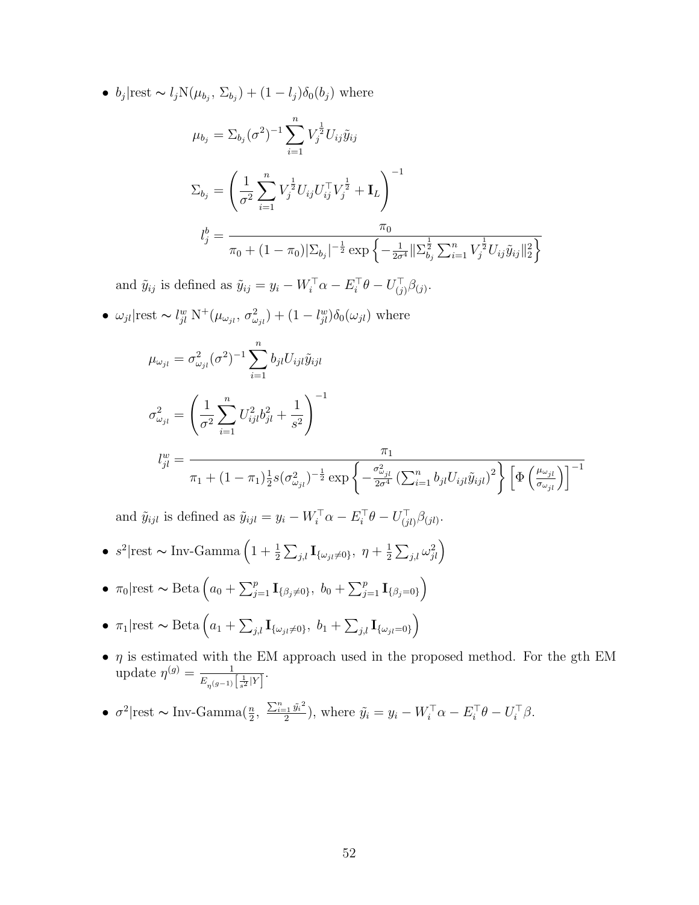- $b_j|\text{rest} \sim l_j \text{N}(\mu_{b_j}, \Sigma_{b_j}) + (1 - l_j)\delta_0(b_j)$ where

$$\mu_{b_j} = \Sigma_{b_j} (\sigma^2)^{-1} \sum_{i=1}^{n} V_j^{\frac{1}{2}} U_{ij} \tilde{y}_{ij}$$

$$\Sigma_{b_j} = \left( \frac{1}{\sigma^2} \sum_{i=1}^{n} V_j^{\frac{1}{2}} U_{ij} U_{ij}^\top V_j^{\frac{1}{2}} + \mathbf{I}_L \right)^{-1}$$

$$l_j^b = \frac{\pi_0}{\pi_0 + (1 - \pi_0) |\Sigma_{b_j}|^{-\frac{1}{2}} \exp\left\{ -\frac{1}{2\sigma^4} \| \Sigma_{b_j}^{\frac{1}{2}} \sum_{i=1}^{n} V_j^{\frac{1}{2}} U_{ij} \tilde{y}_{ij} \|_2^2 \right\}}$$

  and $\tilde{y}_{ij}$ is defined as $\tilde{y}_{ij} = y_i - W_i^\top \alpha - E_i^\top \theta - U_{(j)}^\top \beta_{(j)}$.

- $\omega_{jl}|\text{rest} \sim l_{jl}^w \, \text{N}^+(\mu_{\omega_{jl}}, \sigma_{\omega_{jl}}^2) + (1 - l_{jl}^w)\delta_0(\omega_{jl})$ where

$$\mu_{\omega_{jl}} = \sigma_{\omega_{jl}}^2 (\sigma^2)^{-1} \sum_{i=1}^{n} b_{jl} U_{ijl} \tilde{y}_{ijl}$$

$$\sigma_{\omega_{jl}}^2 = \left( \frac{1}{\sigma^2} \sum_{i=1}^{n} U_{ijl}^2 b_{jl}^2 + \frac{1}{s^2} \right)^{-1}$$

$$l_{jl}^w = \frac{\pi_1}{\pi_1 + (1 - \pi_1) \frac{1}{2} s (\sigma_{\omega_{jl}}^2)^{-\frac{1}{2}} \exp\left\{ -\frac{\sigma_{\omega_{jl}}^2}{2\sigma^4} \left( \sum_{i=1}^{n} b_{jl} U_{ijl} \tilde{y}_{ijl} \right)^2 \right\} \left[ \Phi\left( \frac{\mu_{\omega_{jl}}}{\sigma_{\omega_{jl}}} \right) \right]^{-1}}$$

  and $\tilde{y}_{ijl}$ is defined as $\tilde{y}_{ijl} = y_i - W_i^\top \alpha - E_i^\top \theta - U_{(jl)}^\top \beta_{(jl)}$.

- $s^2|\text{rest} \sim \text{Inv-Gamma}\left(1 + \frac{1}{2} \sum_{j,l} \mathbf{I}_{\{\omega_{jl} \neq 0\}}, \ \eta + \frac{1}{2} \sum_{j,l} \omega_{jl}^2\right)$

- $\pi_0|\text{rest} \sim \text{Beta}\left(a_0 + \sum_{j=1}^{p} \mathbf{I}_{\{\beta_j \neq 0\}}, \ b_0 + \sum_{j=1}^{p} \mathbf{I}_{\{\beta_j = 0\}}\right)$

- $\pi_1|\text{rest} \sim \text{Beta}\left(a_1 + \sum_{j,l} \mathbf{I}_{\{\omega_{jl} \neq 0\}}, \ b_1 + \sum_{j,l} \mathbf{I}_{\{\omega_{jl} = 0\}}\right)$

- $\eta$ is estimated with the EM approach used in the proposed method. For the gth EM update $\eta^{(g)} = \frac{1}{E_{\eta^{(g-1)}}\left[\frac{1}{s^2}|Y\right]}$.

- $\sigma^2|\text{rest} \sim \text{Inv-Gamma}(\frac{n}{2}, \ \frac{\sum_{i=1}^{n} \tilde{y}_i^2}{2})$, where $\tilde{y}_i = y_i - W_i^\top \alpha - E_i^\top \theta - U_i^\top \beta$.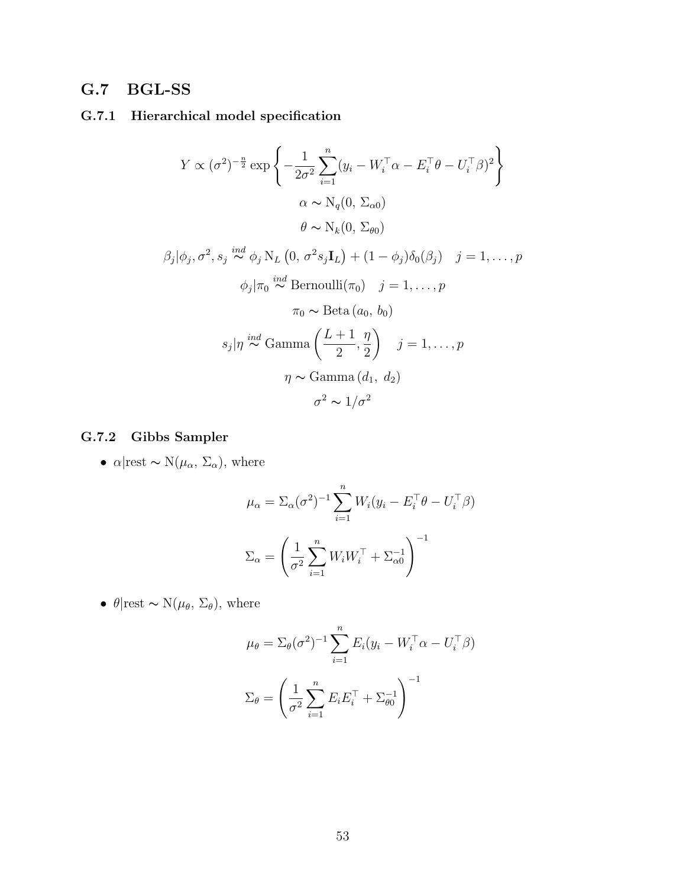## G.7 BGL-SS

### G.7.1 Hierarchical model specification

$$Y \propto (\sigma^2)^{-\frac{n}{2}} \exp\left\{-\frac{1}{2\sigma^2}\sum_{i=1}^{n}(y_i - W_i^\top \alpha - E_i^\top \theta - U_i^\top \beta)^2\right\}$$

$$\alpha \sim \mathrm{N}_q(0,\, \Sigma_{\alpha 0})$$

$$\theta \sim \mathrm{N}_k(0,\, \Sigma_{\theta 0})$$

$$\beta_j|\phi_j, \sigma^2, s_j \overset{ind}{\sim} \phi_j\, \mathrm{N}_L\left(0,\, \sigma^2 s_j \mathbf{I}_L\right) + (1-\phi_j)\delta_0(\beta_j) \quad j = 1, \ldots, p$$

$$\phi_j|\pi_0 \overset{ind}{\sim} \mathrm{Bernoulli}(\pi_0) \quad j = 1, \ldots, p$$

$$\pi_0 \sim \mathrm{Beta}\,(a_0,\, b_0)$$

$$s_j|\eta \overset{ind}{\sim} \mathrm{Gamma}\left(\frac{L+1}{2}, \frac{\eta}{2}\right) \quad j = 1, \ldots, p$$

$$\eta \sim \mathrm{Gamma}\,(d_1,\; d_2)$$

$$\sigma^2 \sim 1/\sigma^2$$

### G.7.2 Gibbs Sampler

- $\alpha|\text{rest} \sim \mathrm{N}(\mu_\alpha,\, \Sigma_\alpha)$, where

$$\mu_\alpha = \Sigma_\alpha (\sigma^2)^{-1} \sum_{i=1}^{n} W_i (y_i - E_i^\top \theta - U_i^\top \beta)$$

$$\Sigma_\alpha = \left(\frac{1}{\sigma^2}\sum_{i=1}^{n} W_i W_i^\top + \Sigma_{\alpha 0}^{-1}\right)^{-1}$$

- $\theta|\text{rest} \sim \mathrm{N}(\mu_\theta,\, \Sigma_\theta)$, where

$$\mu_\theta = \Sigma_\theta (\sigma^2)^{-1} \sum_{i=1}^{n} E_i (y_i - W_i^\top \alpha - U_i^\top \beta)$$

$$\Sigma_\theta = \left(\frac{1}{\sigma^2}\sum_{i=1}^{n} E_i E_i^\top + \Sigma_{\theta 0}^{-1}\right)^{-1}$$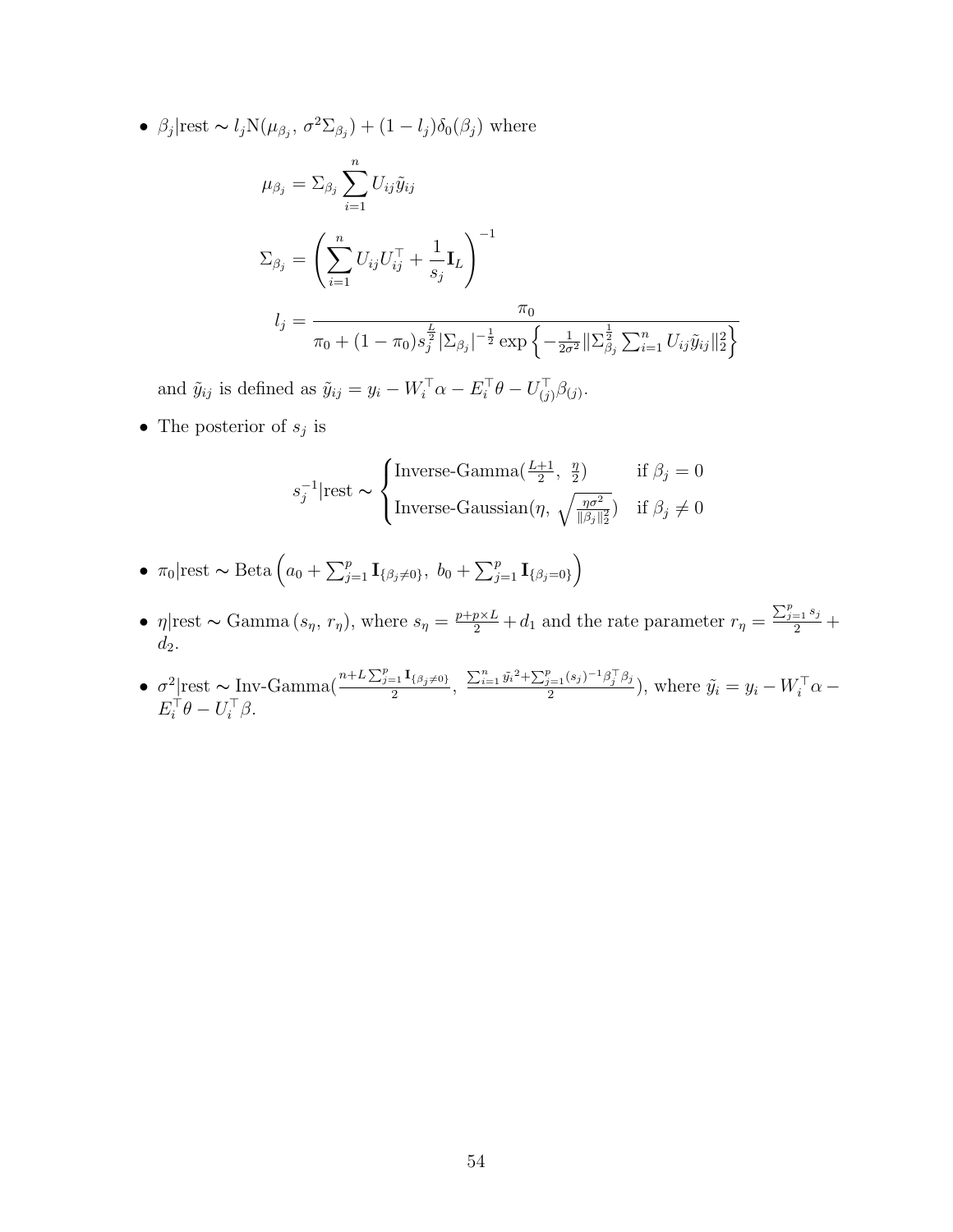- $\beta_j|\text{rest} \sim l_j \text{N}(\mu_{\beta_j},\, \sigma^2 \Sigma_{\beta_j}) + (1-l_j)\delta_0(\beta_j)$ where

$$\mu_{\beta_j} = \Sigma_{\beta_j} \sum_{i=1}^{n} U_{ij} \tilde{y}_{ij}$$

$$\Sigma_{\beta_j} = \left( \sum_{i=1}^{n} U_{ij} U_{ij}^\top + \frac{1}{s_j} \mathbf{I}_L \right)^{-1}$$

$$l_j = \frac{\pi_0}{\pi_0 + (1-\pi_0) s_j^{\frac{L}{2}} |\Sigma_{\beta_j}|^{-\frac{1}{2}} \exp\left\{ -\frac{1}{2\sigma^2} \|\Sigma_{\beta_j}^{\frac{1}{2}} \sum_{i=1}^{n} U_{ij} \tilde{y}_{ij}\|_2^2 \right\}}$$

  and $\tilde{y}_{ij}$ is defined as $\tilde{y}_{ij} = y_i - W_i^\top \alpha - E_i^\top \theta - U_{(j)}^\top \beta_{(j)}$.

- The posterior of $s_j$ is

$$s_j^{-1}|\text{rest} \sim \begin{cases} \text{Inverse-Gamma}(\frac{L+1}{2},\, \frac{\eta}{2}) & \text{if } \beta_j = 0 \\ \text{Inverse-Gaussian}(\eta,\, \sqrt{\frac{\eta\sigma^2}{\|\beta_j\|_2^2}}) & \text{if } \beta_j \neq 0 \end{cases}$$

- $\pi_0|\text{rest} \sim \text{Beta}\left(a_0 + \sum_{j=1}^{p} \mathbf{I}_{\{\beta_j \neq 0\}},\ b_0 + \sum_{j=1}^{p} \mathbf{I}_{\{\beta_j = 0\}}\right)$

- $\eta|\text{rest} \sim \text{Gamma}\,(s_\eta,\, r_\eta)$, where $s_\eta = \frac{p + p\times L}{2} + d_1$ and the rate parameter $r_\eta = \frac{\sum_{j=1}^{p} s_j}{2} + d_2$.

- $\sigma^2|\text{rest} \sim \text{Inv-Gamma}(\frac{n + L\sum_{j=1}^{p} \mathbf{I}_{\{\beta_j \neq 0\}}}{2},\ \frac{\sum_{i=1}^{n} \tilde{y_i}^2 + \sum_{j=1}^{p} (s_j)^{-1} \beta_j^\top \beta_j}{2})$, where $\tilde{y_i} = y_i - W_i^\top \alpha - E_i^\top \theta - U_i^\top \beta$.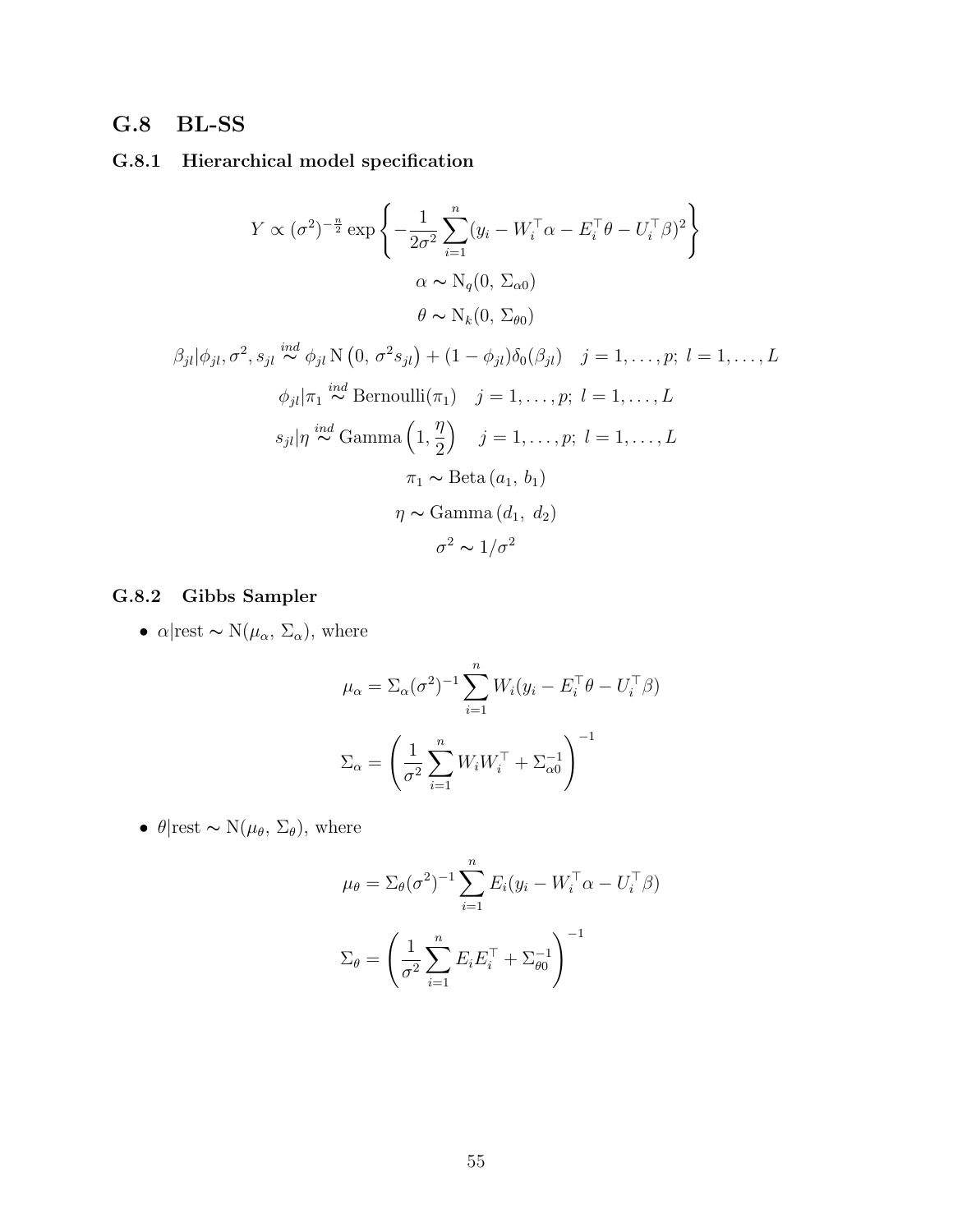## G.8 BL-SS

### G.8.1 Hierarchical model specification

$$Y \propto (\sigma^2)^{-\frac{n}{2}} \exp\left\{-\frac{1}{2\sigma^2}\sum_{i=1}^{n}(y_i - W_i^\top\alpha - E_i^\top\theta - U_i^\top\beta)^2\right\}$$

$$\alpha \sim \mathrm{N}_q(0,\, \Sigma_{\alpha 0})$$

$$\theta \sim \mathrm{N}_k(0,\, \Sigma_{\theta 0})$$

$$\beta_{jl}|\phi_{jl}, \sigma^2, s_{jl} \overset{ind}{\sim} \phi_{jl}\,\mathrm{N}\left(0,\, \sigma^2 s_{jl}\right) + (1-\phi_{jl})\delta_0(\beta_{jl}) \quad j = 1, \ldots, p;\; l = 1, \ldots, L$$

$$\phi_{jl}|\pi_1 \overset{ind}{\sim} \mathrm{Bernoulli}(\pi_1) \quad j = 1, \ldots, p;\; l = 1, \ldots, L$$

$$s_{jl}|\eta \overset{ind}{\sim} \mathrm{Gamma}\left(1, \frac{\eta}{2}\right) \quad j = 1, \ldots, p;\; l = 1, \ldots, L$$

$$\pi_1 \sim \mathrm{Beta}\left(a_1,\, b_1\right)$$

$$\eta \sim \mathrm{Gamma}\left(d_1,\, d_2\right)$$

$$\sigma^2 \sim 1/\sigma^2$$

### G.8.2 Gibbs Sampler

- $\alpha|\text{rest} \sim \mathrm{N}(\mu_\alpha,\, \Sigma_\alpha)$, where

$$\mu_\alpha = \Sigma_\alpha(\sigma^2)^{-1}\sum_{i=1}^{n} W_i(y_i - E_i^\top\theta - U_i^\top\beta)$$

$$\Sigma_\alpha = \left(\frac{1}{\sigma^2}\sum_{i=1}^{n} W_i W_i^\top + \Sigma_{\alpha 0}^{-1}\right)^{-1}$$

- $\theta|\text{rest} \sim \mathrm{N}(\mu_\theta,\, \Sigma_\theta)$, where

$$\mu_\theta = \Sigma_\theta(\sigma^2)^{-1}\sum_{i=1}^{n} E_i(y_i - W_i^\top\alpha - U_i^\top\beta)$$

$$\Sigma_\theta = \left(\frac{1}{\sigma^2}\sum_{i=1}^{n} E_i E_i^\top + \Sigma_{\theta 0}^{-1}\right)^{-1}$$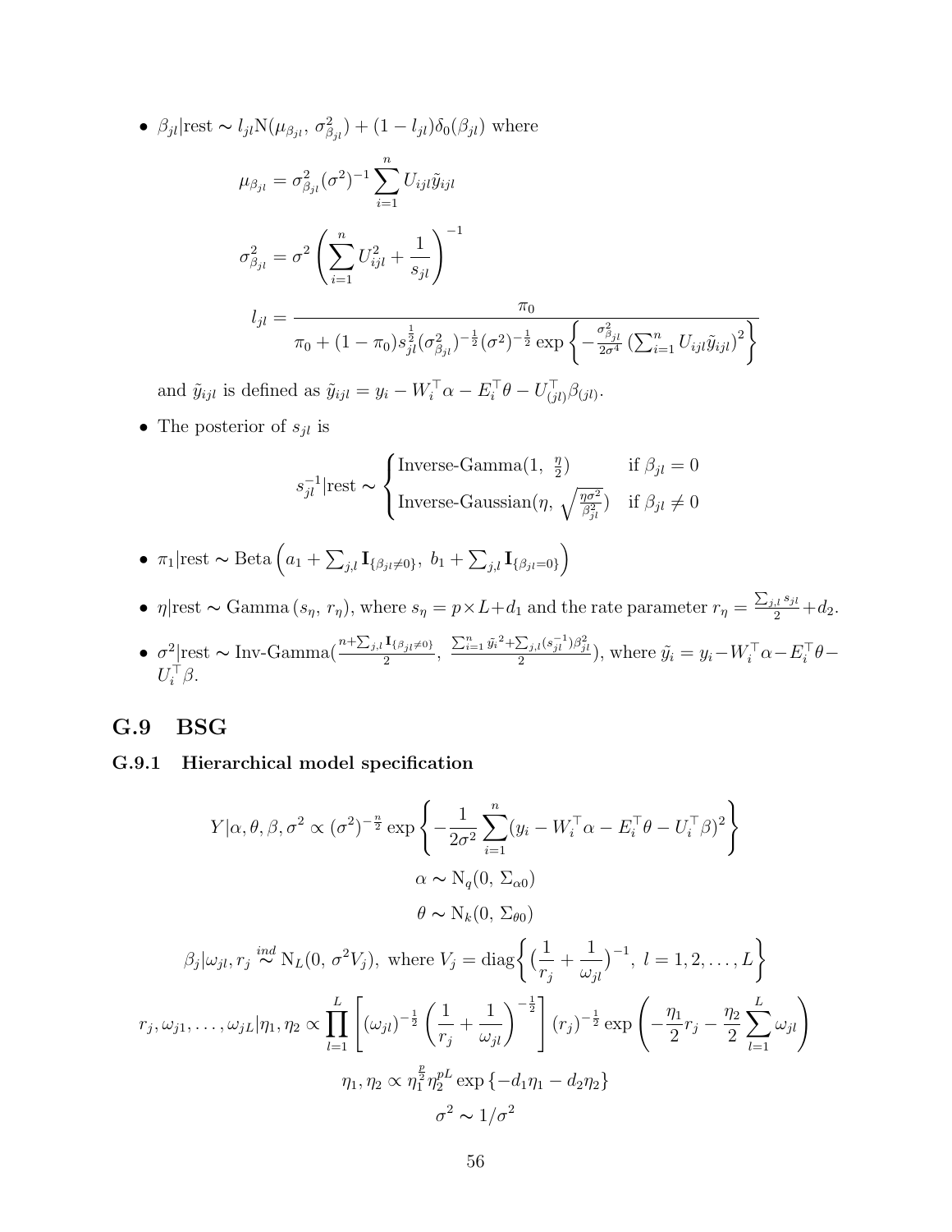- $\beta_{jl}|\text{rest} \sim l_{jl}\text{N}(\mu_{\beta_{jl}},\, \sigma^2_{\beta_{jl}}) + (1 - l_{jl})\delta_0(\beta_{jl})$ where

$$\mu_{\beta_{jl}} = \sigma^2_{\beta_{jl}}(\sigma^2)^{-1}\sum_{i=1}^{n} U_{ijl}\tilde{y}_{ijl}$$

$$\sigma^2_{\beta_{jl}} = \sigma^2\left(\sum_{i=1}^{n} U_{ijl}^2 + \frac{1}{s_{jl}}\right)^{-1}$$

$$l_{jl} = \frac{\pi_0}{\pi_0 + (1-\pi_0)s_{jl}^{\frac{1}{2}}(\sigma^2_{\beta_{jl}})^{-\frac{1}{2}}(\sigma^2)^{-\frac{1}{2}}\exp\left\{-\frac{\sigma^2_{\beta_{jl}}}{2\sigma^4}\left(\sum_{i=1}^{n} U_{ijl}\tilde{y}_{ijl}\right)^2\right\}}$$

  and $\tilde{y}_{ijl}$ is defined as $\tilde{y}_{ijl} = y_i - W_i^\top\alpha - E_i^\top\theta - U_{(jl)}^\top\beta_{(jl)}$.

- The posterior of $s_{jl}$ is

$$s_{jl}^{-1}|\text{rest} \sim \begin{cases} \text{Inverse-Gamma}(1,\ \frac{\eta}{2}) & \text{if } \beta_{jl} = 0 \\ \text{Inverse-Gaussian}(\eta,\ \sqrt{\frac{\eta\sigma^2}{\beta_{jl}^2}}) & \text{if } \beta_{jl} \neq 0 \end{cases}$$

- $\pi_1|\text{rest} \sim \text{Beta}\left(a_1 + \sum_{j,l}\mathbf{I}_{\{\beta_{jl}\neq 0\}},\ b_1 + \sum_{j,l}\mathbf{I}_{\{\beta_{jl}=0\}}\right)$

- $\eta|\text{rest} \sim \text{Gamma}\left(s_\eta,\ r_\eta\right)$, where $s_\eta = p\times L + d_1$ and the rate parameter $r_\eta = \frac{\sum_{j,l}s_{jl}}{2} + d_2$.

- $\sigma^2|\text{rest} \sim \text{Inv-Gamma}(\frac{n+\sum_{j,l}\mathbf{I}_{\{\beta_{jl}\neq 0\}}}{2},\ \frac{\sum_{i=1}^{n}\tilde{y_i}^2 + \sum_{j,l}(s_{jl}^{-1})\beta_{jl}^2}{2})$, where $\tilde{y}_i = y_i - W_i^\top\alpha - E_i^\top\theta - U_i^\top\beta$.

## G.9 BSG

### G.9.1 Hierarchical model specification

$$Y|\alpha,\theta,\beta,\sigma^2 \propto (\sigma^2)^{-\frac{n}{2}}\exp\left\{-\frac{1}{2\sigma^2}\sum_{i=1}^{n}(y_i - W_i^\top\alpha - E_i^\top\theta - U_i^\top\beta)^2\right\}$$

$$\alpha \sim \text{N}_q(0,\ \Sigma_{\alpha 0})$$

$$\theta \sim \text{N}_k(0,\ \Sigma_{\theta 0})$$

$$\beta_j|\omega_{jl}, r_j \overset{ind}{\sim} \text{N}_L(0,\ \sigma^2 V_j),\ \text{where } V_j = \text{diag}\left\{\left(\frac{1}{r_j} + \frac{1}{\omega_{jl}}\right)^{-1},\ l = 1, 2, \ldots, L\right\}$$

$$r_j, \omega_{j1}, \ldots, \omega_{jL}|\eta_1, \eta_2 \propto \prod_{l=1}^{L}\left[(\omega_{jl})^{-\frac{1}{2}}\left(\frac{1}{r_j} + \frac{1}{\omega_{jl}}\right)^{-\frac{1}{2}}\right](r_j)^{-\frac{1}{2}}\exp\left(-\frac{\eta_1}{2}r_j - \frac{\eta_2}{2}\sum_{l=1}^{L}\omega_{jl}\right)$$

$$\eta_1, \eta_2 \propto \eta_1^{\frac{p}{2}}\eta_2^{pL}\exp\left\{-d_1\eta_1 - d_2\eta_2\right\}$$

$$\sigma^2 \sim 1/\sigma^2$$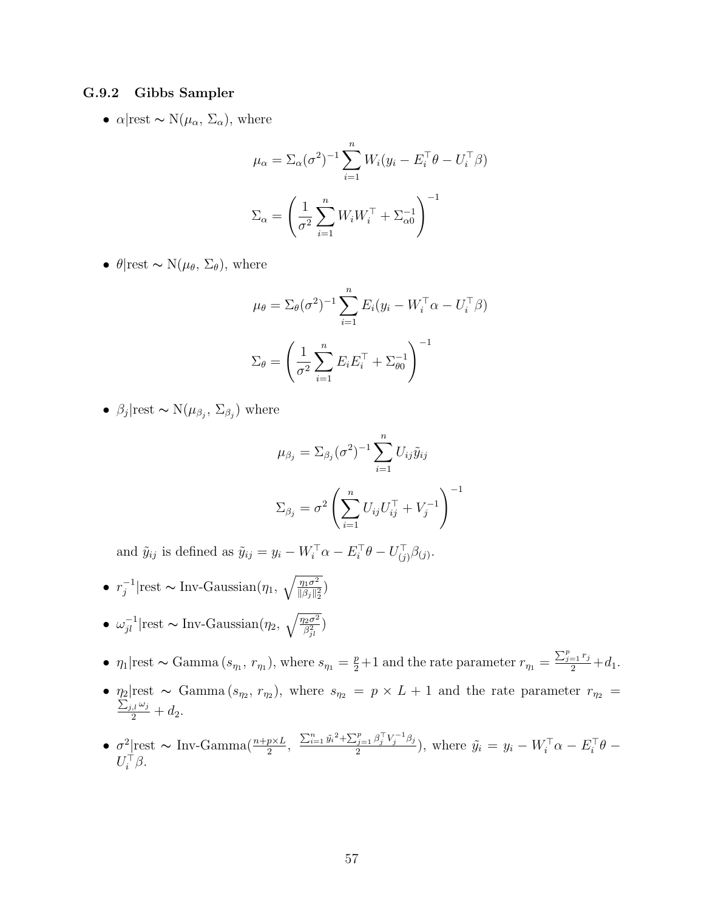### G.9.2 Gibbs Sampler

- $\alpha|\text{rest} \sim \text{N}(\mu_\alpha, \Sigma_\alpha)$, where

$$\mu_\alpha = \Sigma_\alpha (\sigma^2)^{-1} \sum_{i=1}^{n} W_i (y_i - E_i^\top \theta - U_i^\top \beta)$$

$$\Sigma_\alpha = \left( \frac{1}{\sigma^2} \sum_{i=1}^{n} W_i W_i^\top + \Sigma_{\alpha 0}^{-1} \right)^{-1}$$

- $\theta|\text{rest} \sim \text{N}(\mu_\theta, \Sigma_\theta)$, where

$$\mu_\theta = \Sigma_\theta (\sigma^2)^{-1} \sum_{i=1}^{n} E_i (y_i - W_i^\top \alpha - U_i^\top \beta)$$

$$\Sigma_\theta = \left( \frac{1}{\sigma^2} \sum_{i=1}^{n} E_i E_i^\top + \Sigma_{\theta 0}^{-1} \right)^{-1}$$

- $\beta_j|\text{rest} \sim \text{N}(\mu_{\beta_j}, \Sigma_{\beta_j})$ where

$$\mu_{\beta_j} = \Sigma_{\beta_j} (\sigma^2)^{-1} \sum_{i=1}^{n} U_{ij} \tilde{y}_{ij}$$

$$\Sigma_{\beta_j} = \sigma^2 \left( \sum_{i=1}^{n} U_{ij} U_{ij}^\top + V_j^{-1} \right)^{-1}$$

  and $\tilde{y}_{ij}$ is defined as $\tilde{y}_{ij} = y_i - W_i^\top \alpha - E_i^\top \theta - U_{(j)}^\top \beta_{(j)}$.

- $r_j^{-1}|\text{rest} \sim \text{Inv-Gaussian}(\eta_1, \sqrt{\frac{\eta_1 \sigma^2}{\|\beta_j\|_2^2}})$

- $\omega_{jl}^{-1}|\text{rest} \sim \text{Inv-Gaussian}(\eta_2, \sqrt{\frac{\eta_2 \sigma^2}{\beta_{jl}^2}})$

- $\eta_1|\text{rest} \sim \text{Gamma}(s_{\eta_1}, r_{\eta_1})$, where $s_{\eta_1} = \frac{p}{2} + 1$ and the rate parameter $r_{\eta_1} = \frac{\sum_{j=1}^{p} r_j}{2} + d_1$.

- $\eta_2|\text{rest} \sim \text{Gamma}(s_{\eta_2}, r_{\eta_2})$, where $s_{\eta_2} = p \times L + 1$ and the rate parameter $r_{\eta_2} = \frac{\sum_{j,l} \omega_j}{2} + d_2$.

- $\sigma^2|\text{rest} \sim \text{Inv-Gamma}(\frac{n + p \times L}{2}, \frac{\sum_{i=1}^{n} \tilde{y}_i{}^2 + \sum_{j=1}^{p} \beta_j^\top V_j^{-1} \beta_j}{2})$, where $\tilde{y}_i = y_i - W_i^\top \alpha - E_i^\top \theta - U_i^\top \beta$.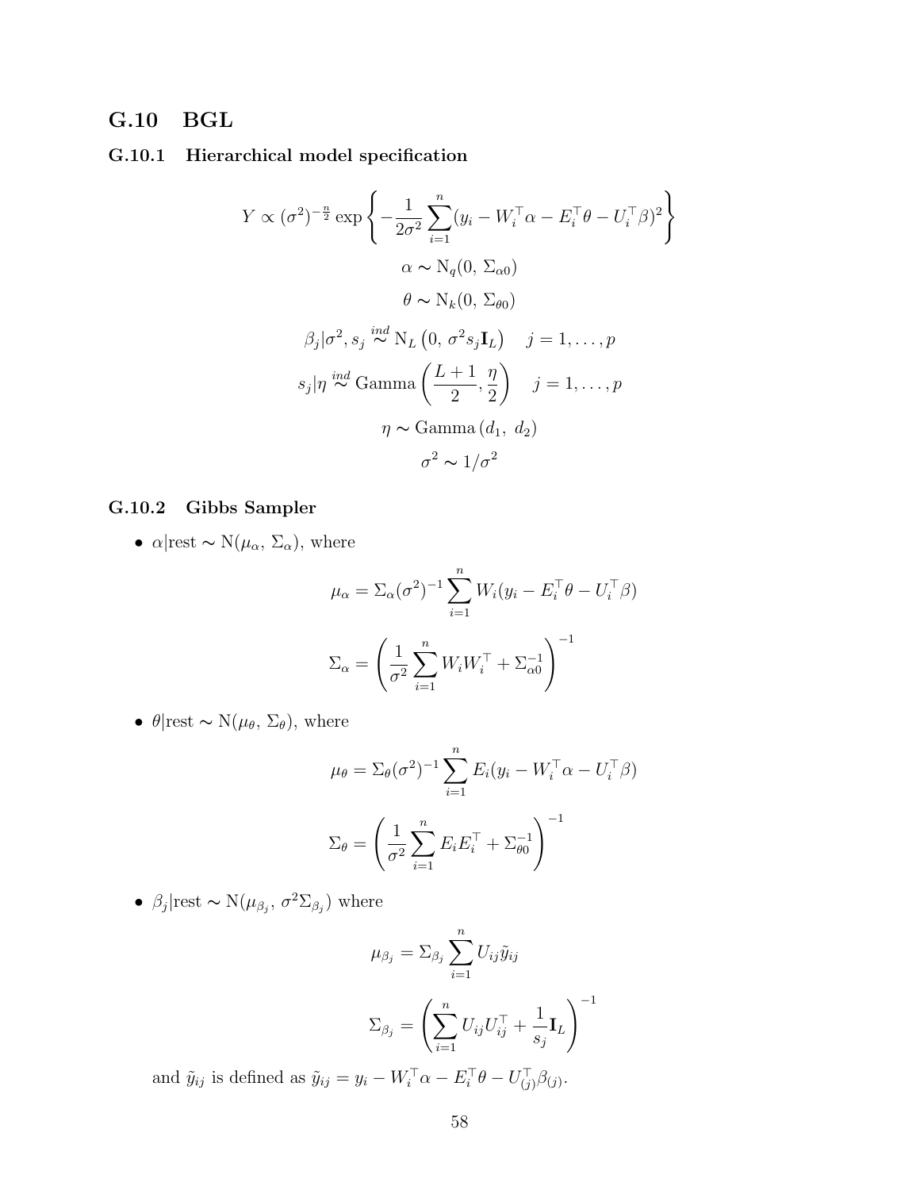## G.10 BGL

### G.10.1 Hierarchical model specification

$$Y \propto (\sigma^2)^{-\frac{n}{2}} \exp\left\{-\frac{1}{2\sigma^2}\sum_{i=1}^{n}(y_i - W_i^\top\alpha - E_i^\top\theta - U_i^\top\beta)^2\right\}$$

$$\alpha \sim \mathrm{N}_q(0,\, \Sigma_{\alpha 0})$$

$$\theta \sim \mathrm{N}_k(0,\, \Sigma_{\theta 0})$$

$$\beta_j|\sigma^2, s_j \overset{ind}{\sim} \mathrm{N}_L\left(0,\, \sigma^2 s_j \mathbf{I}_L\right) \quad j = 1, \ldots, p$$

$$s_j|\eta \overset{ind}{\sim} \mathrm{Gamma}\left(\frac{L+1}{2}, \frac{\eta}{2}\right) \quad j = 1, \ldots, p$$

$$\eta \sim \mathrm{Gamma}\left(d_1,\; d_2\right)$$

$$\sigma^2 \sim 1/\sigma^2$$

### G.10.2 Gibbs Sampler

- $\alpha|\text{rest} \sim \mathrm{N}(\mu_\alpha,\, \Sigma_\alpha)$, where

$$\mu_\alpha = \Sigma_\alpha(\sigma^2)^{-1}\sum_{i=1}^{n} W_i(y_i - E_i^\top\theta - U_i^\top\beta)$$

$$\Sigma_\alpha = \left(\frac{1}{\sigma^2}\sum_{i=1}^{n} W_i W_i^\top + \Sigma_{\alpha 0}^{-1}\right)^{-1}$$

- $\theta|\text{rest} \sim \mathrm{N}(\mu_\theta,\, \Sigma_\theta)$, where

$$\mu_\theta = \Sigma_\theta(\sigma^2)^{-1}\sum_{i=1}^{n} E_i(y_i - W_i^\top\alpha - U_i^\top\beta)$$

$$\Sigma_\theta = \left(\frac{1}{\sigma^2}\sum_{i=1}^{n} E_i E_i^\top + \Sigma_{\theta 0}^{-1}\right)^{-1}$$

- $\beta_j|\text{rest} \sim \mathrm{N}(\mu_{\beta_j},\, \sigma^2\Sigma_{\beta_j})$ where

$$\mu_{\beta_j} = \Sigma_{\beta_j}\sum_{i=1}^{n} U_{ij}\tilde{y}_{ij}$$

$$\Sigma_{\beta_j} = \left(\sum_{i=1}^{n} U_{ij}U_{ij}^\top + \frac{1}{s_j}\mathbf{I}_L\right)^{-1}$$

  and $\tilde{y}_{ij}$ is defined as $\tilde{y}_{ij} = y_i - W_i^\top\alpha - E_i^\top\theta - U_{(j)}^\top\beta_{(j)}$.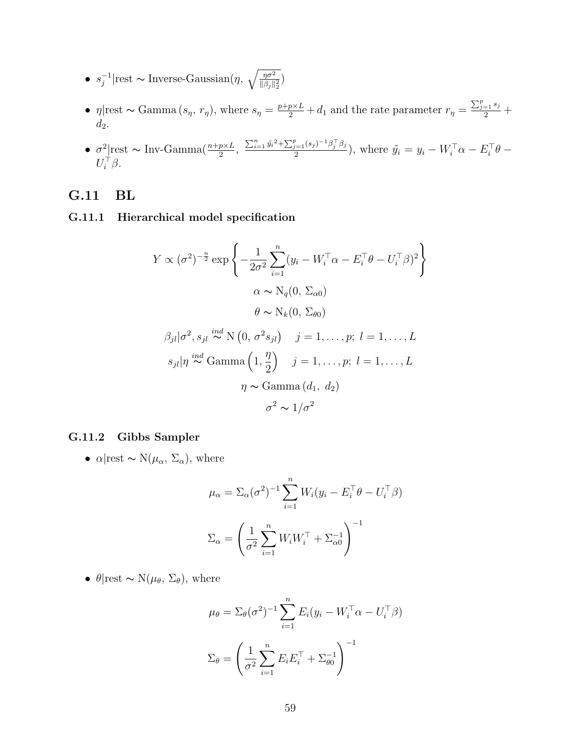- $s_j^{-1}|\text{rest} \sim \text{Inverse-Gaussian}(\eta,\ \sqrt{\frac{\eta\sigma^2}{\|\beta_j\|_2^2}})$
- $\eta|\text{rest} \sim \text{Gamma}\,(s_\eta,\ r_\eta)$, where $s_\eta = \frac{p+p\times L}{2} + d_1$ and the rate parameter $r_\eta = \frac{\sum_{j=1}^p s_j}{2} + d_2$.
- $\sigma^2|\text{rest} \sim \text{Inv-Gamma}(\frac{n+p\times L}{2},\ \frac{\sum_{i=1}^n \tilde{y_i}^2 + \sum_{j=1}^p (s_j)^{-1}\beta_j^\top \beta_j}{2})$, where $\tilde{y_i} = y_i - W_i^\top \alpha - E_i^\top \theta - U_i^\top \beta$.

## G.11 BL

### G.11.1 Hierarchical model specification

$$Y \propto (\sigma^2)^{-\frac{n}{2}} \exp\left\{-\frac{1}{2\sigma^2}\sum_{i=1}^n (y_i - W_i^\top \alpha - E_i^\top \theta - U_i^\top \beta)^2\right\}$$

$$\alpha \sim \text{N}_q(0,\ \Sigma_{\alpha 0})$$

$$\theta \sim \text{N}_k(0,\ \Sigma_{\theta 0})$$

$$\beta_{jl}|\sigma^2, s_{jl} \stackrel{ind}{\sim} \text{N}\left(0,\ \sigma^2 s_{jl}\right) \quad j = 1, \ldots, p;\ l = 1, \ldots, L$$

$$s_{jl}|\eta \stackrel{ind}{\sim} \text{Gamma}\left(1, \frac{\eta}{2}\right) \quad j = 1, \ldots, p;\ l = 1, \ldots, L$$

$$\eta \sim \text{Gamma}\,(d_1,\ d_2)$$

$$\sigma^2 \sim 1/\sigma^2$$

### G.11.2 Gibbs Sampler

- $\alpha|\text{rest} \sim \text{N}(\mu_\alpha,\ \Sigma_\alpha)$, where

$$\mu_\alpha = \Sigma_\alpha (\sigma^2)^{-1} \sum_{i=1}^n W_i (y_i - E_i^\top \theta - U_i^\top \beta)$$

$$\Sigma_\alpha = \left(\frac{1}{\sigma^2}\sum_{i=1}^n W_i W_i^\top + \Sigma_{\alpha 0}^{-1}\right)^{-1}$$

- $\theta|\text{rest} \sim \text{N}(\mu_\theta,\ \Sigma_\theta)$, where

$$\mu_\theta = \Sigma_\theta (\sigma^2)^{-1} \sum_{i=1}^n E_i (y_i - W_i^\top \alpha - U_i^\top \beta)$$

$$\Sigma_\theta = \left(\frac{1}{\sigma^2}\sum_{i=1}^n E_i E_i^\top + \Sigma_{\theta 0}^{-1}\right)^{-1}$$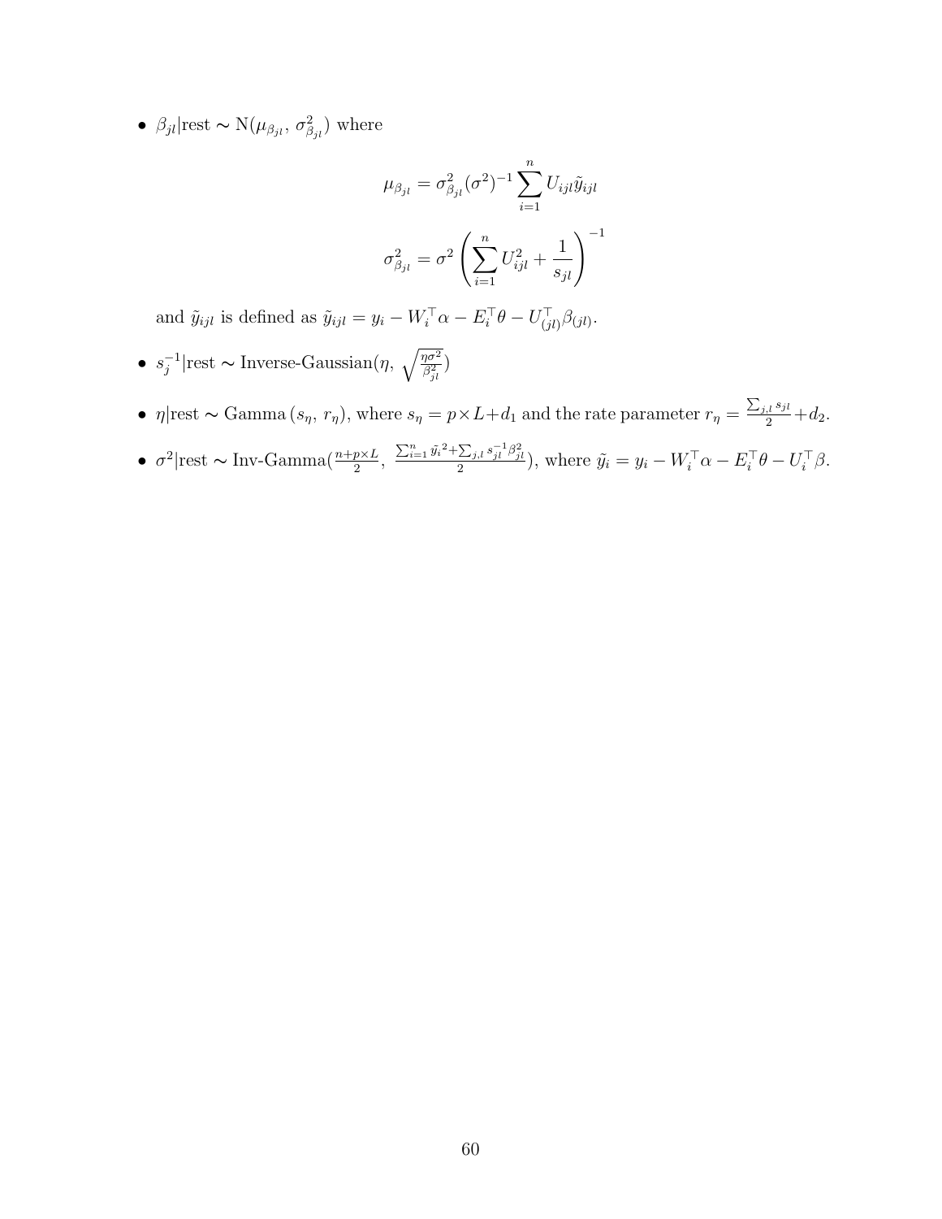- $\beta_{jl}|\text{rest} \sim \text{N}(\mu_{\beta_{jl}},\, \sigma^2_{\beta_{jl}})$ where

$$\mu_{\beta_{jl}} = \sigma^2_{\beta_{jl}} (\sigma^2)^{-1} \sum_{i=1}^{n} U_{ijl} \tilde{y}_{ijl}$$

$$\sigma^2_{\beta_{jl}} = \sigma^2 \left( \sum_{i=1}^{n} U^2_{ijl} + \frac{1}{s_{jl}} \right)^{-1}$$

  and $\tilde{y}_{ijl}$ is defined as $\tilde{y}_{ijl} = y_i - W_i^\top \alpha - E_i^\top \theta - U_{(jl)}^\top \beta_{(jl)}$.

- $s_j^{-1}|\text{rest} \sim \text{Inverse-Gaussian}(\eta,\, \sqrt{\frac{\eta \sigma^2}{\beta^2_{jl}}})$

- $\eta|\text{rest} \sim \text{Gamma}\,(s_\eta,\, r_\eta)$, where $s_\eta = p \times L + d_1$ and the rate parameter $r_\eta = \frac{\sum_{j,l} s_{jl}}{2} + d_2$.

- $\sigma^2|\text{rest} \sim \text{Inv-Gamma}(\frac{n + p \times L}{2},\, \frac{\sum_{i=1}^{n} \tilde{y_i}^2 + \sum_{j,l} s_{jl}^{-1} \beta^2_{jl}}{2})$, where $\tilde{y_i} = y_i - W_i^\top \alpha - E_i^\top \theta - U_i^\top \beta$.